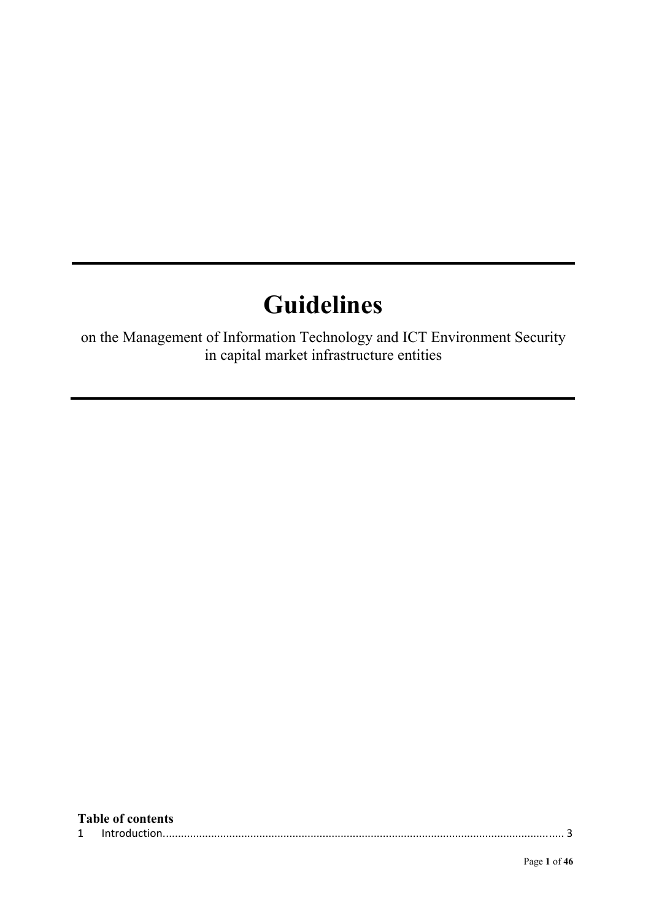# Guidelines

on the Management of Information Technology and ICT Environment Security in capital market infrastructure entities

**Table of contents**

1 Introduction................................................................................................................................ 3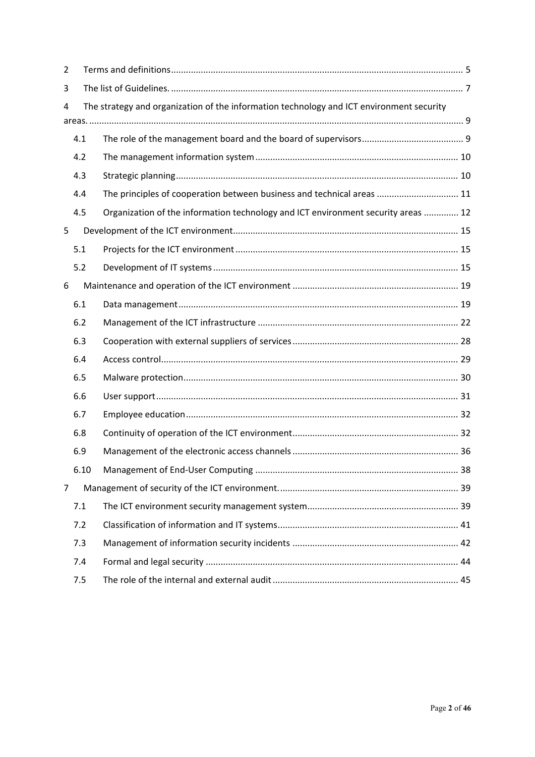2 Terms and definitions ..... 5

3 The list of Guidelines. ..... 7

4 The strategy and organization of the information technology and ICT environment security areas. ..... 9

- 4.1 The role of the management board and the board of supervisors ..... 9
- 4.2 The management information system ..... 10
- 4.3 Strategic planning ..... 10
- 4.4 The principles of cooperation between business and technical areas ..... 11
- 4.5 Organization of the information technology and ICT environment security areas ..... 12

5 Development of the ICT environment ..... 15

- 5.1 Projects for the ICT environment ..... 15
- 5.2 Development of IT systems ..... 15

6 Maintenance and operation of the ICT environment ..... 19

- 6.1 Data management ..... 19
- 6.2 Management of the ICT infrastructure ..... 22
- 6.3 Cooperation with external suppliers of services ..... 28
- 6.4 Access control ..... 29
- 6.5 Malware protection ..... 30
- 6.6 User support ..... 31
- 6.7 Employee education ..... 32
- 6.8 Continuity of operation of the ICT environment ..... 32
- 6.9 Management of the electronic access channels ..... 36
- 6.10 Management of End-User Computing ..... 38

7 Management of security of the ICT environment. ..... 39

- 7.1 The ICT environment security management system ..... 39
- 7.2 Classification of information and IT systems ..... 41
- 7.3 Management of information security incidents ..... 42
- 7.4 Formal and legal security ..... 44
- 7.5 The role of the internal and external audit ..... 45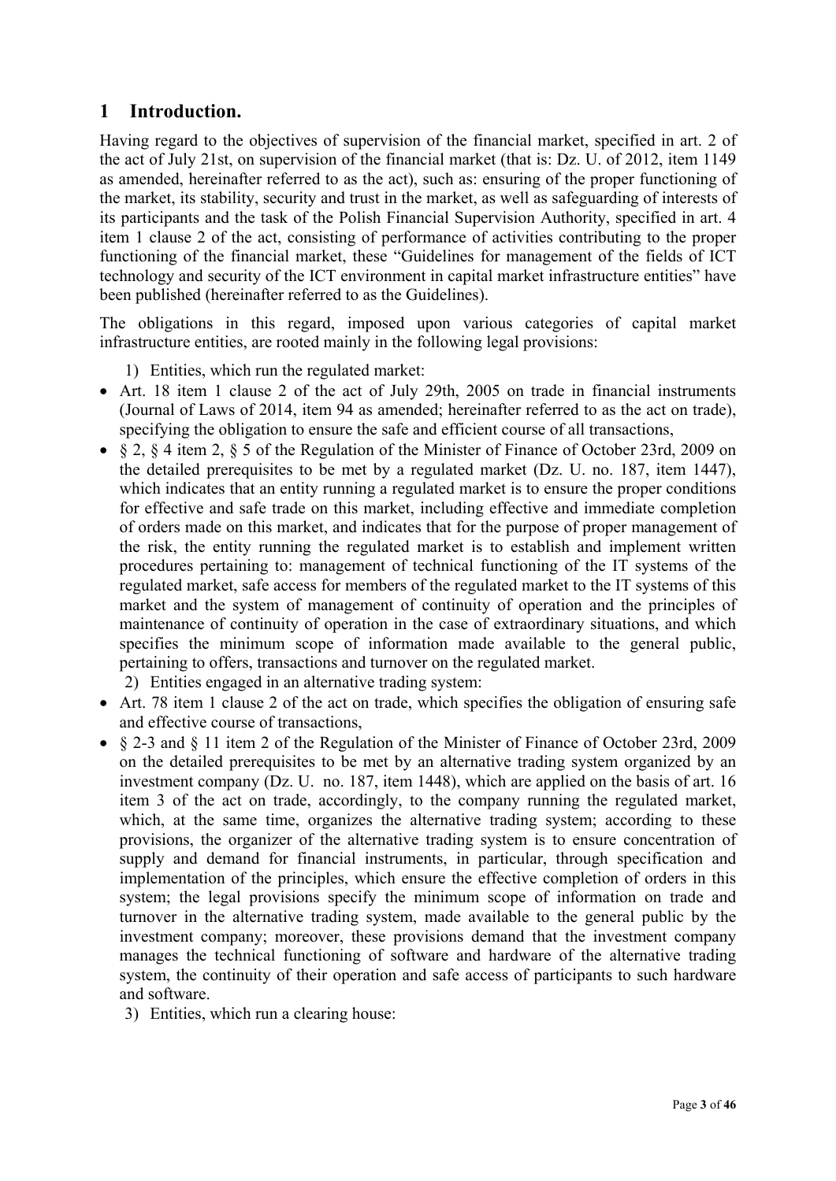# 1 Introduction.

Having regard to the objectives of supervision of the financial market, specified in art. 2 of the act of July 21st, on supervision of the financial market (that is: Dz. U. of 2012, item 1149 as amended, hereinafter referred to as the act), such as: ensuring of the proper functioning of the market, its stability, security and trust in the market, as well as safeguarding of interests of its participants and the task of the Polish Financial Supervision Authority, specified in art. 4 item 1 clause 2 of the act, consisting of performance of activities contributing to the proper functioning of the financial market, these "Guidelines for management of the fields of ICT technology and security of the ICT environment in capital market infrastructure entities" have been published (hereinafter referred to as the Guidelines).

The obligations in this regard, imposed upon various categories of capital market infrastructure entities, are rooted mainly in the following legal provisions:

1) Entities, which run the regulated market:

- Art. 18 item 1 clause 2 of the act of July 29th, 2005 on trade in financial instruments (Journal of Laws of 2014, item 94 as amended; hereinafter referred to as the act on trade), specifying the obligation to ensure the safe and efficient course of all transactions,
- § 2, § 4 item 2, § 5 of the Regulation of the Minister of Finance of October 23rd, 2009 on the detailed prerequisites to be met by a regulated market (Dz. U. no. 187, item 1447), which indicates that an entity running a regulated market is to ensure the proper conditions for effective and safe trade on this market, including effective and immediate completion of orders made on this market, and indicates that for the purpose of proper management of the risk, the entity running the regulated market is to establish and implement written procedures pertaining to: management of technical functioning of the IT systems of the regulated market, safe access for members of the regulated market to the IT systems of this market and the system of management of continuity of operation and the principles of maintenance of continuity of operation in the case of extraordinary situations, and which specifies the minimum scope of information made available to the general public, pertaining to offers, transactions and turnover on the regulated market.

2) Entities engaged in an alternative trading system:

- Art. 78 item 1 clause 2 of the act on trade, which specifies the obligation of ensuring safe and effective course of transactions,
- § 2-3 and § 11 item 2 of the Regulation of the Minister of Finance of October 23rd, 2009 on the detailed prerequisites to be met by an alternative trading system organized by an investment company (Dz. U. no. 187, item 1448), which are applied on the basis of art. 16 item 3 of the act on trade, accordingly, to the company running the regulated market, which, at the same time, organizes the alternative trading system; according to these provisions, the organizer of the alternative trading system is to ensure concentration of supply and demand for financial instruments, in particular, through specification and implementation of the principles, which ensure the effective completion of orders in this system; the legal provisions specify the minimum scope of information on trade and turnover in the alternative trading system, made available to the general public by the investment company; moreover, these provisions demand that the investment company manages the technical functioning of software and hardware of the alternative trading system, the continuity of their operation and safe access of participants to such hardware and software.

3) Entities, which run a clearing house: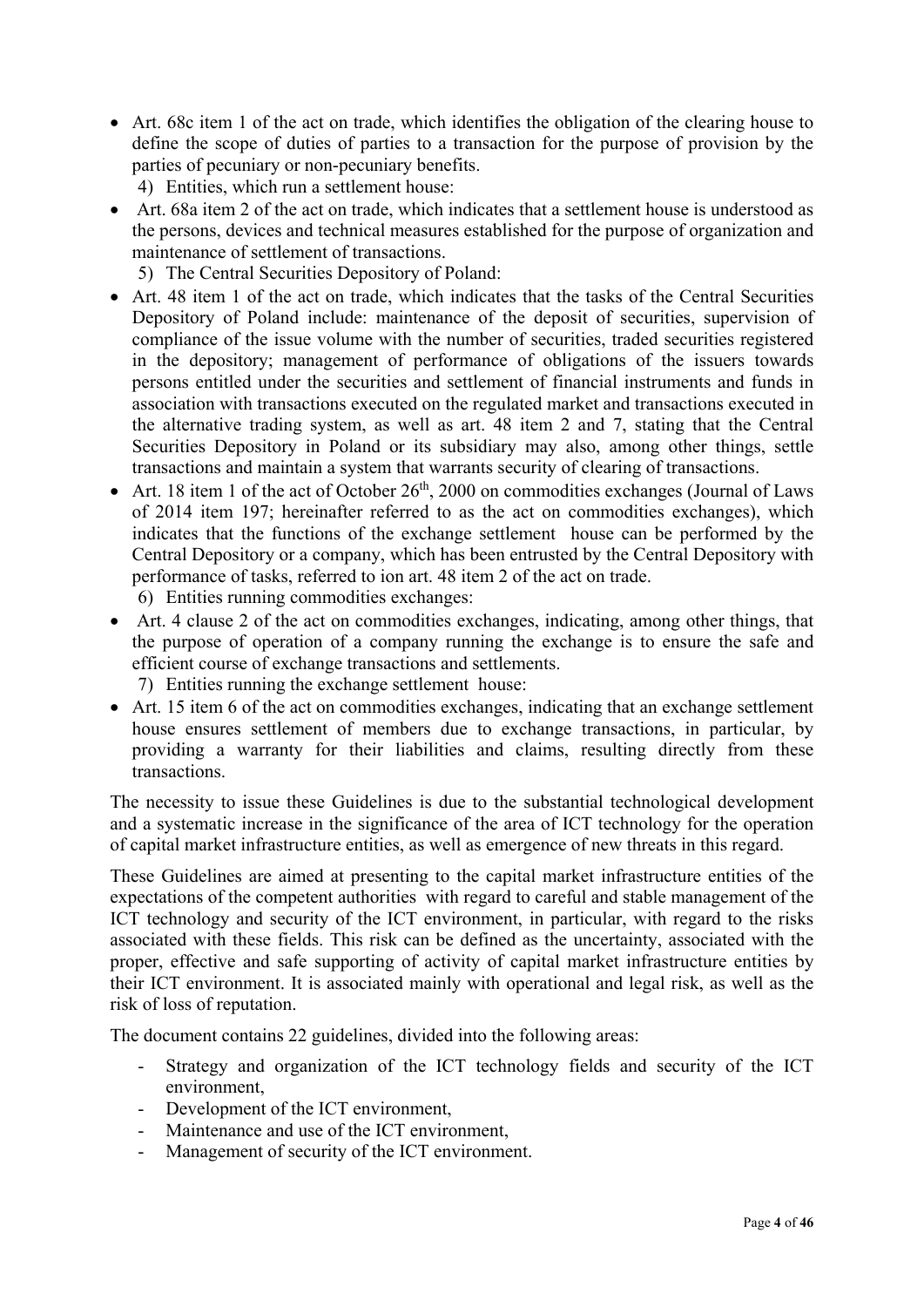- Art. 68c item 1 of the act on trade, which identifies the obligation of the clearing house to define the scope of duties of parties to a transaction for the purpose of provision by the parties of pecuniary or non-pecuniary benefits.

4) Entities, which run a settlement house:

- Art. 68a item 2 of the act on trade, which indicates that a settlement house is understood as the persons, devices and technical measures established for the purpose of organization and maintenance of settlement of transactions.

5) The Central Securities Depository of Poland:

- Art. 48 item 1 of the act on trade, which indicates that the tasks of the Central Securities Depository of Poland include: maintenance of the deposit of securities, supervision of compliance of the issue volume with the number of securities, traded securities registered in the depository; management of performance of obligations of the issuers towards persons entitled under the securities and settlement of financial instruments and funds in association with transactions executed on the regulated market and transactions executed in the alternative trading system, as well as art. 48 item 2 and 7, stating that the Central Securities Depository in Poland or its subsidiary may also, among other things, settle transactions and maintain a system that warrants security of clearing of transactions.
- Art. 18 item 1 of the act of October 26th, 2000 on commodities exchanges (Journal of Laws of 2014 item 197; hereinafter referred to as the act on commodities exchanges), which indicates that the functions of the exchange settlement house can be performed by the Central Depository or a company, which has been entrusted by the Central Depository with performance of tasks, referred to ion art. 48 item 2 of the act on trade.

6) Entities running commodities exchanges:

- Art. 4 clause 2 of the act on commodities exchanges, indicating, among other things, that the purpose of operation of a company running the exchange is to ensure the safe and efficient course of exchange transactions and settlements.

7) Entities running the exchange settlement house:

- Art. 15 item 6 of the act on commodities exchanges, indicating that an exchange settlement house ensures settlement of members due to exchange transactions, in particular, by providing a warranty for their liabilities and claims, resulting directly from these transactions.

The necessity to issue these Guidelines is due to the substantial technological development and a systematic increase in the significance of the area of ICT technology for the operation of capital market infrastructure entities, as well as emergence of new threats in this regard.

These Guidelines are aimed at presenting to the capital market infrastructure entities of the expectations of the competent authorities with regard to careful and stable management of the ICT technology and security of the ICT environment, in particular, with regard to the risks associated with these fields. This risk can be defined as the uncertainty, associated with the proper, effective and safe supporting of activity of capital market infrastructure entities by their ICT environment. It is associated mainly with operational and legal risk, as well as the risk of loss of reputation.

The document contains 22 guidelines, divided into the following areas:

- Strategy and organization of the ICT technology fields and security of the ICT environment,
- Development of the ICT environment,
- Maintenance and use of the ICT environment,
- Management of security of the ICT environment.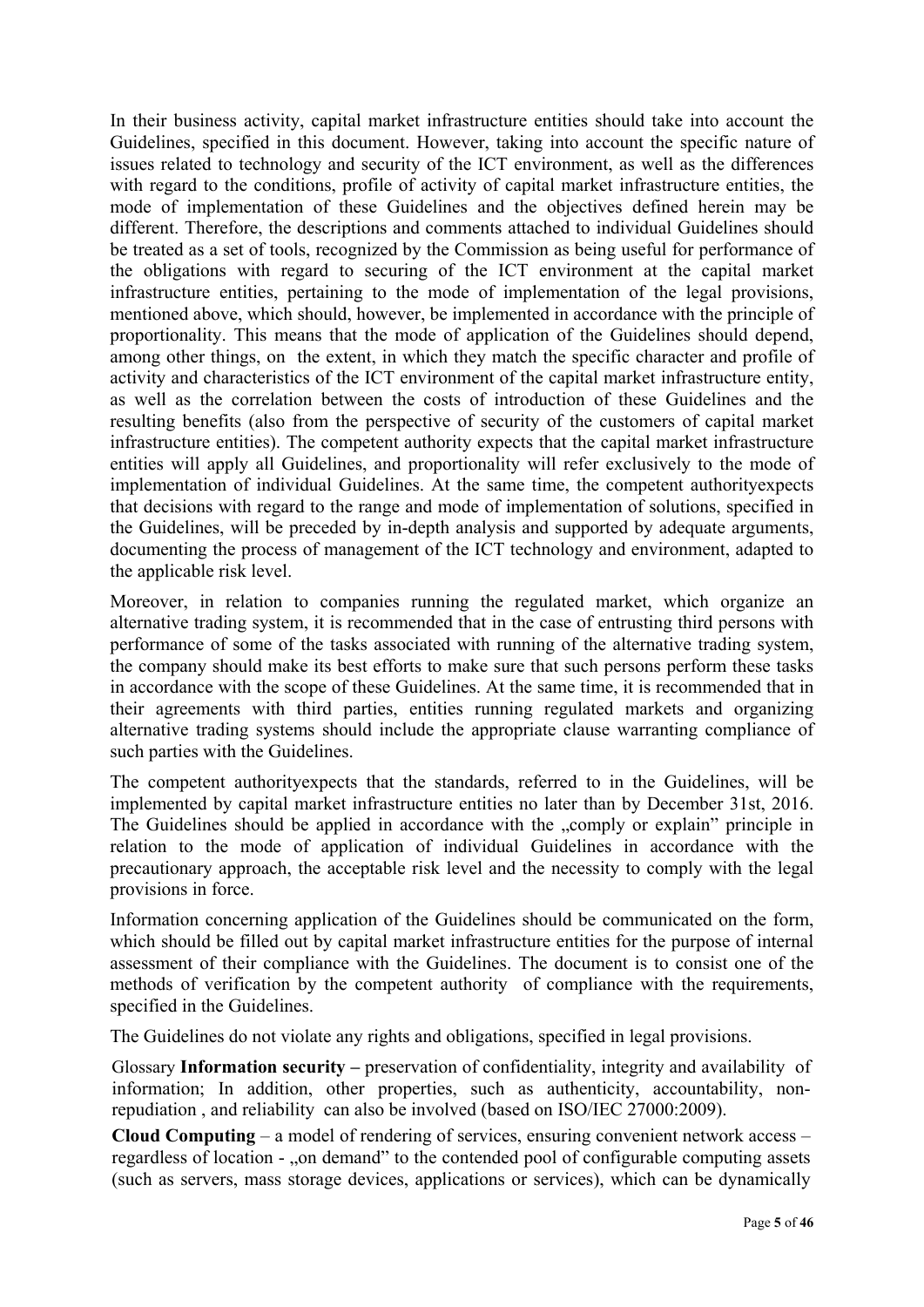In their business activity, capital market infrastructure entities should take into account the Guidelines, specified in this document. However, taking into account the specific nature of issues related to technology and security of the ICT environment, as well as the differences with regard to the conditions, profile of activity of capital market infrastructure entities, the mode of implementation of these Guidelines and the objectives defined herein may be different. Therefore, the descriptions and comments attached to individual Guidelines should be treated as a set of tools, recognized by the Commission as being useful for performance of the obligations with regard to securing of the ICT environment at the capital market infrastructure entities, pertaining to the mode of implementation of the legal provisions, mentioned above, which should, however, be implemented in accordance with the principle of proportionality. This means that the mode of application of the Guidelines should depend, among other things, on the extent, in which they match the specific character and profile of activity and characteristics of the ICT environment of the capital market infrastructure entity, as well as the correlation between the costs of introduction of these Guidelines and the resulting benefits (also from the perspective of security of the customers of capital market infrastructure entities). The competent authority expects that the capital market infrastructure entities will apply all Guidelines, and proportionality will refer exclusively to the mode of implementation of individual Guidelines. At the same time, the competent authorityexpects that decisions with regard to the range and mode of implementation of solutions, specified in the Guidelines, will be preceded by in-depth analysis and supported by adequate arguments, documenting the process of management of the ICT technology and environment, adapted to the applicable risk level.

Moreover, in relation to companies running the regulated market, which organize an alternative trading system, it is recommended that in the case of entrusting third persons with performance of some of the tasks associated with running of the alternative trading system, the company should make its best efforts to make sure that such persons perform these tasks in accordance with the scope of these Guidelines. At the same time, it is recommended that in their agreements with third parties, entities running regulated markets and organizing alternative trading systems should include the appropriate clause warranting compliance of such parties with the Guidelines.

The competent authorityexpects that the standards, referred to in the Guidelines, will be implemented by capital market infrastructure entities no later than by December 31st, 2016. The Guidelines should be applied in accordance with the „comply or explain" principle in relation to the mode of application of individual Guidelines in accordance with the precautionary approach, the acceptable risk level and the necessity to comply with the legal provisions in force.

Information concerning application of the Guidelines should be communicated on the form, which should be filled out by capital market infrastructure entities for the purpose of internal assessment of their compliance with the Guidelines. The document is to consist one of the methods of verification by the competent authority of compliance with the requirements, specified in the Guidelines.

The Guidelines do not violate any rights and obligations, specified in legal provisions.

Glossary **Information security –** preservation of confidentiality, integrity and availability of information; In addition, other properties, such as authenticity, accountability, non-repudiation , and reliability can also be involved (based on ISO/IEC 27000:2009).

**Cloud Computing** – a model of rendering of services, ensuring convenient network access – regardless of location - „on demand" to the contended pool of configurable computing assets (such as servers, mass storage devices, applications or services), which can be dynamically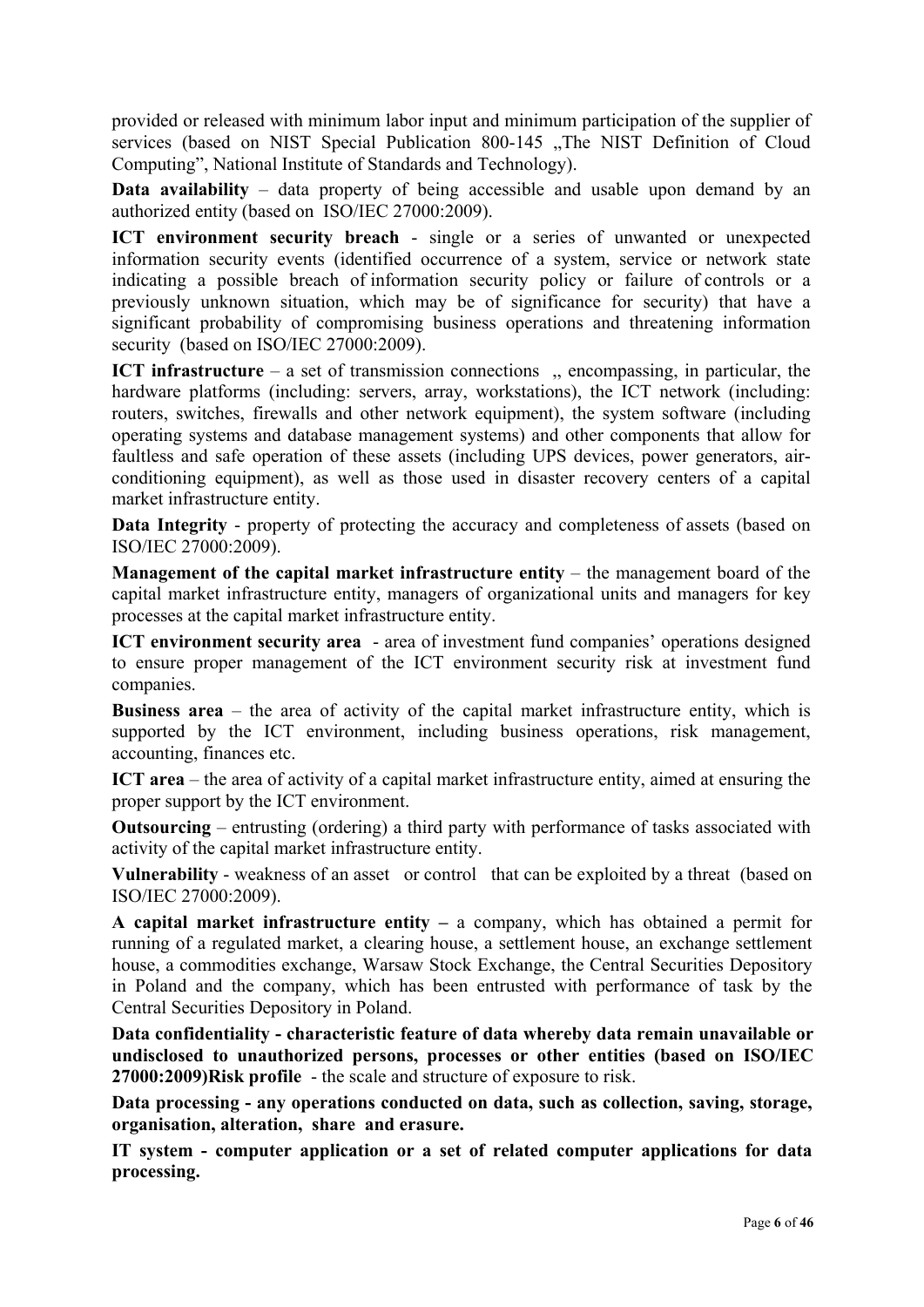provided or released with minimum labor input and minimum participation of the supplier of services (based on NIST Special Publication 800-145 „The NIST Definition of Cloud Computing", National Institute of Standards and Technology).

**Data availability** – data property of being accessible and usable upon demand by an authorized entity (based on ISO/IEC 27000:2009).

**ICT environment security breach** - single or a series of unwanted or unexpected information security events (identified occurrence of a system, service or network state indicating a possible breach of information security policy or failure of controls or a previously unknown situation, which may be of significance for security) that have a significant probability of compromising business operations and threatening information security (based on ISO/IEC 27000:2009).

**ICT infrastructure** – a set of transmission connections „ encompassing, in particular, the hardware platforms (including: servers, array, workstations), the ICT network (including: routers, switches, firewalls and other network equipment), the system software (including operating systems and database management systems) and other components that allow for faultless and safe operation of these assets (including UPS devices, power generators, air-conditioning equipment), as well as those used in disaster recovery centers of a capital market infrastructure entity.

**Data Integrity** - property of protecting the accuracy and completeness of assets (based on ISO/IEC 27000:2009).

**Management of the capital market infrastructure entity** – the management board of the capital market infrastructure entity, managers of organizational units and managers for key processes at the capital market infrastructure entity.

**ICT environment security area** - area of investment fund companies' operations designed to ensure proper management of the ICT environment security risk at investment fund companies.

**Business area** – the area of activity of the capital market infrastructure entity, which is supported by the ICT environment, including business operations, risk management, accounting, finances etc.

**ICT area** – the area of activity of a capital market infrastructure entity, aimed at ensuring the proper support by the ICT environment.

**Outsourcing** – entrusting (ordering) a third party with performance of tasks associated with activity of the capital market infrastructure entity.

**Vulnerability** - weakness of an asset or control that can be exploited by a threat (based on ISO/IEC 27000:2009).

**A capital market infrastructure entity –** a company, which has obtained a permit for running of a regulated market, a clearing house, a settlement house, an exchange settlement house, a commodities exchange, Warsaw Stock Exchange, the Central Securities Depository in Poland and the company, which has been entrusted with performance of task by the Central Securities Depository in Poland.

**Data confidentiality - characteristic feature of data whereby data remain unavailable or undisclosed to unauthorized persons, processes or other entities (based on ISO/IEC 27000:2009)Risk profile** - the scale and structure of exposure to risk.

**Data processing - any operations conducted on data, such as collection, saving, storage, organisation, alteration, share and erasure.**

**IT system - computer application or a set of related computer applications for data processing.**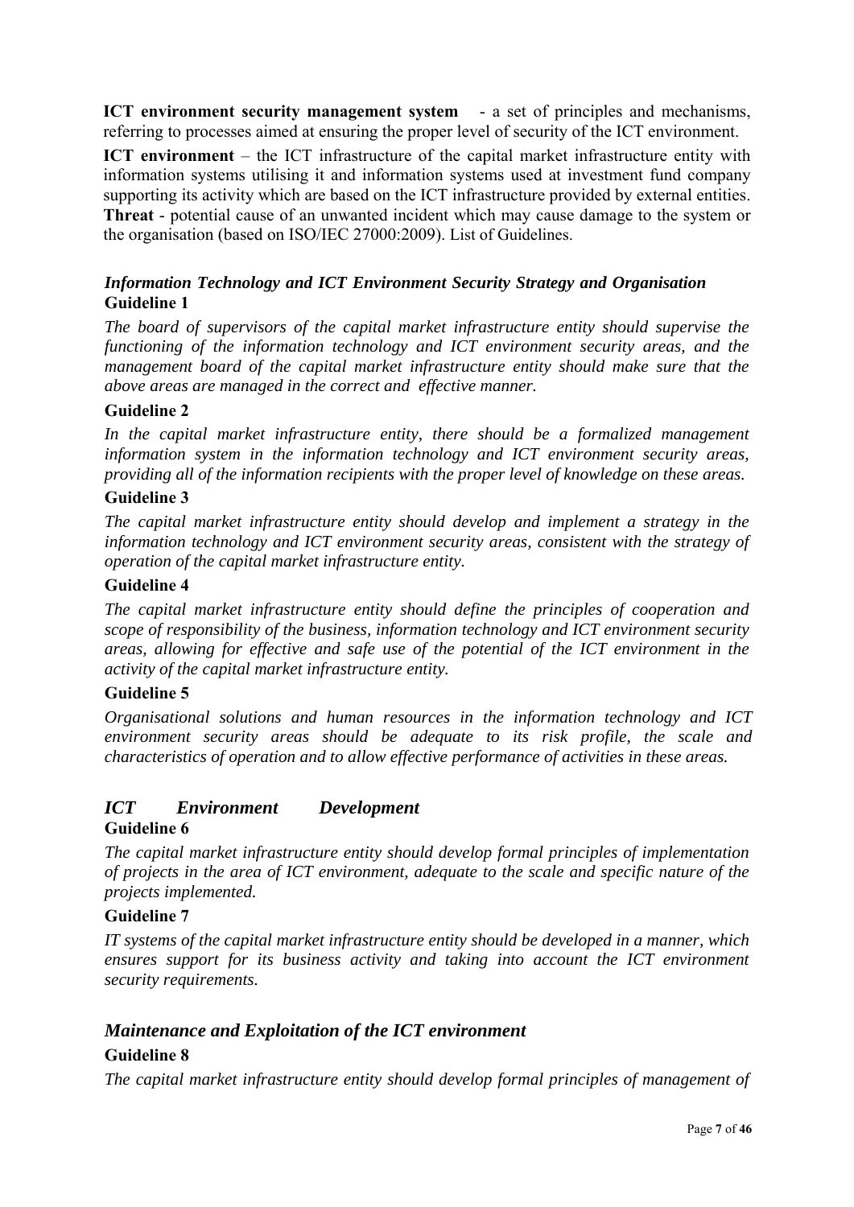**ICT environment security management system** - a set of principles and mechanisms, referring to processes aimed at ensuring the proper level of security of the ICT environment.

**ICT environment** – the ICT infrastructure of the capital market infrastructure entity with information systems utilising it and information systems used at investment fund company supporting its activity which are based on the ICT infrastructure provided by external entities.

**Threat** - potential cause of an unwanted incident which may cause damage to the system or the organisation (based on ISO/IEC 27000:2009). List of Guidelines.

### *Information Technology and ICT Environment Security Strategy and Organisation*

**Guideline 1**

*The board of supervisors of the capital market infrastructure entity should supervise the functioning of the information technology and ICT environment security areas, and the management board of the capital market infrastructure entity should make sure that the above areas are managed in the correct and effective manner.*

**Guideline 2**

*In the capital market infrastructure entity, there should be a formalized management information system in the information technology and ICT environment security areas, providing all of the information recipients with the proper level of knowledge on these areas.*

**Guideline 3**

*The capital market infrastructure entity should develop and implement a strategy in the information technology and ICT environment security areas, consistent with the strategy of operation of the capital market infrastructure entity.*

**Guideline 4**

*The capital market infrastructure entity should define the principles of cooperation and scope of responsibility of the business, information technology and ICT environment security areas, allowing for effective and safe use of the potential of the ICT environment in the activity of the capital market infrastructure entity.*

**Guideline 5**

*Organisational solutions and human resources in the information technology and ICT environment security areas should be adequate to its risk profile, the scale and characteristics of operation and to allow effective performance of activities in these areas.*

### *ICT Environment Development*

**Guideline 6**

*The capital market infrastructure entity should develop formal principles of implementation of projects in the area of ICT environment, adequate to the scale and specific nature of the projects implemented.*

**Guideline 7**

*IT systems of the capital market infrastructure entity should be developed in a manner, which ensures support for its business activity and taking into account the ICT environment security requirements.*

### *Maintenance and Exploitation of the ICT environment*

**Guideline 8**

*The capital market infrastructure entity should develop formal principles of management of*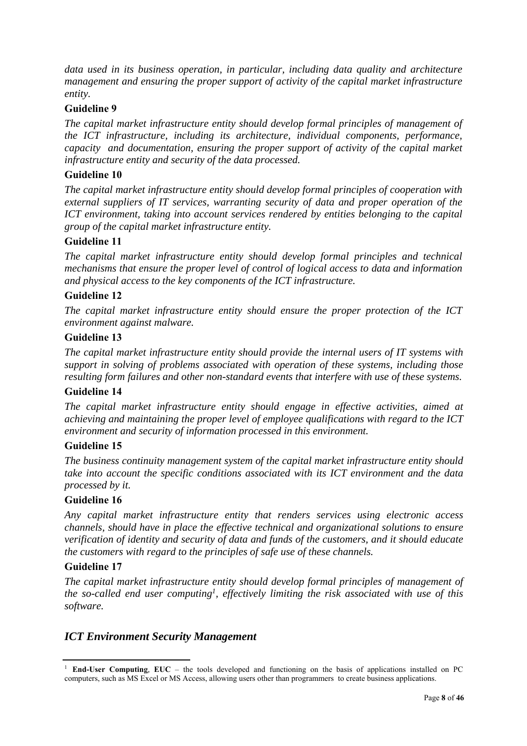*data used in its business operation, in particular, including data quality and architecture management and ensuring the proper support of activity of the capital market infrastructure entity.*

**Guideline 9**

*The capital market infrastructure entity should develop formal principles of management of the ICT infrastructure, including its architecture, individual components, performance, capacity and documentation, ensuring the proper support of activity of the capital market infrastructure entity and security of the data processed.*

**Guideline 10**

*The capital market infrastructure entity should develop formal principles of cooperation with external suppliers of IT services, warranting security of data and proper operation of the ICT environment, taking into account services rendered by entities belonging to the capital group of the capital market infrastructure entity.*

**Guideline 11**

*The capital market infrastructure entity should develop formal principles and technical mechanisms that ensure the proper level of control of logical access to data and information and physical access to the key components of the ICT infrastructure.*

**Guideline 12**

*The capital market infrastructure entity should ensure the proper protection of the ICT environment against malware.*

**Guideline 13**

*The capital market infrastructure entity should provide the internal users of IT systems with support in solving of problems associated with operation of these systems, including those resulting form failures and other non-standard events that interfere with use of these systems.*

**Guideline 14**

*The capital market infrastructure entity should engage in effective activities, aimed at achieving and maintaining the proper level of employee qualifications with regard to the ICT environment and security of information processed in this environment.*

**Guideline 15**

*The business continuity management system of the capital market infrastructure entity should take into account the specific conditions associated with its ICT environment and the data processed by it.*

**Guideline 16**

*Any capital market infrastructure entity that renders services using electronic access channels, should have in place the effective technical and organizational solutions to ensure verification of identity and security of data and funds of the customers, and it should educate the customers with regard to the principles of safe use of these channels.*

**Guideline 17**

*The capital market infrastructure entity should develop formal principles of management of the so-called end user computing[1], effectively limiting the risk associated with use of this software.*

## *ICT Environment Security Management*

[1] **End-User Computing**, **EUC** – the tools developed and functioning on the basis of applications installed on PC computers, such as MS Excel or MS Access, allowing users other than programmers to create business applications.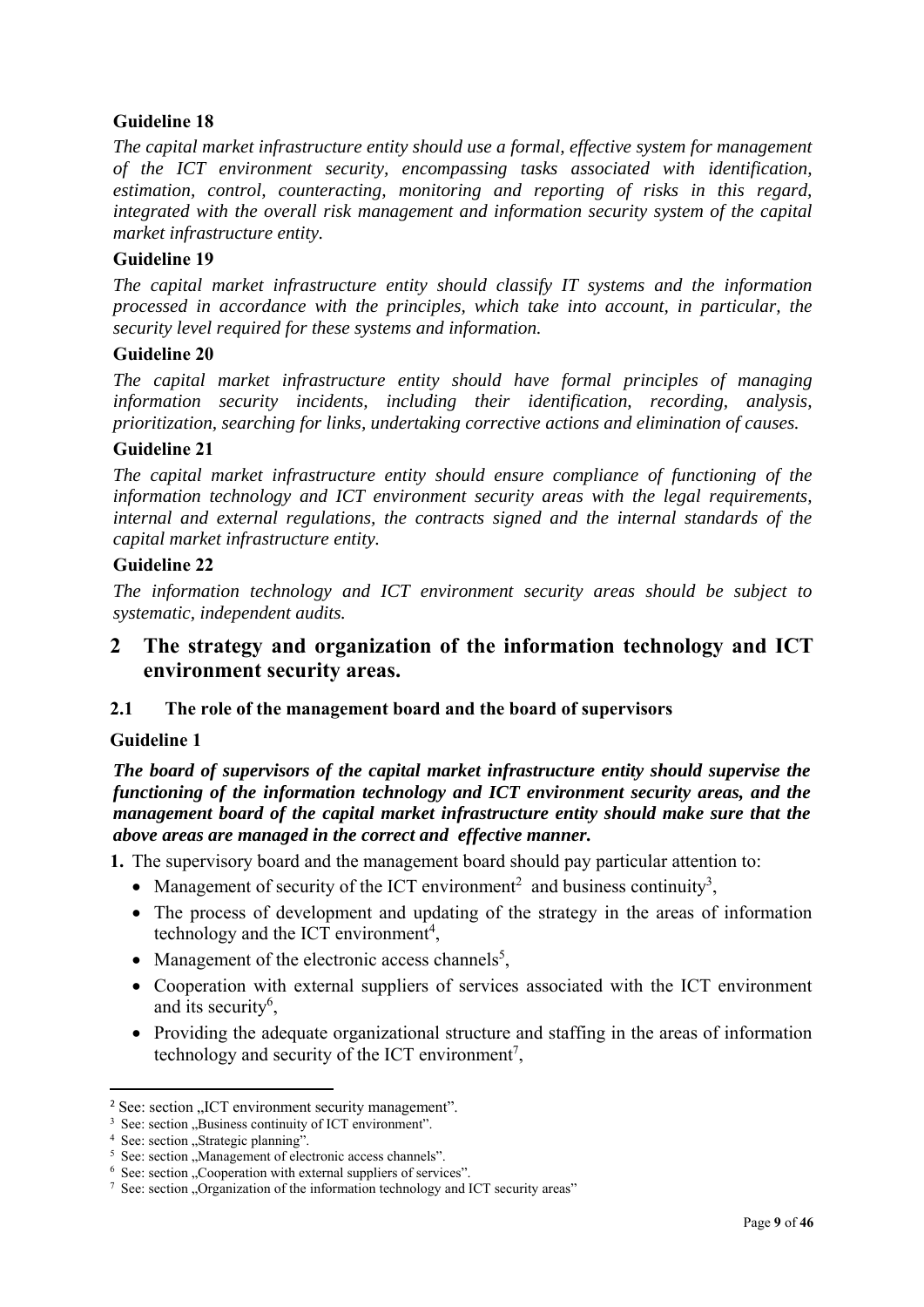### Guideline 18

*The capital market infrastructure entity should use a formal, effective system for management of the ICT environment security, encompassing tasks associated with identification, estimation, control, counteracting, monitoring and reporting of risks in this regard, integrated with the overall risk management and information security system of the capital market infrastructure entity.*

### Guideline 19

*The capital market infrastructure entity should classify IT systems and the information processed in accordance with the principles, which take into account, in particular, the security level required for these systems and information.*

### Guideline 20

*The capital market infrastructure entity should have formal principles of managing information security incidents, including their identification, recording, analysis, prioritization, searching for links, undertaking corrective actions and elimination of causes.*

### Guideline 21

*The capital market infrastructure entity should ensure compliance of functioning of the information technology and ICT environment security areas with the legal requirements, internal and external regulations, the contracts signed and the internal standards of the capital market infrastructure entity.*

### Guideline 22

*The information technology and ICT environment security areas should be subject to systematic, independent audits.*

## 2 The strategy and organization of the information technology and ICT environment security areas.

### 2.1 The role of the management board and the board of supervisors

### Guideline 1

***The board of supervisors of the capital market infrastructure entity should supervise the functioning of the information technology and ICT environment security areas, and the management board of the capital market infrastructure entity should make sure that the above areas are managed in the correct and effective manner.***

**1.** The supervisory board and the management board should pay particular attention to:

- Management of security of the ICT environment[2] and business continuity[3],
- The process of development and updating of the strategy in the areas of information technology and the ICT environment[4],
- Management of the electronic access channels[5],
- Cooperation with external suppliers of services associated with the ICT environment and its security[6],
- Providing the adequate organizational structure and staffing in the areas of information technology and security of the ICT environment[7],

---

[2] See: section „ICT environment security management".
[3] See: section „Business continuity of ICT environment".
[4] See: section „Strategic planning".
[5] See: section „Management of electronic access channels".
[6] See: section „Cooperation with external suppliers of services".
[7] See: section „Organization of the information technology and ICT security areas"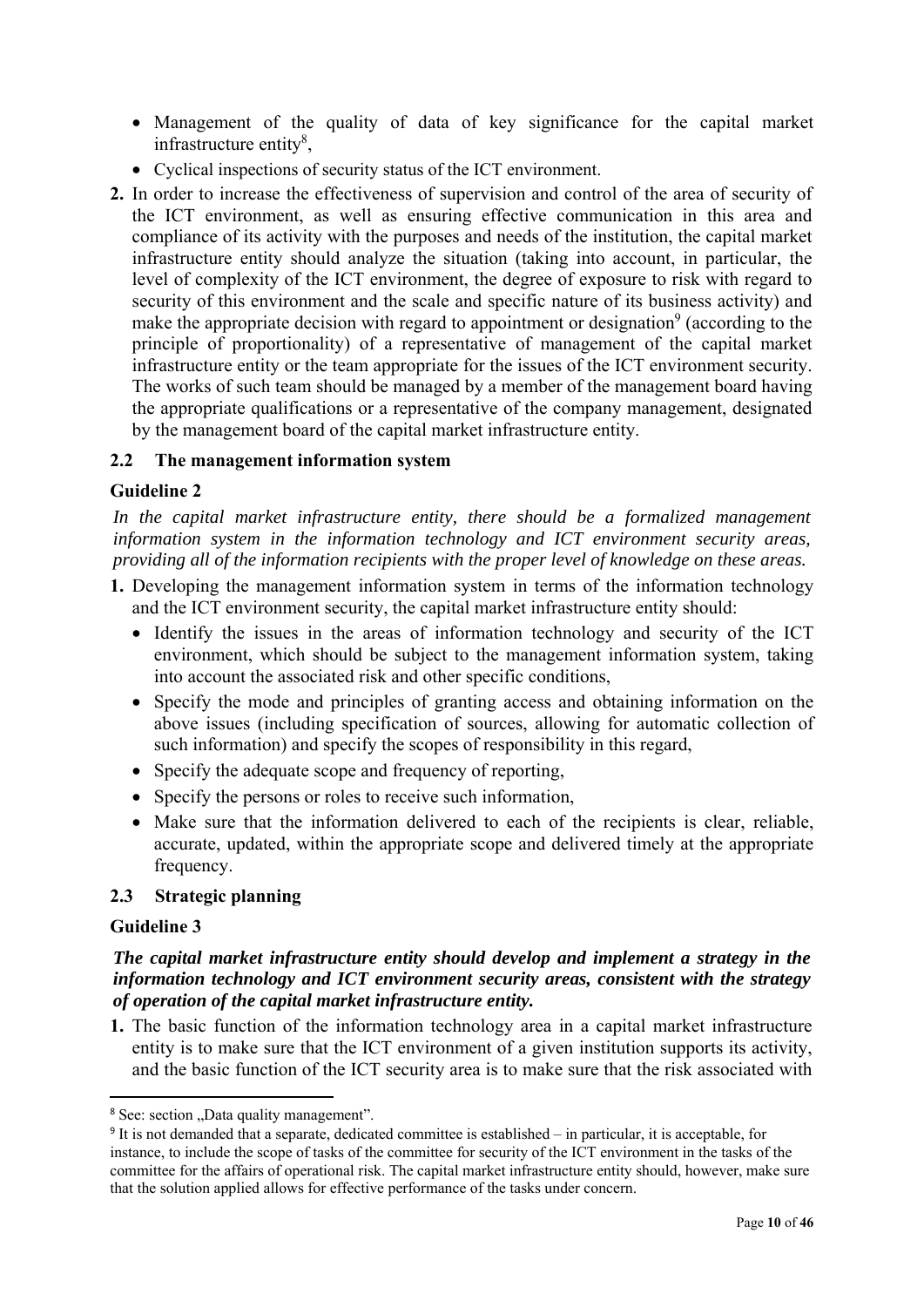- Management of the quality of data of key significance for the capital market infrastructure entity[8],
- Cyclical inspections of security status of the ICT environment.

**2.** In order to increase the effectiveness of supervision and control of the area of security of the ICT environment, as well as ensuring effective communication in this area and compliance of its activity with the purposes and needs of the institution, the capital market infrastructure entity should analyze the situation (taking into account, in particular, the level of complexity of the ICT environment, the degree of exposure to risk with regard to security of this environment and the scale and specific nature of its business activity) and make the appropriate decision with regard to appointment or designation[9] (according to the principle of proportionality) of a representative of management of the capital market infrastructure entity or the team appropriate for the issues of the ICT environment security. The works of such team should be managed by a member of the management board having the appropriate qualifications or a representative of the company management, designated by the management board of the capital market infrastructure entity.

### 2.2 The management information system

#### Guideline 2

*In the capital market infrastructure entity, there should be a formalized management information system in the information technology and ICT environment security areas, providing all of the information recipients with the proper level of knowledge on these areas.*

**1.** Developing the management information system in terms of the information technology and the ICT environment security, the capital market infrastructure entity should:

- Identify the issues in the areas of information technology and security of the ICT environment, which should be subject to the management information system, taking into account the associated risk and other specific conditions,
- Specify the mode and principles of granting access and obtaining information on the above issues (including specification of sources, allowing for automatic collection of such information) and specify the scopes of responsibility in this regard,
- Specify the adequate scope and frequency of reporting,
- Specify the persons or roles to receive such information,
- Make sure that the information delivered to each of the recipients is clear, reliable, accurate, updated, within the appropriate scope and delivered timely at the appropriate frequency.

### 2.3 Strategic planning

#### Guideline 3

***The capital market infrastructure entity should develop and implement a strategy in the information technology and ICT environment security areas, consistent with the strategy of operation of the capital market infrastructure entity.***

**1.** The basic function of the information technology area in a capital market infrastructure entity is to make sure that the ICT environment of a given institution supports its activity, and the basic function of the ICT security area is to make sure that the risk associated with

---

[8] See: section „Data quality management".

[9] It is not demanded that a separate, dedicated committee is established – in particular, it is acceptable, for instance, to include the scope of tasks of the committee for security of the ICT environment in the tasks of the committee for the affairs of operational risk. The capital market infrastructure entity should, however, make sure that the solution applied allows for effective performance of the tasks under concern.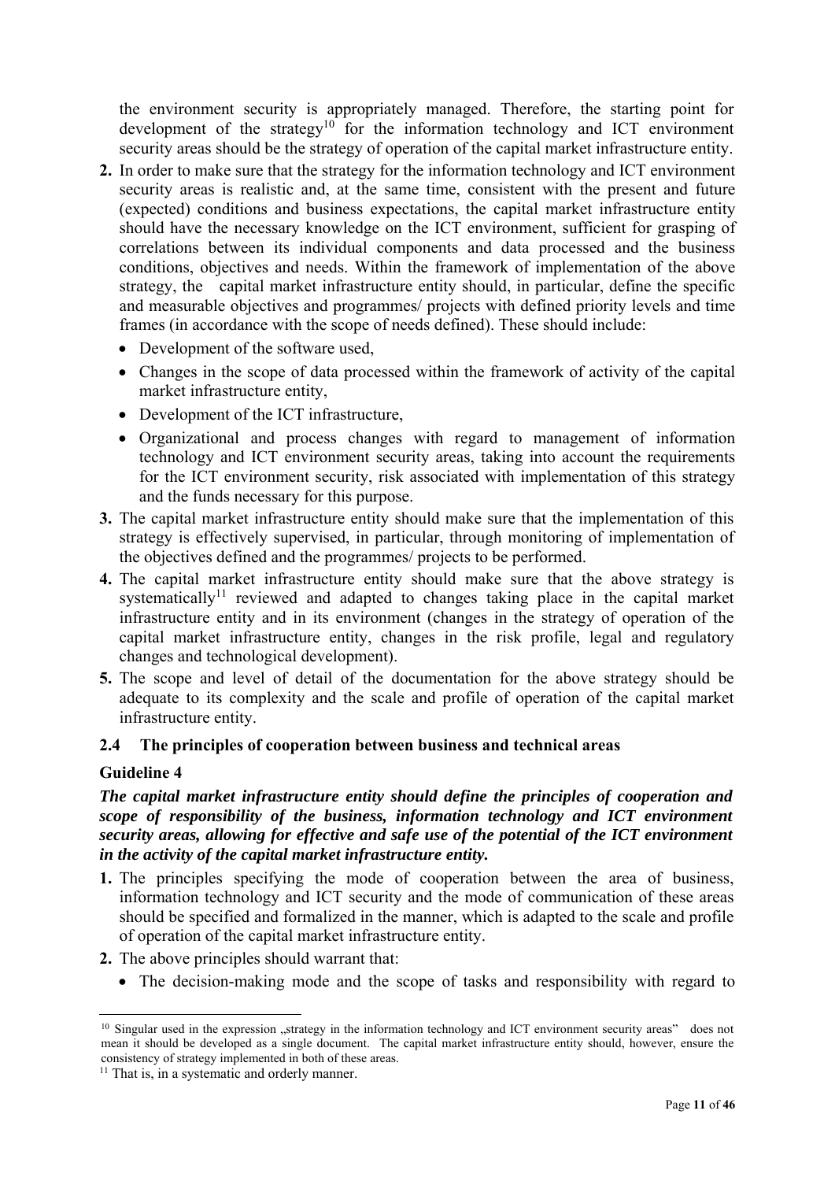the environment security is appropriately managed. Therefore, the starting point for development of the strategy[10] for the information technology and ICT environment security areas should be the strategy of operation of the capital market infrastructure entity.

**2.** In order to make sure that the strategy for the information technology and ICT environment security areas is realistic and, at the same time, consistent with the present and future (expected) conditions and business expectations, the capital market infrastructure entity should have the necessary knowledge on the ICT environment, sufficient for grasping of correlations between its individual components and data processed and the business conditions, objectives and needs. Within the framework of implementation of the above strategy, the capital market infrastructure entity should, in particular, define the specific and measurable objectives and programmes/ projects with defined priority levels and time frames (in accordance with the scope of needs defined). These should include:

- Development of the software used,
- Changes in the scope of data processed within the framework of activity of the capital market infrastructure entity,
- Development of the ICT infrastructure,
- Organizational and process changes with regard to management of information technology and ICT environment security areas, taking into account the requirements for the ICT environment security, risk associated with implementation of this strategy and the funds necessary for this purpose.

**3.** The capital market infrastructure entity should make sure that the implementation of this strategy is effectively supervised, in particular, through monitoring of implementation of the objectives defined and the programmes/ projects to be performed.

**4.** The capital market infrastructure entity should make sure that the above strategy is systematically[11] reviewed and adapted to changes taking place in the capital market infrastructure entity and in its environment (changes in the strategy of operation of the capital market infrastructure entity, changes in the risk profile, legal and regulatory changes and technological development).

**5.** The scope and level of detail of the documentation for the above strategy should be adequate to its complexity and the scale and profile of operation of the capital market infrastructure entity.

### 2.4 The principles of cooperation between business and technical areas

#### Guideline 4

***The capital market infrastructure entity should define the principles of cooperation and scope of responsibility of the business, information technology and ICT environment security areas, allowing for effective and safe use of the potential of the ICT environment in the activity of the capital market infrastructure entity.***

**1.** The principles specifying the mode of cooperation between the area of business, information technology and ICT security and the mode of communication of these areas should be specified and formalized in the manner, which is adapted to the scale and profile of operation of the capital market infrastructure entity.

**2.** The above principles should warrant that:

- The decision-making mode and the scope of tasks and responsibility with regard to

---

[10] Singular used in the expression „strategy in the information technology and ICT environment security areas" does not mean it should be developed as a single document. The capital market infrastructure entity should, however, ensure the consistency of strategy implemented in both of these areas.

[11] That is, in a systematic and orderly manner.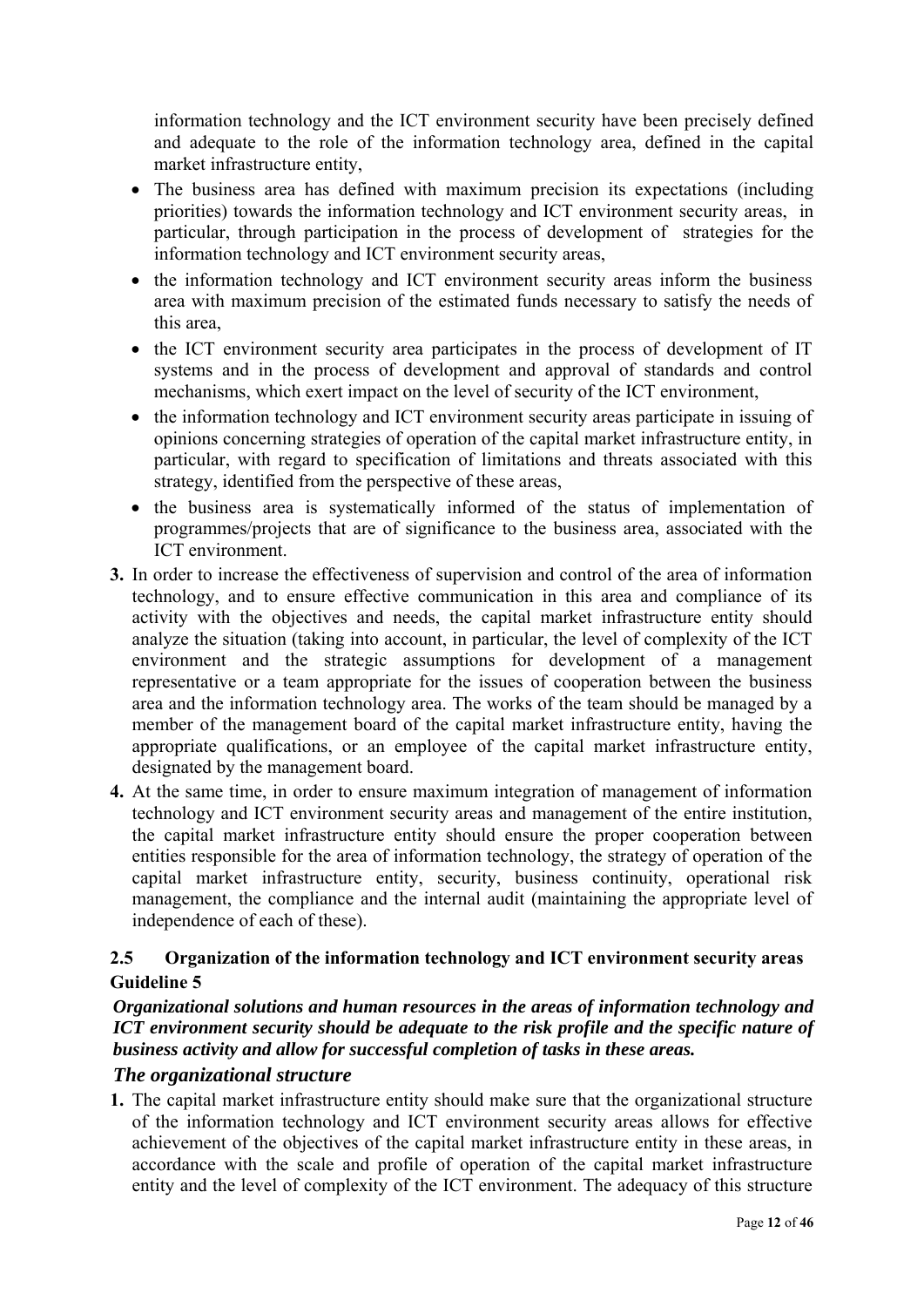information technology and the ICT environment security have been precisely defined and adequate to the role of the information technology area, defined in the capital market infrastructure entity,

- The business area has defined with maximum precision its expectations (including priorities) towards the information technology and ICT environment security areas, in particular, through participation in the process of development of strategies for the information technology and ICT environment security areas,
- the information technology and ICT environment security areas inform the business area with maximum precision of the estimated funds necessary to satisfy the needs of this area,
- the ICT environment security area participates in the process of development of IT systems and in the process of development and approval of standards and control mechanisms, which exert impact on the level of security of the ICT environment,
- the information technology and ICT environment security areas participate in issuing of opinions concerning strategies of operation of the capital market infrastructure entity, in particular, with regard to specification of limitations and threats associated with this strategy, identified from the perspective of these areas,
- the business area is systematically informed of the status of implementation of programmes/projects that are of significance to the business area, associated with the ICT environment.

**3.** In order to increase the effectiveness of supervision and control of the area of information technology, and to ensure effective communication in this area and compliance of its activity with the objectives and needs, the capital market infrastructure entity should analyze the situation (taking into account, in particular, the level of complexity of the ICT environment and the strategic assumptions for development of a management representative or a team appropriate for the issues of cooperation between the business area and the information technology area. The works of the team should be managed by a member of the management board of the capital market infrastructure entity, having the appropriate qualifications, or an employee of the capital market infrastructure entity, designated by the management board.

**4.** At the same time, in order to ensure maximum integration of management of information technology and ICT environment security areas and management of the entire institution, the capital market infrastructure entity should ensure the proper cooperation between entities responsible for the area of information technology, the strategy of operation of the capital market infrastructure entity, security, business continuity, operational risk management, the compliance and the internal audit (maintaining the appropriate level of independence of each of these).

## 2.5 Organization of the information technology and ICT environment security areas

### Guideline 5

***Organizational solutions and human resources in the areas of information technology and ICT environment security should be adequate to the risk profile and the specific nature of business activity and allow for successful completion of tasks in these areas.***

### *The organizational structure*

**1.** The capital market infrastructure entity should make sure that the organizational structure of the information technology and ICT environment security areas allows for effective achievement of the objectives of the capital market infrastructure entity in these areas, in accordance with the scale and profile of operation of the capital market infrastructure entity and the level of complexity of the ICT environment. The adequacy of this structure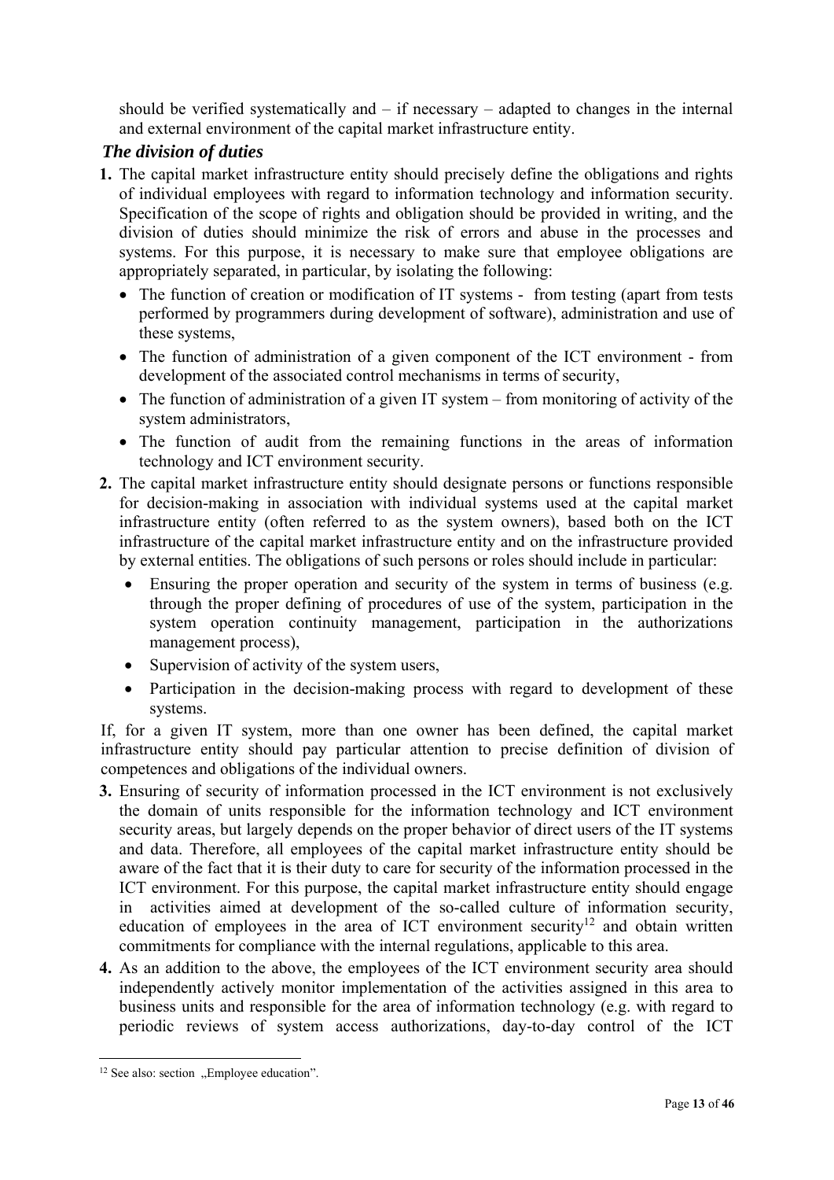should be verified systematically and – if necessary – adapted to changes in the internal and external environment of the capital market infrastructure entity.

### *The division of duties*

1. The capital market infrastructure entity should precisely define the obligations and rights of individual employees with regard to information technology and information security. Specification of the scope of rights and obligation should be provided in writing, and the division of duties should minimize the risk of errors and abuse in the processes and systems. For this purpose, it is necessary to make sure that employee obligations are appropriately separated, in particular, by isolating the following:
   - The function of creation or modification of IT systems - from testing (apart from tests performed by programmers during development of software), administration and use of these systems,
   - The function of administration of a given component of the ICT environment - from development of the associated control mechanisms in terms of security,
   - The function of administration of a given IT system – from monitoring of activity of the system administrators,
   - The function of audit from the remaining functions in the areas of information technology and ICT environment security.
2. The capital market infrastructure entity should designate persons or functions responsible for decision-making in association with individual systems used at the capital market infrastructure entity (often referred to as the system owners), based both on the ICT infrastructure of the capital market infrastructure entity and on the infrastructure provided by external entities. The obligations of such persons or roles should include in particular:
   - Ensuring the proper operation and security of the system in terms of business (e.g. through the proper defining of procedures of use of the system, participation in the system operation continuity management, participation in the authorizations management process),
   - Supervision of activity of the system users,
   - Participation in the decision-making process with regard to development of these systems.

   If, for a given IT system, more than one owner has been defined, the capital market infrastructure entity should pay particular attention to precise definition of division of competences and obligations of the individual owners.
3. Ensuring of security of information processed in the ICT environment is not exclusively the domain of units responsible for the information technology and ICT environment security areas, but largely depends on the proper behavior of direct users of the IT systems and data. Therefore, all employees of the capital market infrastructure entity should be aware of the fact that it is their duty to care for security of the information processed in the ICT environment. For this purpose, the capital market infrastructure entity should engage in activities aimed at development of the so-called culture of information security, education of employees in the area of ICT environment security[12] and obtain written commitments for compliance with the internal regulations, applicable to this area.
4. As an addition to the above, the employees of the ICT environment security area should independently actively monitor implementation of the activities assigned in this area to business units and responsible for the area of information technology (e.g. with regard to periodic reviews of system access authorizations, day-to-day control of the ICT

[12] See also: section „Employee education".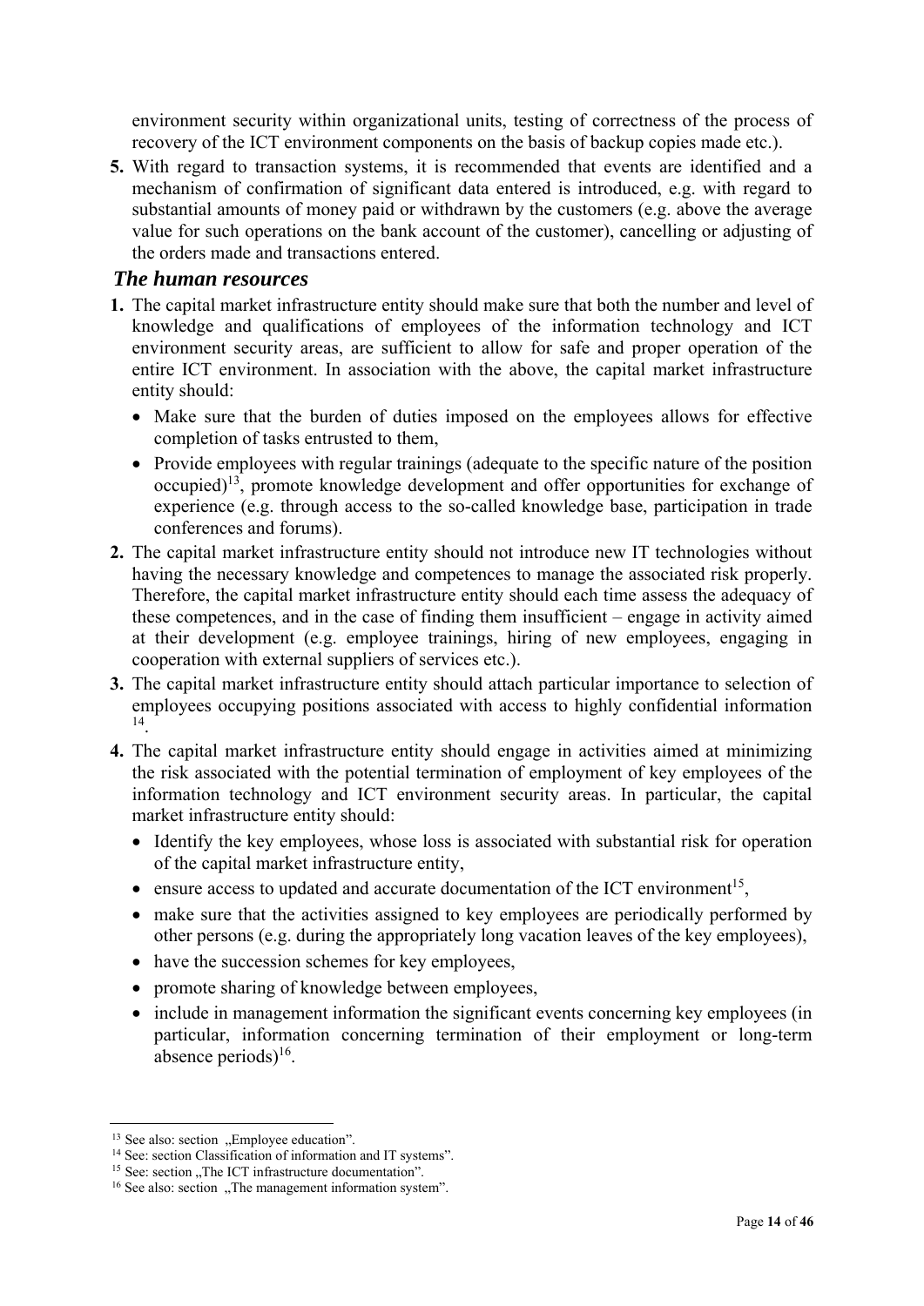environment security within organizational units, testing of correctness of the process of recovery of the ICT environment components on the basis of backup copies made etc.).

5. With regard to transaction systems, it is recommended that events are identified and a mechanism of confirmation of significant data entered is introduced, e.g. with regard to substantial amounts of money paid or withdrawn by the customers (e.g. above the average value for such operations on the bank account of the customer), cancelling or adjusting of the orders made and transactions entered.

### *The human resources*

1. The capital market infrastructure entity should make sure that both the number and level of knowledge and qualifications of employees of the information technology and ICT environment security areas, are sufficient to allow for safe and proper operation of the entire ICT environment. In association with the above, the capital market infrastructure entity should:
   - Make sure that the burden of duties imposed on the employees allows for effective completion of tasks entrusted to them,
   - Provide employees with regular trainings (adequate to the specific nature of the position occupied)[13], promote knowledge development and offer opportunities for exchange of experience (e.g. through access to the so-called knowledge base, participation in trade conferences and forums).
2. The capital market infrastructure entity should not introduce new IT technologies without having the necessary knowledge and competences to manage the associated risk properly. Therefore, the capital market infrastructure entity should each time assess the adequacy of these competences, and in the case of finding them insufficient – engage in activity aimed at their development (e.g. employee trainings, hiring of new employees, engaging in cooperation with external suppliers of services etc.).
3. The capital market infrastructure entity should attach particular importance to selection of employees occupying positions associated with access to highly confidential information [14].
4. The capital market infrastructure entity should engage in activities aimed at minimizing the risk associated with the potential termination of employment of key employees of the information technology and ICT environment security areas. In particular, the capital market infrastructure entity should:
   - Identify the key employees, whose loss is associated with substantial risk for operation of the capital market infrastructure entity,
   - ensure access to updated and accurate documentation of the ICT environment[15],
   - make sure that the activities assigned to key employees are periodically performed by other persons (e.g. during the appropriately long vacation leaves of the key employees),
   - have the succession schemes for key employees,
   - promote sharing of knowledge between employees,
   - include in management information the significant events concerning key employees (in particular, information concerning termination of their employment or long-term absence periods)[16].

[13] See also: section „Employee education".
[14] See: section Classification of information and IT systems".
[15] See: section „The ICT infrastructure documentation".
[16] See also: section „The management information system".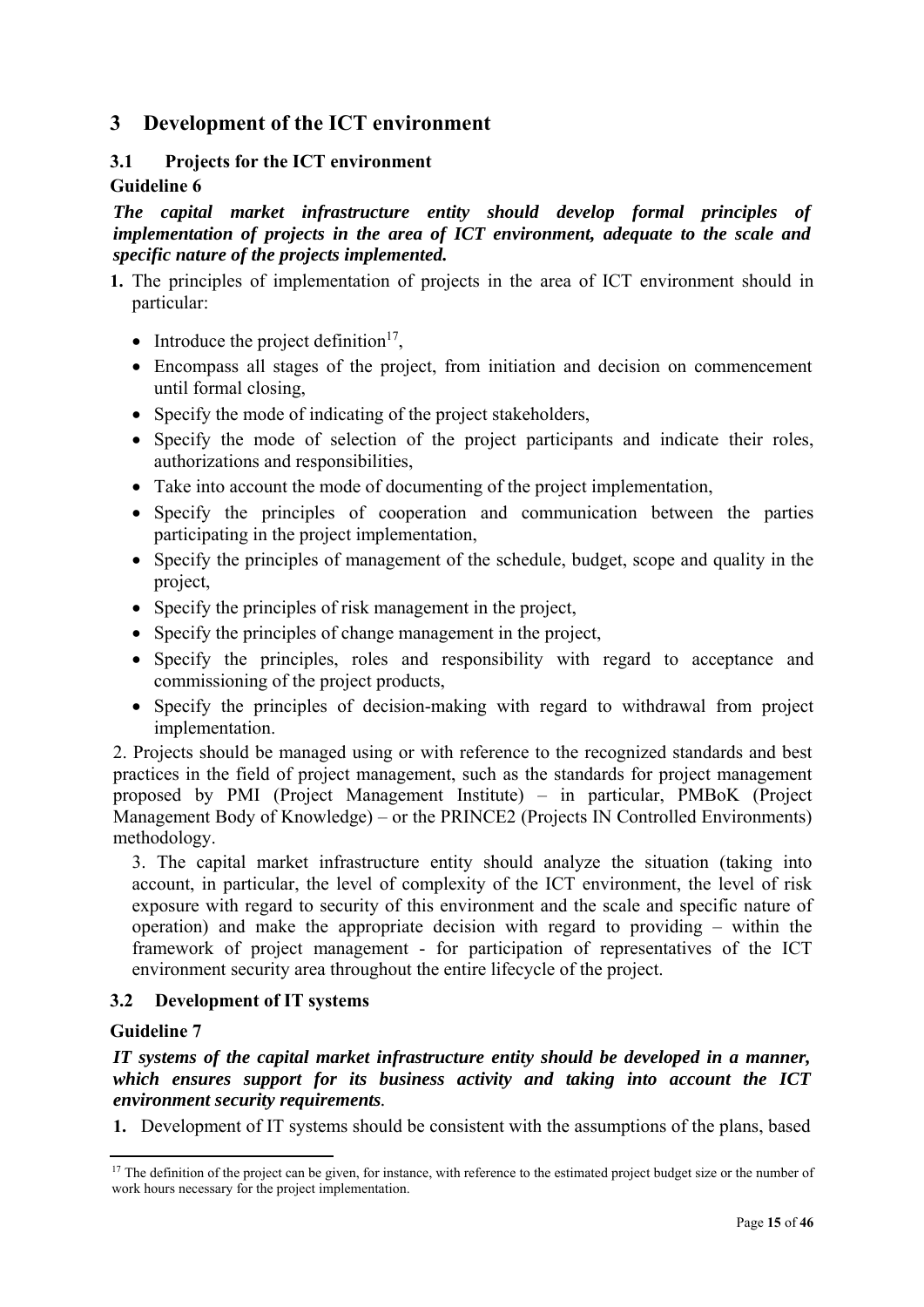# 3 Development of the ICT environment

## 3.1 Projects for the ICT environment

**Guideline 6**

***The capital market infrastructure entity should develop formal principles of implementation of projects in the area of ICT environment, adequate to the scale and specific nature of the projects implemented.***

**1.** The principles of implementation of projects in the area of ICT environment should in particular:

- Introduce the project definition[17],
- Encompass all stages of the project, from initiation and decision on commencement until formal closing,
- Specify the mode of indicating of the project stakeholders,
- Specify the mode of selection of the project participants and indicate their roles, authorizations and responsibilities,
- Take into account the mode of documenting of the project implementation,
- Specify the principles of cooperation and communication between the parties participating in the project implementation,
- Specify the principles of management of the schedule, budget, scope and quality in the project,
- Specify the principles of risk management in the project,
- Specify the principles of change management in the project,
- Specify the principles, roles and responsibility with regard to acceptance and commissioning of the project products,
- Specify the principles of decision-making with regard to withdrawal from project implementation.

2. Projects should be managed using or with reference to the recognized standards and best practices in the field of project management, such as the standards for project management proposed by PMI (Project Management Institute) – in particular, PMBoK (Project Management Body of Knowledge) – or the PRINCE2 (Projects IN Controlled Environments) methodology.

3. The capital market infrastructure entity should analyze the situation (taking into account, in particular, the level of complexity of the ICT environment, the level of risk exposure with regard to security of this environment and the scale and specific nature of operation) and make the appropriate decision with regard to providing – within the framework of project management - for participation of representatives of the ICT environment security area throughout the entire lifecycle of the project.

## 3.2 Development of IT systems

**Guideline 7**

***IT systems of the capital market infrastructure entity should be developed in a manner, which ensures support for its business activity and taking into account the ICT environment security requirements.***

**1.** Development of IT systems should be consistent with the assumptions of the plans, based

[17] The definition of the project can be given, for instance, with reference to the estimated project budget size or the number of work hours necessary for the project implementation.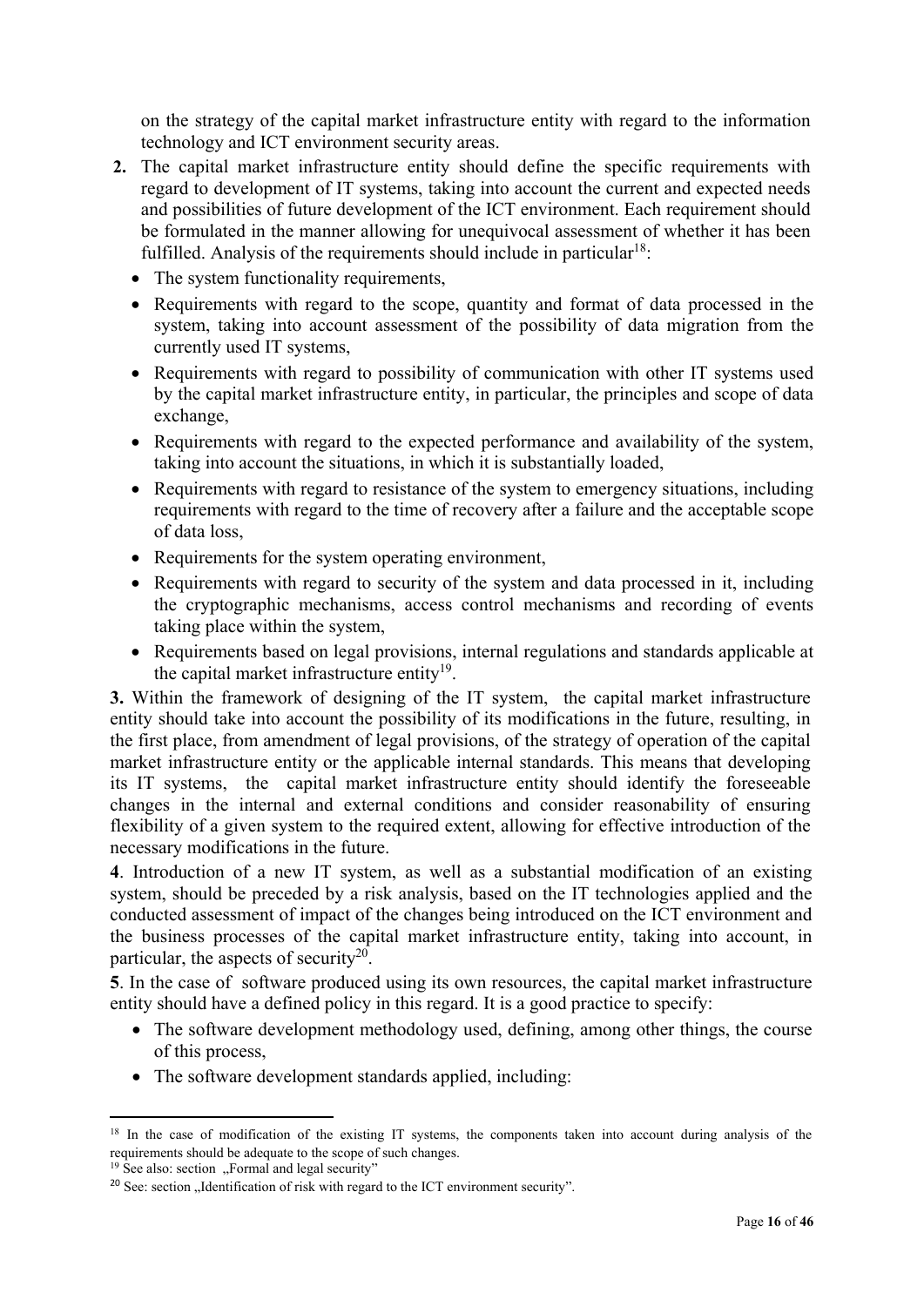on the strategy of the capital market infrastructure entity with regard to the information technology and ICT environment security areas.

**2.** The capital market infrastructure entity should define the specific requirements with regard to development of IT systems, taking into account the current and expected needs and possibilities of future development of the ICT environment. Each requirement should be formulated in the manner allowing for unequivocal assessment of whether it has been fulfilled. Analysis of the requirements should include in particular[18]:

- The system functionality requirements,
- Requirements with regard to the scope, quantity and format of data processed in the system, taking into account assessment of the possibility of data migration from the currently used IT systems,
- Requirements with regard to possibility of communication with other IT systems used by the capital market infrastructure entity, in particular, the principles and scope of data exchange,
- Requirements with regard to the expected performance and availability of the system, taking into account the situations, in which it is substantially loaded,
- Requirements with regard to resistance of the system to emergency situations, including requirements with regard to the time of recovery after a failure and the acceptable scope of data loss,
- Requirements for the system operating environment,
- Requirements with regard to security of the system and data processed in it, including the cryptographic mechanisms, access control mechanisms and recording of events taking place within the system,
- Requirements based on legal provisions, internal regulations and standards applicable at the capital market infrastructure entity[19].

**3.** Within the framework of designing of the IT system, the capital market infrastructure entity should take into account the possibility of its modifications in the future, resulting, in the first place, from amendment of legal provisions, of the strategy of operation of the capital market infrastructure entity or the applicable internal standards. This means that developing its IT systems, the capital market infrastructure entity should identify the foreseeable changes in the internal and external conditions and consider reasonability of ensuring flexibility of a given system to the required extent, allowing for effective introduction of the necessary modifications in the future.

**4**. Introduction of a new IT system, as well as a substantial modification of an existing system, should be preceded by a risk analysis, based on the IT technologies applied and the conducted assessment of impact of the changes being introduced on the ICT environment and the business processes of the capital market infrastructure entity, taking into account, in particular, the aspects of security[20].

**5**. In the case of software produced using its own resources, the capital market infrastructure entity should have a defined policy in this regard. It is a good practice to specify:

- The software development methodology used, defining, among other things, the course of this process,
- The software development standards applied, including:

---

[18] In the case of modification of the existing IT systems, the components taken into account during analysis of the requirements should be adequate to the scope of such changes.

[19] See also: section „Formal and legal security"

[20] See: section „Identification of risk with regard to the ICT environment security".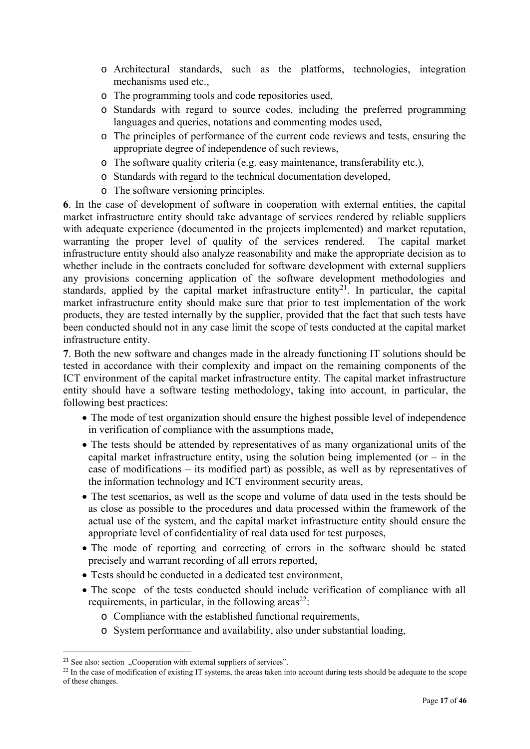- Architectural standards, such as the platforms, technologies, integration mechanisms used etc.,
- The programming tools and code repositories used,
- Standards with regard to source codes, including the preferred programming languages and queries, notations and commenting modes used,
- The principles of performance of the current code reviews and tests, ensuring the appropriate degree of independence of such reviews,
- The software quality criteria (e.g. easy maintenance, transferability etc.),
- Standards with regard to the technical documentation developed,
- The software versioning principles.

**6**. In the case of development of software in cooperation with external entities, the capital market infrastructure entity should take advantage of services rendered by reliable suppliers with adequate experience (documented in the projects implemented) and market reputation, warranting the proper level of quality of the services rendered. The capital market infrastructure entity should also analyze reasonability and make the appropriate decision as to whether include in the contracts concluded for software development with external suppliers any provisions concerning application of the software development methodologies and standards, applied by the capital market infrastructure entity[21]. In particular, the capital market infrastructure entity should make sure that prior to test implementation of the work products, they are tested internally by the supplier, provided that the fact that such tests have been conducted should not in any case limit the scope of tests conducted at the capital market infrastructure entity.

**7**. Both the new software and changes made in the already functioning IT solutions should be tested in accordance with their complexity and impact on the remaining components of the ICT environment of the capital market infrastructure entity. The capital market infrastructure entity should have a software testing methodology, taking into account, in particular, the following best practices:

- The mode of test organization should ensure the highest possible level of independence in verification of compliance with the assumptions made,
- The tests should be attended by representatives of as many organizational units of the capital market infrastructure entity, using the solution being implemented (or – in the case of modifications – its modified part) as possible, as well as by representatives of the information technology and ICT environment security areas,
- The test scenarios, as well as the scope and volume of data used in the tests should be as close as possible to the procedures and data processed within the framework of the actual use of the system, and the capital market infrastructure entity should ensure the appropriate level of confidentiality of real data used for test purposes,
- The mode of reporting and correcting of errors in the software should be stated precisely and warrant recording of all errors reported,
- Tests should be conducted in a dedicated test environment,
- The scope of the tests conducted should include verification of compliance with all requirements, in particular, in the following areas[22]:
  - Compliance with the established functional requirements,
  - System performance and availability, also under substantial loading,

[21] See also: section „Cooperation with external suppliers of services".

[22] In the case of modification of existing IT systems, the areas taken into account during tests should be adequate to the scope of these changes.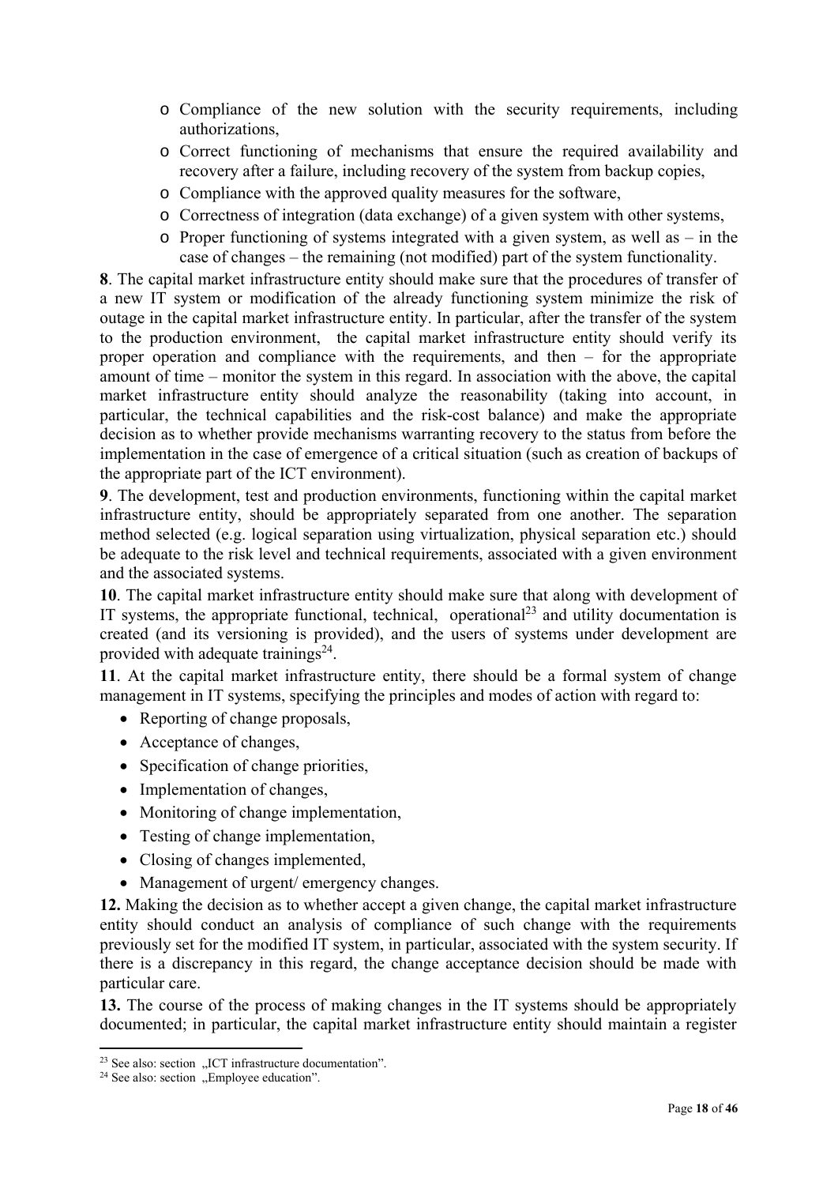- Compliance of the new solution with the security requirements, including authorizations,
- Correct functioning of mechanisms that ensure the required availability and recovery after a failure, including recovery of the system from backup copies,
- Compliance with the approved quality measures for the software,
- Correctness of integration (data exchange) of a given system with other systems,
- Proper functioning of systems integrated with a given system, as well as – in the case of changes – the remaining (not modified) part of the system functionality.

**8**. The capital market infrastructure entity should make sure that the procedures of transfer of a new IT system or modification of the already functioning system minimize the risk of outage in the capital market infrastructure entity. In particular, after the transfer of the system to the production environment, the capital market infrastructure entity should verify its proper operation and compliance with the requirements, and then – for the appropriate amount of time – monitor the system in this regard. In association with the above, the capital market infrastructure entity should analyze the reasonability (taking into account, in particular, the technical capabilities and the risk-cost balance) and make the appropriate decision as to whether provide mechanisms warranting recovery to the status from before the implementation in the case of emergence of a critical situation (such as creation of backups of the appropriate part of the ICT environment).

**9**. The development, test and production environments, functioning within the capital market infrastructure entity, should be appropriately separated from one another. The separation method selected (e.g. logical separation using virtualization, physical separation etc.) should be adequate to the risk level and technical requirements, associated with a given environment and the associated systems.

**10**. The capital market infrastructure entity should make sure that along with development of IT systems, the appropriate functional, technical, operational[23] and utility documentation is created (and its versioning is provided), and the users of systems under development are provided with adequate trainings[24].

**11**. At the capital market infrastructure entity, there should be a formal system of change management in IT systems, specifying the principles and modes of action with regard to:

- Reporting of change proposals,
- Acceptance of changes,
- Specification of change priorities,
- Implementation of changes,
- Monitoring of change implementation,
- Testing of change implementation,
- Closing of changes implemented,
- Management of urgent/ emergency changes.

**12.** Making the decision as to whether accept a given change, the capital market infrastructure entity should conduct an analysis of compliance of such change with the requirements previously set for the modified IT system, in particular, associated with the system security. If there is a discrepancy in this regard, the change acceptance decision should be made with particular care.

**13.** The course of the process of making changes in the IT systems should be appropriately documented; in particular, the capital market infrastructure entity should maintain a register

[23] See also: section „ICT infrastructure documentation".

[24] See also: section „Employee education".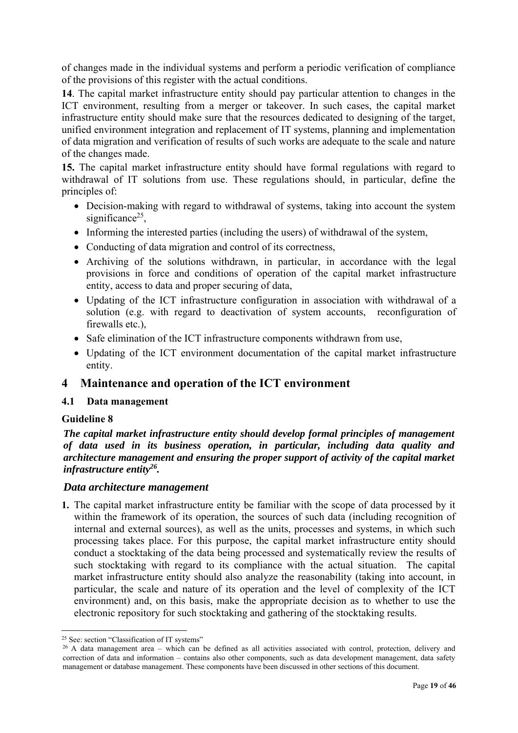of changes made in the individual systems and perform a periodic verification of compliance of the provisions of this register with the actual conditions.

**14**. The capital market infrastructure entity should pay particular attention to changes in the ICT environment, resulting from a merger or takeover. In such cases, the capital market infrastructure entity should make sure that the resources dedicated to designing of the target, unified environment integration and replacement of IT systems, planning and implementation of data migration and verification of results of such works are adequate to the scale and nature of the changes made.

**15.** The capital market infrastructure entity should have formal regulations with regard to withdrawal of IT solutions from use. These regulations should, in particular, define the principles of:

- Decision-making with regard to withdrawal of systems, taking into account the system significance[25],
- Informing the interested parties (including the users) of withdrawal of the system,
- Conducting of data migration and control of its correctness,
- Archiving of the solutions withdrawn, in particular, in accordance with the legal provisions in force and conditions of operation of the capital market infrastructure entity, access to data and proper securing of data,
- Updating of the ICT infrastructure configuration in association with withdrawal of a solution (e.g. with regard to deactivation of system accounts, reconfiguration of firewalls etc.),
- Safe elimination of the ICT infrastructure components withdrawn from use,
- Updating of the ICT environment documentation of the capital market infrastructure entity.

# 4 Maintenance and operation of the ICT environment

## 4.1 Data management

### Guideline 8

***The capital market infrastructure entity should develop formal principles of management of data used in its business operation, in particular, including data quality and architecture management and ensuring the proper support of activity of the capital market infrastructure entity[26].***

### *Data architecture management*

**1.** The capital market infrastructure entity be familiar with the scope of data processed by it within the framework of its operation, the sources of such data (including recognition of internal and external sources), as well as the units, processes and systems, in which such processing takes place. For this purpose, the capital market infrastructure entity should conduct a stocktaking of the data being processed and systematically review the results of such stocktaking with regard to its compliance with the actual situation. The capital market infrastructure entity should also analyze the reasonability (taking into account, in particular, the scale and nature of its operation and the level of complexity of the ICT environment) and, on this basis, make the appropriate decision as to whether to use the electronic repository for such stocktaking and gathering of the stocktaking results.

---

[25] See: section "Classification of IT systems"

[26] A data management area – which can be defined as all activities associated with control, protection, delivery and correction of data and information – contains also other components, such as data development management, data safety management or database management. These components have been discussed in other sections of this document.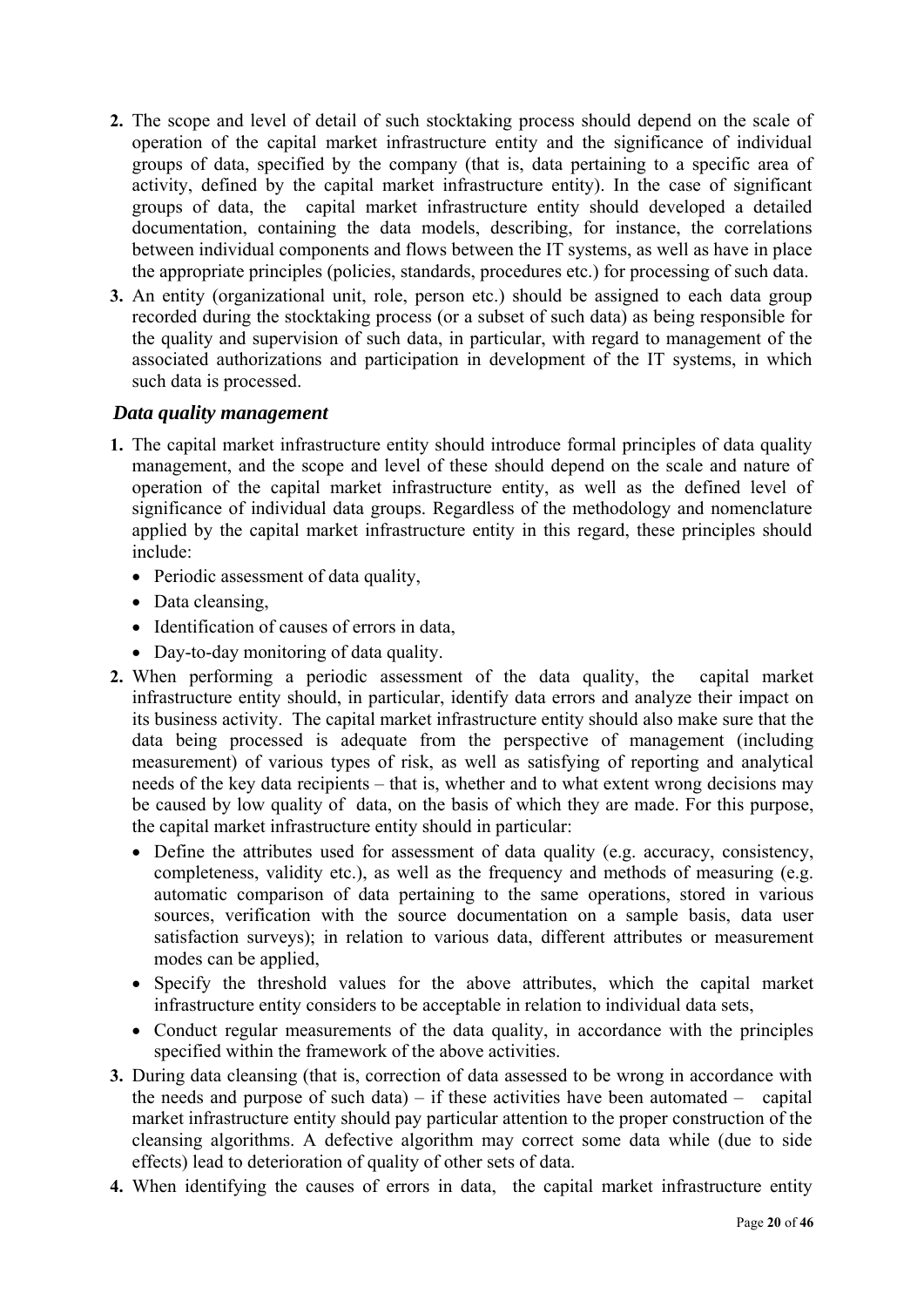2. The scope and level of detail of such stocktaking process should depend on the scale of operation of the capital market infrastructure entity and the significance of individual groups of data, specified by the company (that is, data pertaining to a specific area of activity, defined by the capital market infrastructure entity). In the case of significant groups of data, the capital market infrastructure entity should developed a detailed documentation, containing the data models, describing, for instance, the correlations between individual components and flows between the IT systems, as well as have in place the appropriate principles (policies, standards, procedures etc.) for processing of such data.
3. An entity (organizational unit, role, person etc.) should be assigned to each data group recorded during the stocktaking process (or a subset of such data) as being responsible for the quality and supervision of such data, in particular, with regard to management of the associated authorizations and participation in development of the IT systems, in which such data is processed.

### *Data quality management*

1. The capital market infrastructure entity should introduce formal principles of data quality management, and the scope and level of these should depend on the scale and nature of operation of the capital market infrastructure entity, as well as the defined level of significance of individual data groups. Regardless of the methodology and nomenclature applied by the capital market infrastructure entity in this regard, these principles should include:
   - Periodic assessment of data quality,
   - Data cleansing,
   - Identification of causes of errors in data,
   - Day-to-day monitoring of data quality.
2. When performing a periodic assessment of the data quality, the capital market infrastructure entity should, in particular, identify data errors and analyze their impact on its business activity. The capital market infrastructure entity should also make sure that the data being processed is adequate from the perspective of management (including measurement) of various types of risk, as well as satisfying of reporting and analytical needs of the key data recipients – that is, whether and to what extent wrong decisions may be caused by low quality of data, on the basis of which they are made. For this purpose, the capital market infrastructure entity should in particular:
   - Define the attributes used for assessment of data quality (e.g. accuracy, consistency, completeness, validity etc.), as well as the frequency and methods of measuring (e.g. automatic comparison of data pertaining to the same operations, stored in various sources, verification with the source documentation on a sample basis, data user satisfaction surveys); in relation to various data, different attributes or measurement modes can be applied,
   - Specify the threshold values for the above attributes, which the capital market infrastructure entity considers to be acceptable in relation to individual data sets,
   - Conduct regular measurements of the data quality, in accordance with the principles specified within the framework of the above activities.
3. During data cleansing (that is, correction of data assessed to be wrong in accordance with the needs and purpose of such data) – if these activities have been automated – capital market infrastructure entity should pay particular attention to the proper construction of the cleansing algorithms. A defective algorithm may correct some data while (due to side effects) lead to deterioration of quality of other sets of data.
4. When identifying the causes of errors in data, the capital market infrastructure entity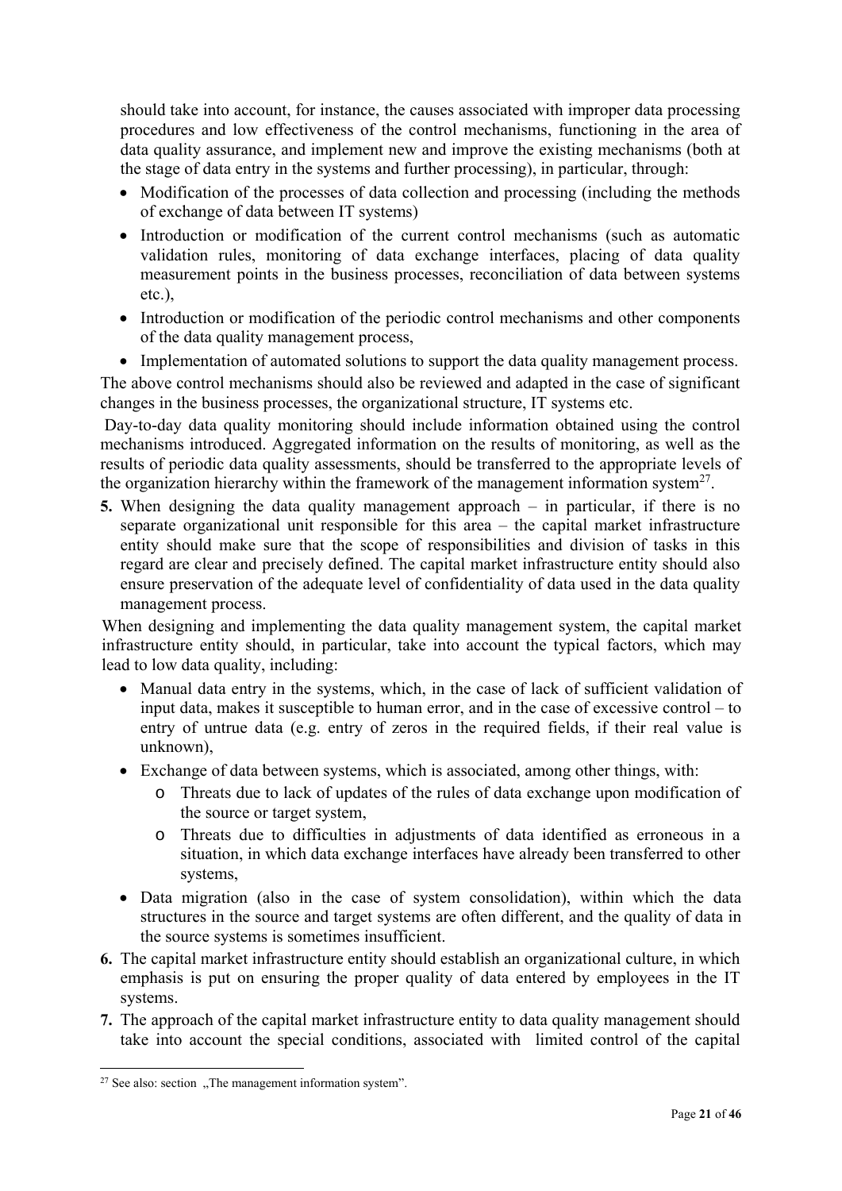should take into account, for instance, the causes associated with improper data processing procedures and low effectiveness of the control mechanisms, functioning in the area of data quality assurance, and implement new and improve the existing mechanisms (both at the stage of data entry in the systems and further processing), in particular, through:

- Modification of the processes of data collection and processing (including the methods of exchange of data between IT systems)
- Introduction or modification of the current control mechanisms (such as automatic validation rules, monitoring of data exchange interfaces, placing of data quality measurement points in the business processes, reconciliation of data between systems etc.),
- Introduction or modification of the periodic control mechanisms and other components of the data quality management process,
- Implementation of automated solutions to support the data quality management process.

The above control mechanisms should also be reviewed and adapted in the case of significant changes in the business processes, the organizational structure, IT systems etc.

Day-to-day data quality monitoring should include information obtained using the control mechanisms introduced. Aggregated information on the results of monitoring, as well as the results of periodic data quality assessments, should be transferred to the appropriate levels of the organization hierarchy within the framework of the management information system[27].

**5.** When designing the data quality management approach – in particular, if there is no separate organizational unit responsible for this area – the capital market infrastructure entity should make sure that the scope of responsibilities and division of tasks in this regard are clear and precisely defined. The capital market infrastructure entity should also ensure preservation of the adequate level of confidentiality of data used in the data quality management process.

When designing and implementing the data quality management system, the capital market infrastructure entity should, in particular, take into account the typical factors, which may lead to low data quality, including:

- Manual data entry in the systems, which, in the case of lack of sufficient validation of input data, makes it susceptible to human error, and in the case of excessive control – to entry of untrue data (e.g. entry of zeros in the required fields, if their real value is unknown),
- Exchange of data between systems, which is associated, among other things, with:
  - Threats due to lack of updates of the rules of data exchange upon modification of the source or target system,
  - Threats due to difficulties in adjustments of data identified as erroneous in a situation, in which data exchange interfaces have already been transferred to other systems,
- Data migration (also in the case of system consolidation), within which the data structures in the source and target systems are often different, and the quality of data in the source systems is sometimes insufficient.

**6.** The capital market infrastructure entity should establish an organizational culture, in which emphasis is put on ensuring the proper quality of data entered by employees in the IT systems.

**7.** The approach of the capital market infrastructure entity to data quality management should take into account the special conditions, associated with limited control of the capital

[27] See also: section „The management information system".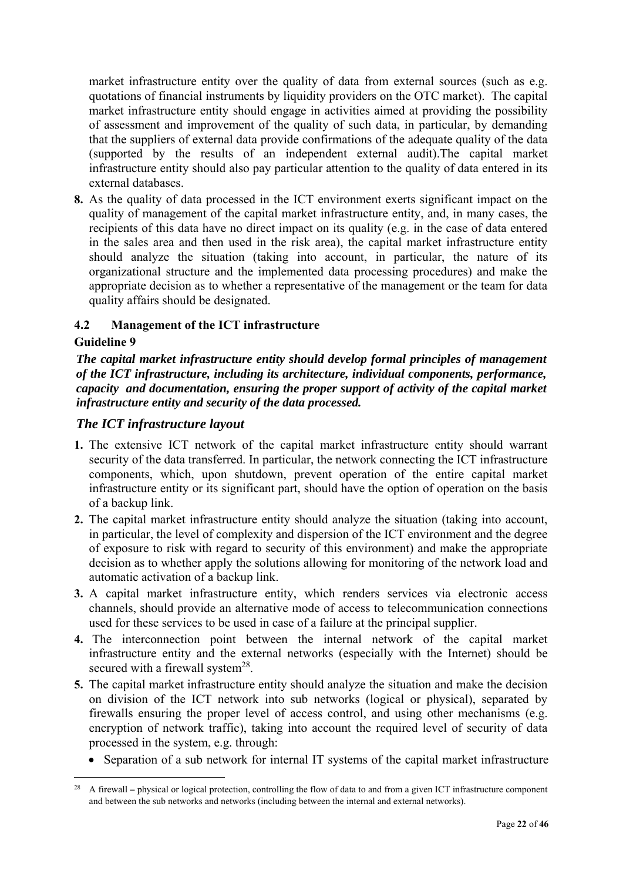market infrastructure entity over the quality of data from external sources (such as e.g. quotations of financial instruments by liquidity providers on the OTC market). The capital market infrastructure entity should engage in activities aimed at providing the possibility of assessment and improvement of the quality of such data, in particular, by demanding that the suppliers of external data provide confirmations of the adequate quality of the data (supported by the results of an independent external audit).The capital market infrastructure entity should also pay particular attention to the quality of data entered in its external databases.

**8.** As the quality of data processed in the ICT environment exerts significant impact on the quality of management of the capital market infrastructure entity, and, in many cases, the recipients of this data have no direct impact on its quality (e.g. in the case of data entered in the sales area and then used in the risk area), the capital market infrastructure entity should analyze the situation (taking into account, in particular, the nature of its organizational structure and the implemented data processing procedures) and make the appropriate decision as to whether a representative of the management or the team for data quality affairs should be designated.

## 4.2 Management of the ICT infrastructure

### Guideline 9

***The capital market infrastructure entity should develop formal principles of management of the ICT infrastructure, including its architecture, individual components, performance, capacity and documentation, ensuring the proper support of activity of the capital market infrastructure entity and security of the data processed.***

### *The ICT infrastructure layout*

**1.** The extensive ICT network of the capital market infrastructure entity should warrant security of the data transferred. In particular, the network connecting the ICT infrastructure components, which, upon shutdown, prevent operation of the entire capital market infrastructure entity or its significant part, should have the option of operation on the basis of a backup link.

**2.** The capital market infrastructure entity should analyze the situation (taking into account, in particular, the level of complexity and dispersion of the ICT environment and the degree of exposure to risk with regard to security of this environment) and make the appropriate decision as to whether apply the solutions allowing for monitoring of the network load and automatic activation of a backup link.

**3.** A capital market infrastructure entity, which renders services via electronic access channels, should provide an alternative mode of access to telecommunication connections used for these services to be used in case of a failure at the principal supplier.

**4.** The interconnection point between the internal network of the capital market infrastructure entity and the external networks (especially with the Internet) should be secured with a firewall system[28].

**5.** The capital market infrastructure entity should analyze the situation and make the decision on division of the ICT network into sub networks (logical or physical), separated by firewalls ensuring the proper level of access control, and using other mechanisms (e.g. encryption of network traffic), taking into account the required level of security of data processed in the system, e.g. through:

- Separation of a sub network for internal IT systems of the capital market infrastructure

---

[28] A firewall – physical or logical protection, controlling the flow of data to and from a given ICT infrastructure component and between the sub networks and networks (including between the internal and external networks).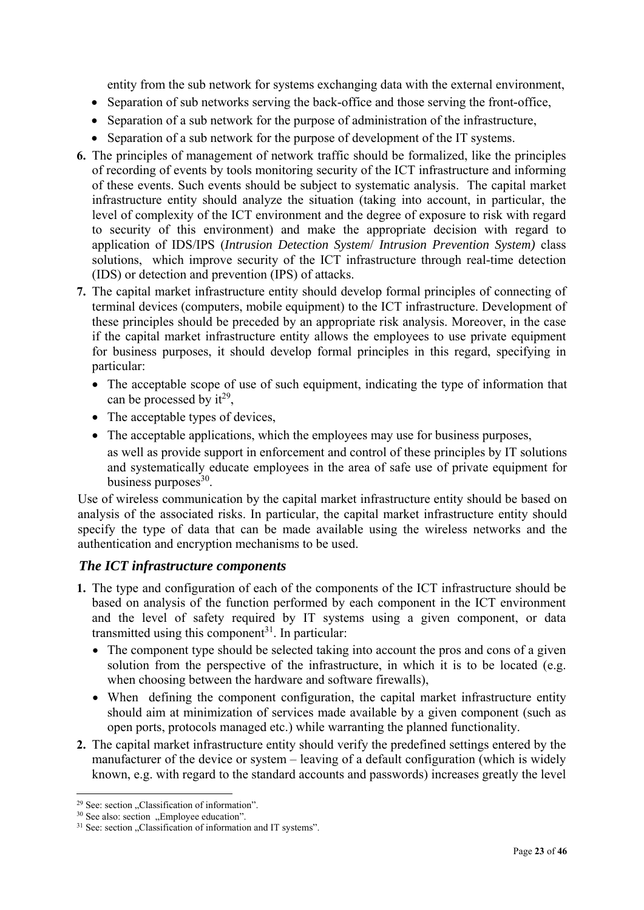entity from the sub network for systems exchanging data with the external environment,

- Separation of sub networks serving the back-office and those serving the front-office,
- Separation of a sub network for the purpose of administration of the infrastructure,
- Separation of a sub network for the purpose of development of the IT systems.

**6.** The principles of management of network traffic should be formalized, like the principles of recording of events by tools monitoring security of the ICT infrastructure and informing of these events. Such events should be subject to systematic analysis. The capital market infrastructure entity should analyze the situation (taking into account, in particular, the level of complexity of the ICT environment and the degree of exposure to risk with regard to security of this environment) and make the appropriate decision with regard to application of IDS/IPS (*Intrusion Detection System*/ *Intrusion Prevention System)* class solutions, which improve security of the ICT infrastructure through real-time detection (IDS) or detection and prevention (IPS) of attacks.

**7.** The capital market infrastructure entity should develop formal principles of connecting of terminal devices (computers, mobile equipment) to the ICT infrastructure. Development of these principles should be preceded by an appropriate risk analysis. Moreover, in the case if the capital market infrastructure entity allows the employees to use private equipment for business purposes, it should develop formal principles in this regard, specifying in particular:

- The acceptable scope of use of such equipment, indicating the type of information that can be processed by it[29],
- The acceptable types of devices,
- The acceptable applications, which the employees may use for business purposes,

as well as provide support in enforcement and control of these principles by IT solutions and systematically educate employees in the area of safe use of private equipment for business purposes[30].

Use of wireless communication by the capital market infrastructure entity should be based on analysis of the associated risks. In particular, the capital market infrastructure entity should specify the type of data that can be made available using the wireless networks and the authentication and encryption mechanisms to be used.

### *The ICT infrastructure components*

**1.** The type and configuration of each of the components of the ICT infrastructure should be based on analysis of the function performed by each component in the ICT environment and the level of safety required by IT systems using a given component, or data transmitted using this component[31]. In particular:

- The component type should be selected taking into account the pros and cons of a given solution from the perspective of the infrastructure, in which it is to be located (e.g. when choosing between the hardware and software firewalls),
- When defining the component configuration, the capital market infrastructure entity should aim at minimization of services made available by a given component (such as open ports, protocols managed etc.) while warranting the planned functionality.

**2.** The capital market infrastructure entity should verify the predefined settings entered by the manufacturer of the device or system – leaving of a default configuration (which is widely known, e.g. with regard to the standard accounts and passwords) increases greatly the level

[29] See: section „Classification of information".
[30] See also: section „Employee education".
[31] See: section „Classification of information and IT systems".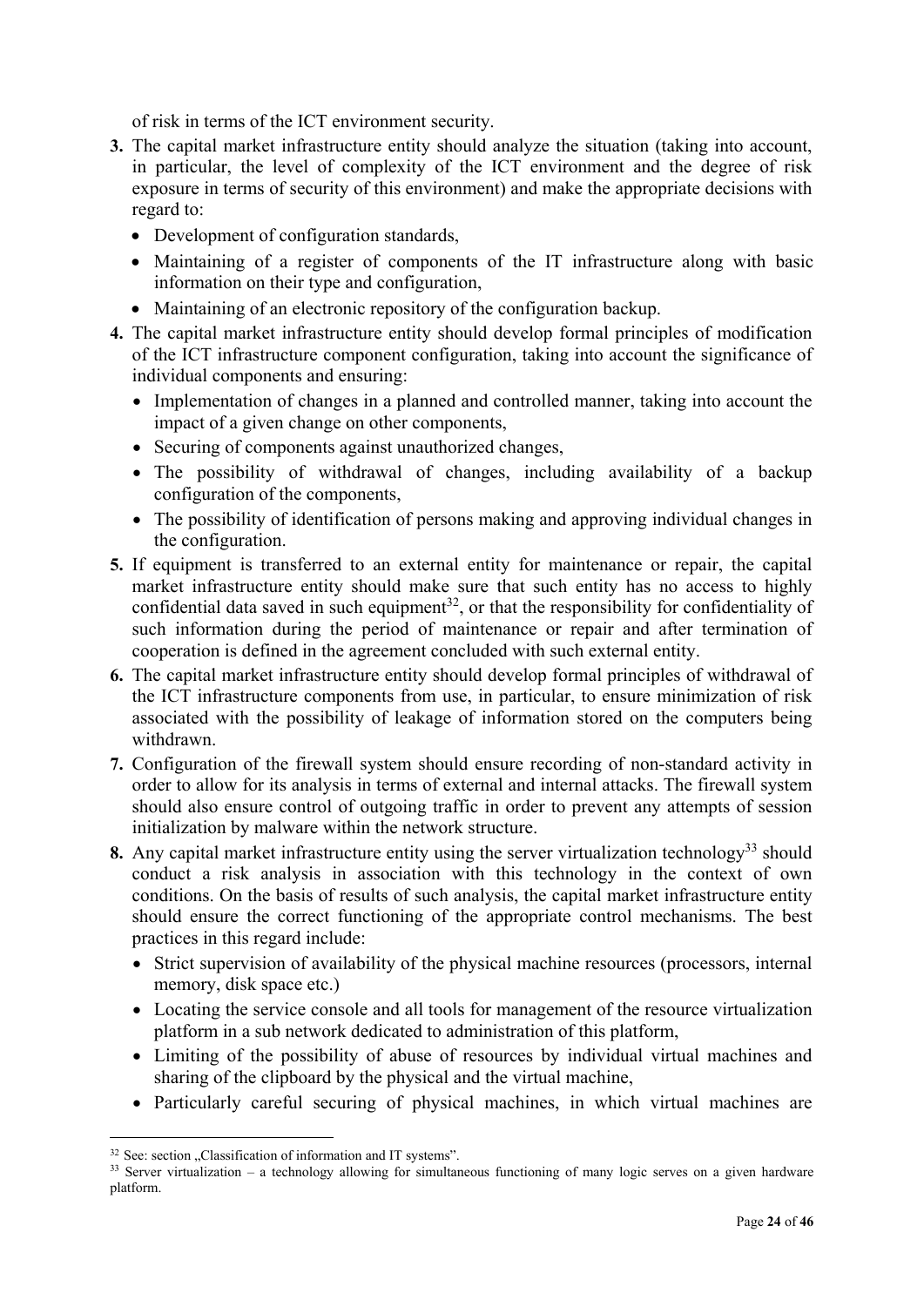of risk in terms of the ICT environment security.

**3.** The capital market infrastructure entity should analyze the situation (taking into account, in particular, the level of complexity of the ICT environment and the degree of risk exposure in terms of security of this environment) and make the appropriate decisions with regard to:
   - Development of configuration standards,
   - Maintaining of a register of components of the IT infrastructure along with basic information on their type and configuration,
   - Maintaining of an electronic repository of the configuration backup.

**4.** The capital market infrastructure entity should develop formal principles of modification of the ICT infrastructure component configuration, taking into account the significance of individual components and ensuring:
   - Implementation of changes in a planned and controlled manner, taking into account the impact of a given change on other components,
   - Securing of components against unauthorized changes,
   - The possibility of withdrawal of changes, including availability of a backup configuration of the components,
   - The possibility of identification of persons making and approving individual changes in the configuration.

**5.** If equipment is transferred to an external entity for maintenance or repair, the capital market infrastructure entity should make sure that such entity has no access to highly confidential data saved in such equipment[32], or that the responsibility for confidentiality of such information during the period of maintenance or repair and after termination of cooperation is defined in the agreement concluded with such external entity.

**6.** The capital market infrastructure entity should develop formal principles of withdrawal of the ICT infrastructure components from use, in particular, to ensure minimization of risk associated with the possibility of leakage of information stored on the computers being withdrawn.

**7.** Configuration of the firewall system should ensure recording of non-standard activity in order to allow for its analysis in terms of external and internal attacks. The firewall system should also ensure control of outgoing traffic in order to prevent any attempts of session initialization by malware within the network structure.

**8.** Any capital market infrastructure entity using the server virtualization technology[33] should conduct a risk analysis in association with this technology in the context of own conditions. On the basis of results of such analysis, the capital market infrastructure entity should ensure the correct functioning of the appropriate control mechanisms. The best practices in this regard include:
   - Strict supervision of availability of the physical machine resources (processors, internal memory, disk space etc.)
   - Locating the service console and all tools for management of the resource virtualization platform in a sub network dedicated to administration of this platform,
   - Limiting of the possibility of abuse of resources by individual virtual machines and sharing of the clipboard by the physical and the virtual machine,
   - Particularly careful securing of physical machines, in which virtual machines are

[32] See: section „Classification of information and IT systems".

[33] Server virtualization – a technology allowing for simultaneous functioning of many logic serves on a given hardware platform.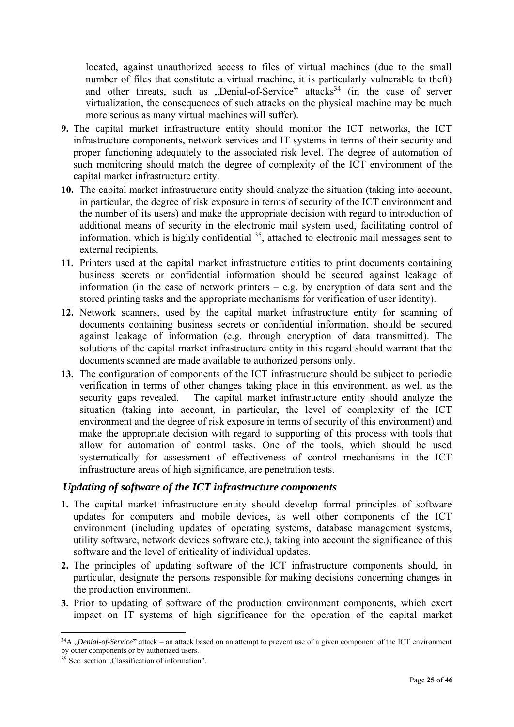located, against unauthorized access to files of virtual machines (due to the small number of files that constitute a virtual machine, it is particularly vulnerable to theft) and other threats, such as „Denial-of-Service" attacks[34] (in the case of server virtualization, the consequences of such attacks on the physical machine may be much more serious as many virtual machines will suffer).

**9.** The capital market infrastructure entity should monitor the ICT networks, the ICT infrastructure components, network services and IT systems in terms of their security and proper functioning adequately to the associated risk level. The degree of automation of such monitoring should match the degree of complexity of the ICT environment of the capital market infrastructure entity.

**10.** The capital market infrastructure entity should analyze the situation (taking into account, in particular, the degree of risk exposure in terms of security of the ICT environment and the number of its users) and make the appropriate decision with regard to introduction of additional means of security in the electronic mail system used, facilitating control of information, which is highly confidential [35], attached to electronic mail messages sent to external recipients.

**11.** Printers used at the capital market infrastructure entities to print documents containing business secrets or confidential information should be secured against leakage of information (in the case of network printers – e.g. by encryption of data sent and the stored printing tasks and the appropriate mechanisms for verification of user identity).

**12.** Network scanners, used by the capital market infrastructure entity for scanning of documents containing business secrets or confidential information, should be secured against leakage of information (e.g. through encryption of data transmitted). The solutions of the capital market infrastructure entity in this regard should warrant that the documents scanned are made available to authorized persons only.

**13.** The configuration of components of the ICT infrastructure should be subject to periodic verification in terms of other changes taking place in this environment, as well as the security gaps revealed. The capital market infrastructure entity should analyze the situation (taking into account, in particular, the level of complexity of the ICT environment and the degree of risk exposure in terms of security of this environment) and make the appropriate decision with regard to supporting of this process with tools that allow for automation of control tasks. One of the tools, which should be used systematically for assessment of effectiveness of control mechanisms in the ICT infrastructure areas of high significance, are penetration tests.

### *Updating of software of the ICT infrastructure components*

**1.** The capital market infrastructure entity should develop formal principles of software updates for computers and mobile devices, as well other components of the ICT environment (including updates of operating systems, database management systems, utility software, network devices software etc.), taking into account the significance of this software and the level of criticality of individual updates.

**2.** The principles of updating software of the ICT infrastructure components should, in particular, designate the persons responsible for making decisions concerning changes in the production environment.

**3.** Prior to updating of software of the production environment components, which exert impact on IT systems of high significance for the operation of the capital market

---

[34] A „*Denial-of-Service*" attack – an attack based on an attempt to prevent use of a given component of the ICT environment by other components or by authorized users.

[35] See: section „Classification of information".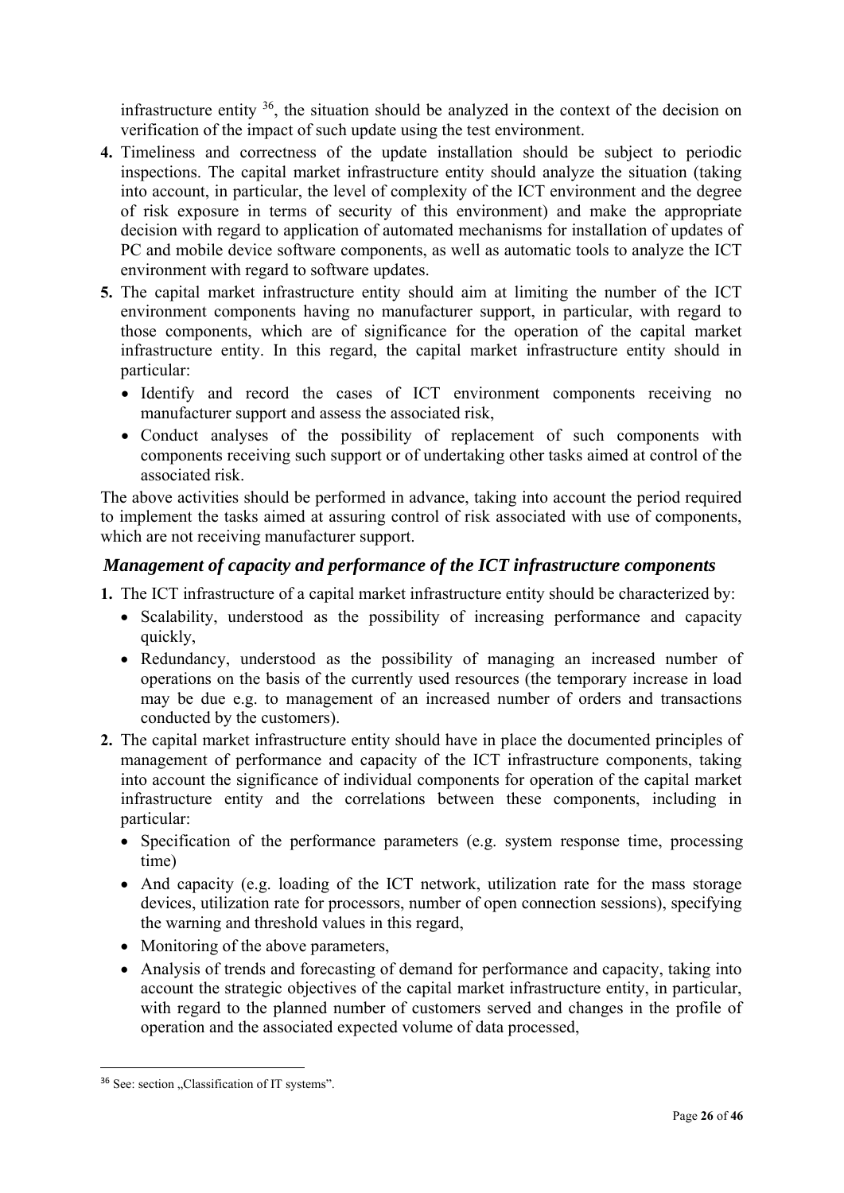infrastructure entity [36], the situation should be analyzed in the context of the decision on verification of the impact of such update using the test environment.

4. Timeliness and correctness of the update installation should be subject to periodic inspections. The capital market infrastructure entity should analyze the situation (taking into account, in particular, the level of complexity of the ICT environment and the degree of risk exposure in terms of security of this environment) and make the appropriate decision with regard to application of automated mechanisms for installation of updates of PC and mobile device software components, as well as automatic tools to analyze the ICT environment with regard to software updates.
5. The capital market infrastructure entity should aim at limiting the number of the ICT environment components having no manufacturer support, in particular, with regard to those components, which are of significance for the operation of the capital market infrastructure entity. In this regard, the capital market infrastructure entity should in particular:
   - Identify and record the cases of ICT environment components receiving no manufacturer support and assess the associated risk,
   - Conduct analyses of the possibility of replacement of such components with components receiving such support or of undertaking other tasks aimed at control of the associated risk.

The above activities should be performed in advance, taking into account the period required to implement the tasks aimed at assuring control of risk associated with use of components, which are not receiving manufacturer support.

### *Management of capacity and performance of the ICT infrastructure components*

1. The ICT infrastructure of a capital market infrastructure entity should be characterized by:
   - Scalability, understood as the possibility of increasing performance and capacity quickly,
   - Redundancy, understood as the possibility of managing an increased number of operations on the basis of the currently used resources (the temporary increase in load may be due e.g. to management of an increased number of orders and transactions conducted by the customers).
2. The capital market infrastructure entity should have in place the documented principles of management of performance and capacity of the ICT infrastructure components, taking into account the significance of individual components for operation of the capital market infrastructure entity and the correlations between these components, including in particular:
   - Specification of the performance parameters (e.g. system response time, processing time)
   - And capacity (e.g. loading of the ICT network, utilization rate for the mass storage devices, utilization rate for processors, number of open connection sessions), specifying the warning and threshold values in this regard,
   - Monitoring of the above parameters,
   - Analysis of trends and forecasting of demand for performance and capacity, taking into account the strategic objectives of the capital market infrastructure entity, in particular, with regard to the planned number of customers served and changes in the profile of operation and the associated expected volume of data processed,

[36] See: section „Classification of IT systems".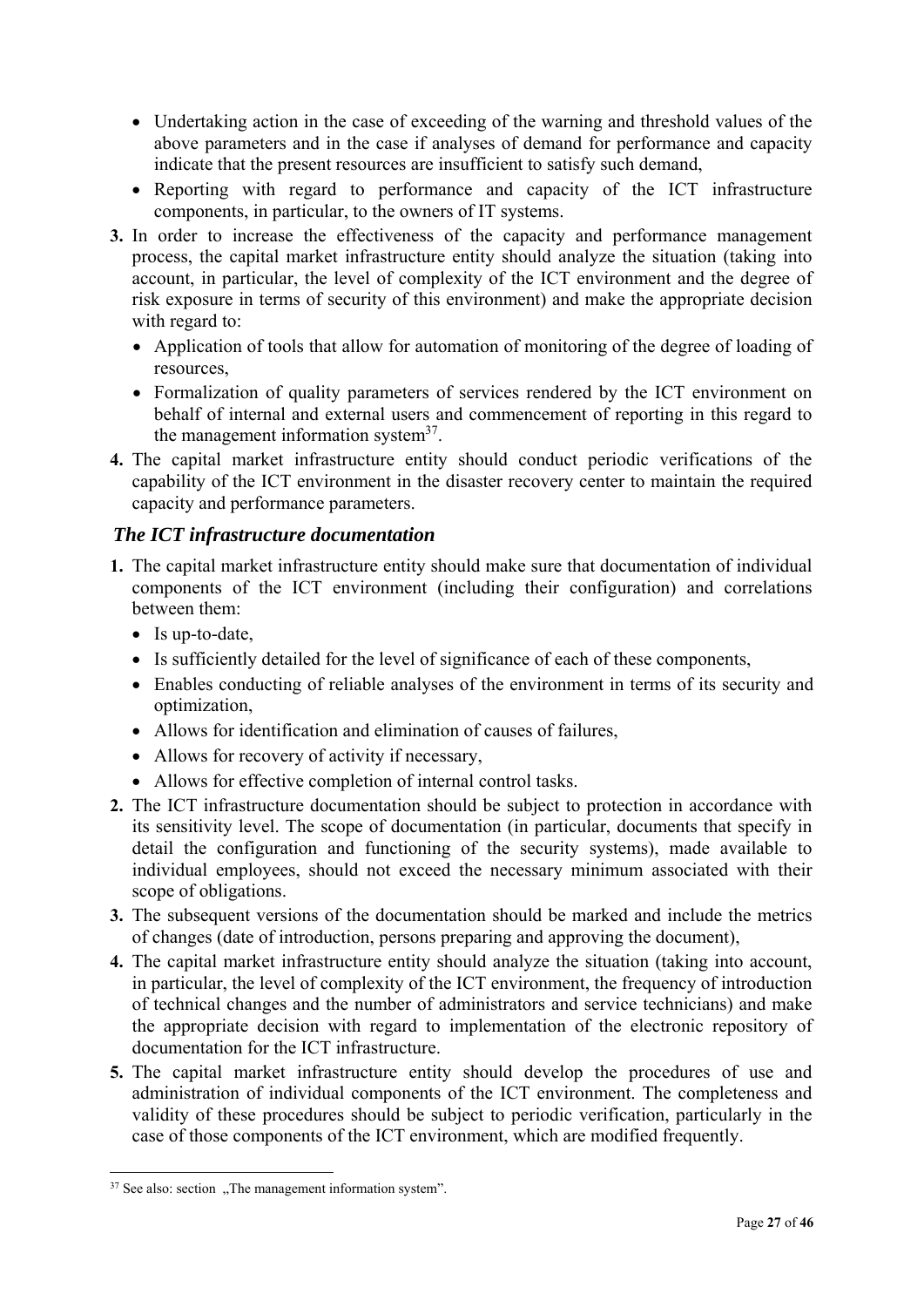- Undertaking action in the case of exceeding of the warning and threshold values of the above parameters and in the case if analyses of demand for performance and capacity indicate that the present resources are insufficient to satisfy such demand,
- Reporting with regard to performance and capacity of the ICT infrastructure components, in particular, to the owners of IT systems.

**3.** In order to increase the effectiveness of the capacity and performance management process, the capital market infrastructure entity should analyze the situation (taking into account, in particular, the level of complexity of the ICT environment and the degree of risk exposure in terms of security of this environment) and make the appropriate decision with regard to:

- Application of tools that allow for automation of monitoring of the degree of loading of resources,
- Formalization of quality parameters of services rendered by the ICT environment on behalf of internal and external users and commencement of reporting in this regard to the management information system[37].

**4.** The capital market infrastructure entity should conduct periodic verifications of the capability of the ICT environment in the disaster recovery center to maintain the required capacity and performance parameters.

### *The ICT infrastructure documentation*

**1.** The capital market infrastructure entity should make sure that documentation of individual components of the ICT environment (including their configuration) and correlations between them:

- Is up-to-date,
- Is sufficiently detailed for the level of significance of each of these components,
- Enables conducting of reliable analyses of the environment in terms of its security and optimization,
- Allows for identification and elimination of causes of failures,
- Allows for recovery of activity if necessary,
- Allows for effective completion of internal control tasks.

**2.** The ICT infrastructure documentation should be subject to protection in accordance with its sensitivity level. The scope of documentation (in particular, documents that specify in detail the configuration and functioning of the security systems), made available to individual employees, should not exceed the necessary minimum associated with their scope of obligations.

**3.** The subsequent versions of the documentation should be marked and include the metrics of changes (date of introduction, persons preparing and approving the document),

**4.** The capital market infrastructure entity should analyze the situation (taking into account, in particular, the level of complexity of the ICT environment, the frequency of introduction of technical changes and the number of administrators and service technicians) and make the appropriate decision with regard to implementation of the electronic repository of documentation for the ICT infrastructure.

**5.** The capital market infrastructure entity should develop the procedures of use and administration of individual components of the ICT environment. The completeness and validity of these procedures should be subject to periodic verification, particularly in the case of those components of the ICT environment, which are modified frequently.

---

[37] See also: section „The management information system".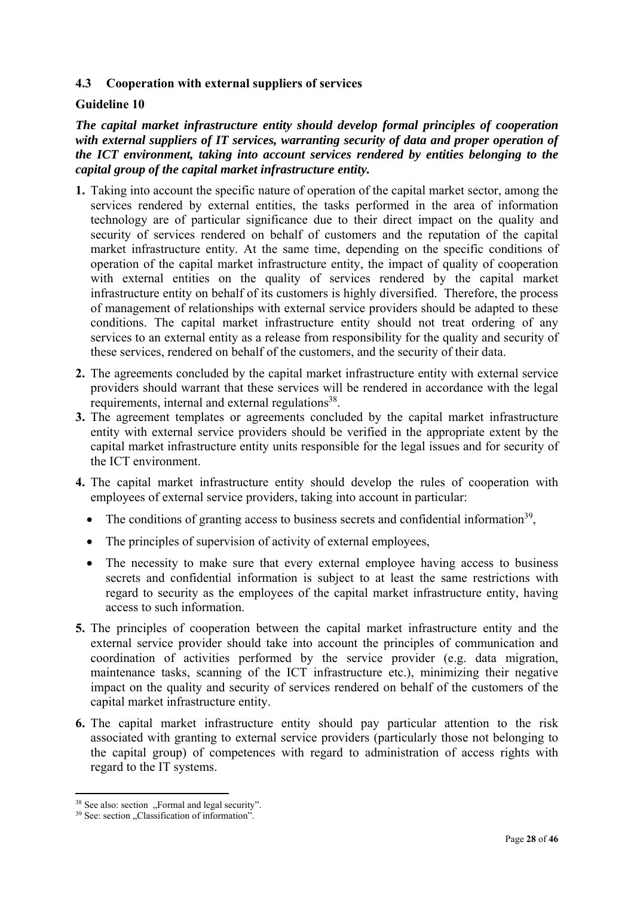### 4.3 Cooperation with external suppliers of services

**Guideline 10**

***The capital market infrastructure entity should develop formal principles of cooperation with external suppliers of IT services, warranting security of data and proper operation of the ICT environment, taking into account services rendered by entities belonging to the capital group of the capital market infrastructure entity.***

**1.** Taking into account the specific nature of operation of the capital market sector, among the services rendered by external entities, the tasks performed in the area of information technology are of particular significance due to their direct impact on the quality and security of services rendered on behalf of customers and the reputation of the capital market infrastructure entity. At the same time, depending on the specific conditions of operation of the capital market infrastructure entity, the impact of quality of cooperation with external entities on the quality of services rendered by the capital market infrastructure entity on behalf of its customers is highly diversified. Therefore, the process of management of relationships with external service providers should be adapted to these conditions. The capital market infrastructure entity should not treat ordering of any services to an external entity as a release from responsibility for the quality and security of these services, rendered on behalf of the customers, and the security of their data.

**2.** The agreements concluded by the capital market infrastructure entity with external service providers should warrant that these services will be rendered in accordance with the legal requirements, internal and external regulations[38].

**3.** The agreement templates or agreements concluded by the capital market infrastructure entity with external service providers should be verified in the appropriate extent by the capital market infrastructure entity units responsible for the legal issues and for security of the ICT environment.

**4.** The capital market infrastructure entity should develop the rules of cooperation with employees of external service providers, taking into account in particular:

- The conditions of granting access to business secrets and confidential information[39],
- The principles of supervision of activity of external employees,
- The necessity to make sure that every external employee having access to business secrets and confidential information is subject to at least the same restrictions with regard to security as the employees of the capital market infrastructure entity, having access to such information.

**5.** The principles of cooperation between the capital market infrastructure entity and the external service provider should take into account the principles of communication and coordination of activities performed by the service provider (e.g. data migration, maintenance tasks, scanning of the ICT infrastructure etc.), minimizing their negative impact on the quality and security of services rendered on behalf of the customers of the capital market infrastructure entity.

**6.** The capital market infrastructure entity should pay particular attention to the risk associated with granting to external service providers (particularly those not belonging to the capital group) of competences with regard to administration of access rights with regard to the IT systems.

---

[38] See also: section „Formal and legal security".

[39] See: section „Classification of information".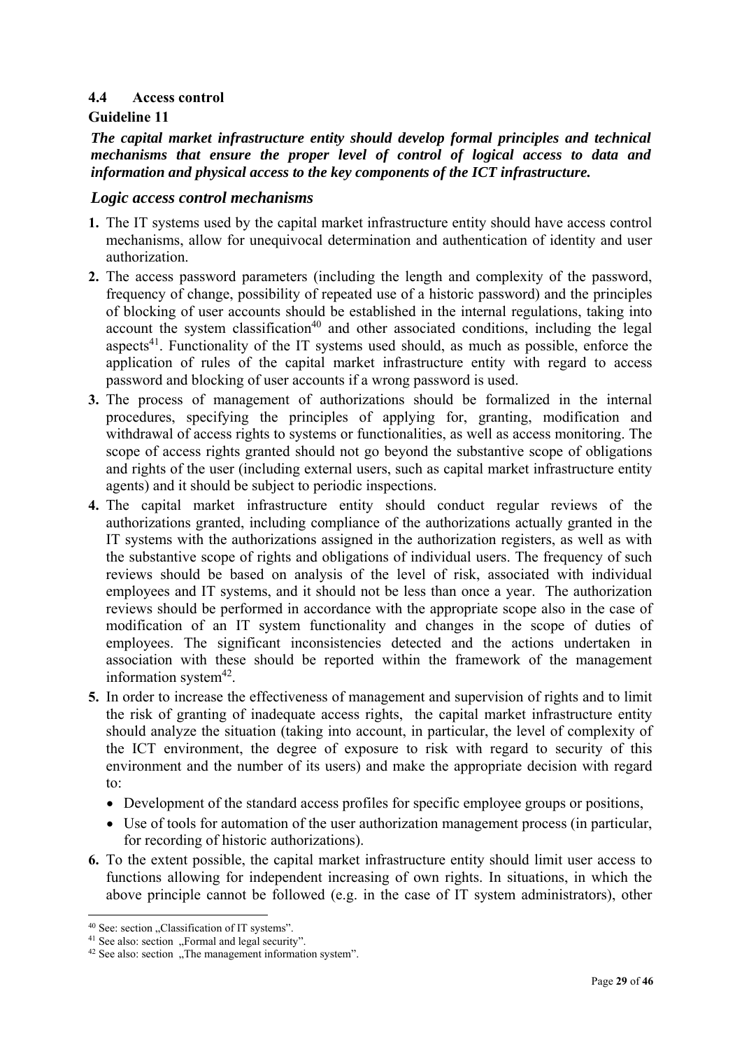## 4.4 Access control

### Guideline 11

***The capital market infrastructure entity should develop formal principles and technical mechanisms that ensure the proper level of control of logical access to data and information and physical access to the key components of the ICT infrastructure.***

### *Logic access control mechanisms*

1. The IT systems used by the capital market infrastructure entity should have access control mechanisms, allow for unequivocal determination and authentication of identity and user authorization.
2. The access password parameters (including the length and complexity of the password, frequency of change, possibility of repeated use of a historic password) and the principles of blocking of user accounts should be established in the internal regulations, taking into account the system classification[40] and other associated conditions, including the legal aspects[41]. Functionality of the IT systems used should, as much as possible, enforce the application of rules of the capital market infrastructure entity with regard to access password and blocking of user accounts if a wrong password is used.
3. The process of management of authorizations should be formalized in the internal procedures, specifying the principles of applying for, granting, modification and withdrawal of access rights to systems or functionalities, as well as access monitoring. The scope of access rights granted should not go beyond the substantive scope of obligations and rights of the user (including external users, such as capital market infrastructure entity agents) and it should be subject to periodic inspections.
4. The capital market infrastructure entity should conduct regular reviews of the authorizations granted, including compliance of the authorizations actually granted in the IT systems with the authorizations assigned in the authorization registers, as well as with the substantive scope of rights and obligations of individual users. The frequency of such reviews should be based on analysis of the level of risk, associated with individual employees and IT systems, and it should not be less than once a year. The authorization reviews should be performed in accordance with the appropriate scope also in the case of modification of an IT system functionality and changes in the scope of duties of employees. The significant inconsistencies detected and the actions undertaken in association with these should be reported within the framework of the management information system[42].
5. In order to increase the effectiveness of management and supervision of rights and to limit the risk of granting of inadequate access rights, the capital market infrastructure entity should analyze the situation (taking into account, in particular, the level of complexity of the ICT environment, the degree of exposure to risk with regard to security of this environment and the number of its users) and make the appropriate decision with regard to:
   - Development of the standard access profiles for specific employee groups or positions,
   - Use of tools for automation of the user authorization management process (in particular, for recording of historic authorizations).
6. To the extent possible, the capital market infrastructure entity should limit user access to functions allowing for independent increasing of own rights. In situations, in which the above principle cannot be followed (e.g. in the case of IT system administrators), other

---

[40] See: section „Classification of IT systems".

[41] See also: section „Formal and legal security".

[42] See also: section „The management information system".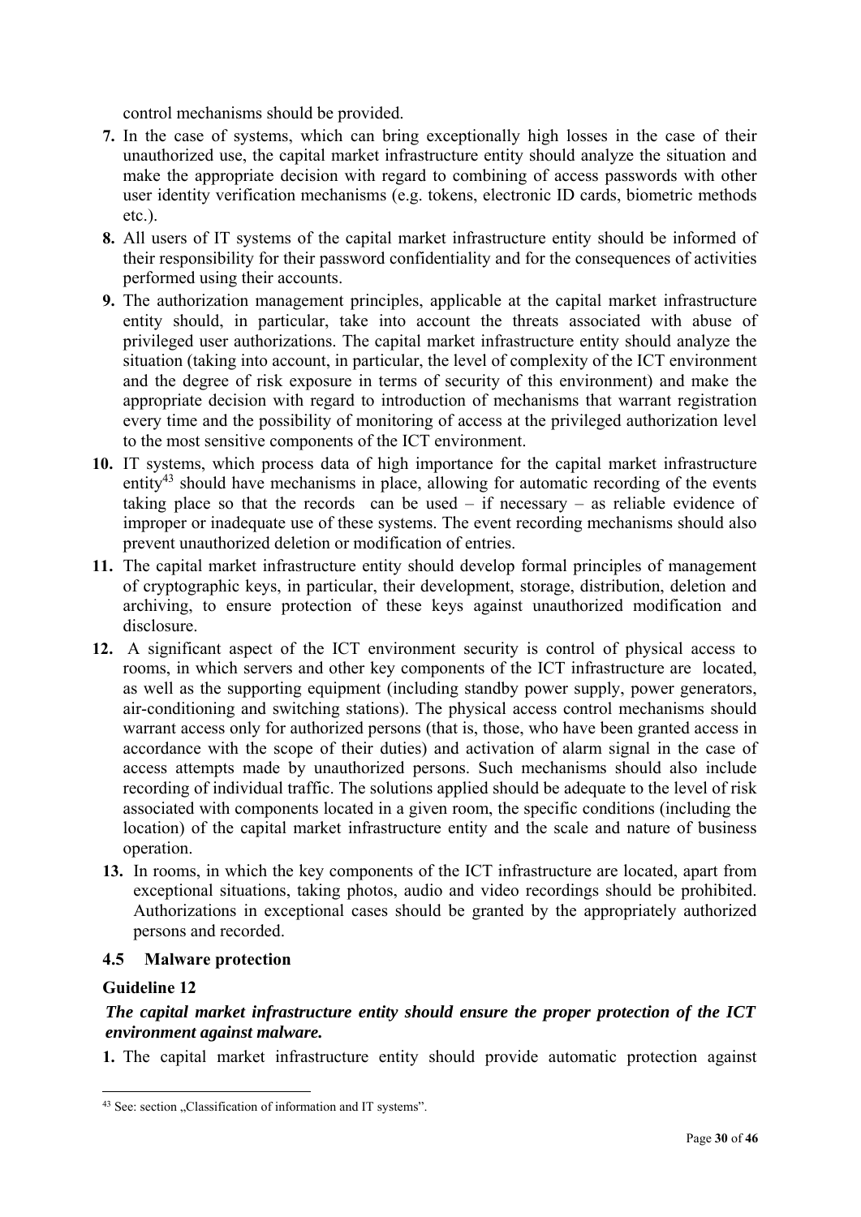control mechanisms should be provided.

7. In the case of systems, which can bring exceptionally high losses in the case of their unauthorized use, the capital market infrastructure entity should analyze the situation and make the appropriate decision with regard to combining of access passwords with other user identity verification mechanisms (e.g. tokens, electronic ID cards, biometric methods etc.).
8. All users of IT systems of the capital market infrastructure entity should be informed of their responsibility for their password confidentiality and for the consequences of activities performed using their accounts.
9. The authorization management principles, applicable at the capital market infrastructure entity should, in particular, take into account the threats associated with abuse of privileged user authorizations. The capital market infrastructure entity should analyze the situation (taking into account, in particular, the level of complexity of the ICT environment and the degree of risk exposure in terms of security of this environment) and make the appropriate decision with regard to introduction of mechanisms that warrant registration every time and the possibility of monitoring of access at the privileged authorization level to the most sensitive components of the ICT environment.
10. IT systems, which process data of high importance for the capital market infrastructure entity[43] should have mechanisms in place, allowing for automatic recording of the events taking place so that the records can be used – if necessary – as reliable evidence of improper or inadequate use of these systems. The event recording mechanisms should also prevent unauthorized deletion or modification of entries.
11. The capital market infrastructure entity should develop formal principles of management of cryptographic keys, in particular, their development, storage, distribution, deletion and archiving, to ensure protection of these keys against unauthorized modification and disclosure.
12. A significant aspect of the ICT environment security is control of physical access to rooms, in which servers and other key components of the ICT infrastructure are located, as well as the supporting equipment (including standby power supply, power generators, air-conditioning and switching stations). The physical access control mechanisms should warrant access only for authorized persons (that is, those, who have been granted access in accordance with the scope of their duties) and activation of alarm signal in the case of access attempts made by unauthorized persons. Such mechanisms should also include recording of individual traffic. The solutions applied should be adequate to the level of risk associated with components located in a given room, the specific conditions (including the location) of the capital market infrastructure entity and the scale and nature of business operation.
13. In rooms, in which the key components of the ICT infrastructure are located, apart from exceptional situations, taking photos, audio and video recordings should be prohibited. Authorizations in exceptional cases should be granted by the appropriately authorized persons and recorded.

### 4.5 Malware protection

**Guideline 12**

***The capital market infrastructure entity should ensure the proper protection of the ICT environment against malware.***

1. The capital market infrastructure entity should provide automatic protection against

[43] See: section „Classification of information and IT systems".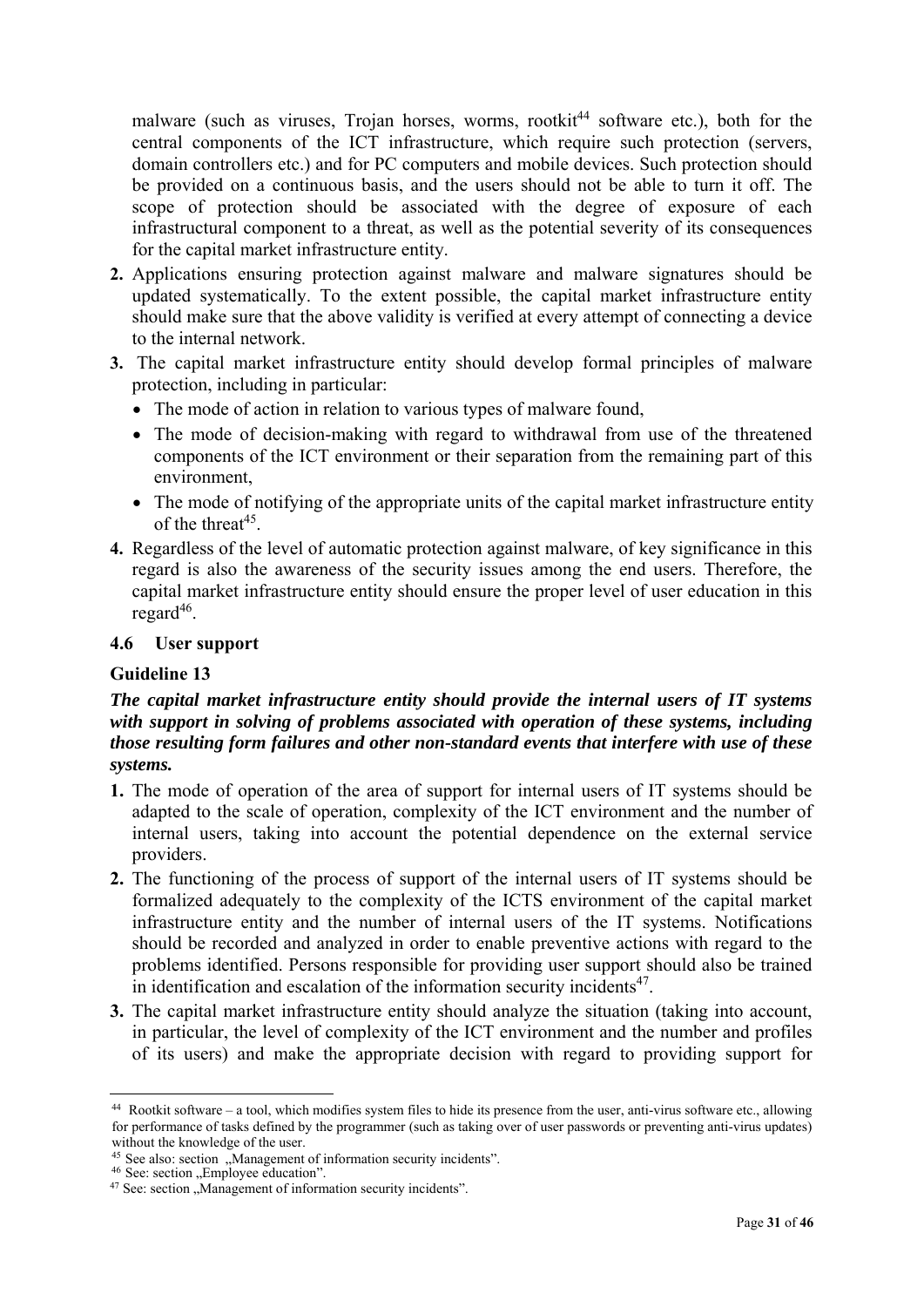malware (such as viruses, Trojan horses, worms, rootkit[44] software etc.), both for the central components of the ICT infrastructure, which require such protection (servers, domain controllers etc.) and for PC computers and mobile devices. Such protection should be provided on a continuous basis, and the users should not be able to turn it off. The scope of protection should be associated with the degree of exposure of each infrastructural component to a threat, as well as the potential severity of its consequences for the capital market infrastructure entity.

2. Applications ensuring protection against malware and malware signatures should be updated systematically. To the extent possible, the capital market infrastructure entity should make sure that the above validity is verified at every attempt of connecting a device to the internal network.

3. The capital market infrastructure entity should develop formal principles of malware protection, including in particular:
   - The mode of action in relation to various types of malware found,
   - The mode of decision-making with regard to withdrawal from use of the threatened components of the ICT environment or their separation from the remaining part of this environment,
   - The mode of notifying of the appropriate units of the capital market infrastructure entity of the threat[45].

4. Regardless of the level of automatic protection against malware, of key significance in this regard is also the awareness of the security issues among the end users. Therefore, the capital market infrastructure entity should ensure the proper level of user education in this regard[46].

### 4.6 User support

**Guideline 13**

***The capital market infrastructure entity should provide the internal users of IT systems with support in solving of problems associated with operation of these systems, including those resulting form failures and other non-standard events that interfere with use of these systems.***

1. The mode of operation of the area of support for internal users of IT systems should be adapted to the scale of operation, complexity of the ICT environment and the number of internal users, taking into account the potential dependence on the external service providers.

2. The functioning of the process of support of the internal users of IT systems should be formalized adequately to the complexity of the ICTS environment of the capital market infrastructure entity and the number of internal users of the IT systems. Notifications should be recorded and analyzed in order to enable preventive actions with regard to the problems identified. Persons responsible for providing user support should also be trained in identification and escalation of the information security incidents[47].

3. The capital market infrastructure entity should analyze the situation (taking into account, in particular, the level of complexity of the ICT environment and the number and profiles of its users) and make the appropriate decision with regard to providing support for

---

[44] Rootkit software – a tool, which modifies system files to hide its presence from the user, anti-virus software etc., allowing for performance of tasks defined by the programmer (such as taking over of user passwords or preventing anti-virus updates) without the knowledge of the user.

[45] See also: section „Management of information security incidents".

[46] See: section „Employee education".

[47] See: section „Management of information security incidents".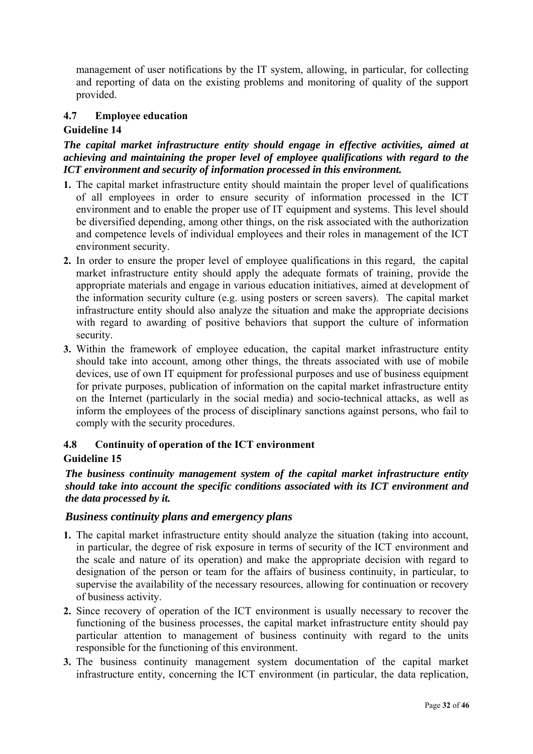management of user notifications by the IT system, allowing, in particular, for collecting and reporting of data on the existing problems and monitoring of quality of the support provided.

### 4.7 Employee education

#### Guideline 14

***The capital market infrastructure entity should engage in effective activities, aimed at achieving and maintaining the proper level of employee qualifications with regard to the ICT environment and security of information processed in this environment.***

1. The capital market infrastructure entity should maintain the proper level of qualifications of all employees in order to ensure security of information processed in the ICT environment and to enable the proper use of IT equipment and systems. This level should be diversified depending, among other things, on the risk associated with the authorization and competence levels of individual employees and their roles in management of the ICT environment security.
2. In order to ensure the proper level of employee qualifications in this regard, the capital market infrastructure entity should apply the adequate formats of training, provide the appropriate materials and engage in various education initiatives, aimed at development of the information security culture (e.g. using posters or screen savers). The capital market infrastructure entity should also analyze the situation and make the appropriate decisions with regard to awarding of positive behaviors that support the culture of information security.
3. Within the framework of employee education, the capital market infrastructure entity should take into account, among other things, the threats associated with use of mobile devices, use of own IT equipment for professional purposes and use of business equipment for private purposes, publication of information on the capital market infrastructure entity on the Internet (particularly in the social media) and socio-technical attacks, as well as inform the employees of the process of disciplinary sanctions against persons, who fail to comply with the security procedures.

### 4.8 Continuity of operation of the ICT environment

#### Guideline 15

***The business continuity management system of the capital market infrastructure entity should take into account the specific conditions associated with its ICT environment and the data processed by it.***

***Business continuity plans and emergency plans***

1. The capital market infrastructure entity should analyze the situation (taking into account, in particular, the degree of risk exposure in terms of security of the ICT environment and the scale and nature of its operation) and make the appropriate decision with regard to designation of the person or team for the affairs of business continuity, in particular, to supervise the availability of the necessary resources, allowing for continuation or recovery of business activity.
2. Since recovery of operation of the ICT environment is usually necessary to recover the functioning of the business processes, the capital market infrastructure entity should pay particular attention to management of business continuity with regard to the units responsible for the functioning of this environment.
3. The business continuity management system documentation of the capital market infrastructure entity, concerning the ICT environment (in particular, the data replication,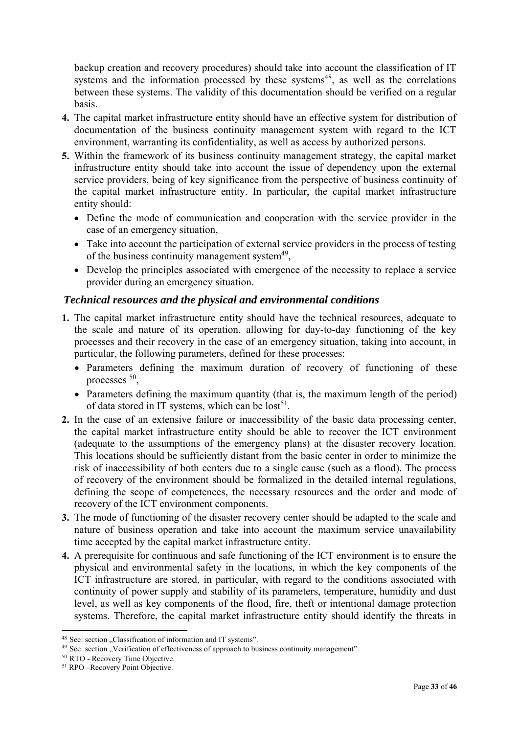backup creation and recovery procedures) should take into account the classification of IT systems and the information processed by these systems[48], as well as the correlations between these systems. The validity of this documentation should be verified on a regular basis.

**4.** The capital market infrastructure entity should have an effective system for distribution of documentation of the business continuity management system with regard to the ICT environment, warranting its confidentiality, as well as access by authorized persons.

**5.** Within the framework of its business continuity management strategy, the capital market infrastructure entity should take into account the issue of dependency upon the external service providers, being of key significance from the perspective of business continuity of the capital market infrastructure entity. In particular, the capital market infrastructure entity should:
   - Define the mode of communication and cooperation with the service provider in the case of an emergency situation,
   - Take into account the participation of external service providers in the process of testing of the business continuity management system[49],
   - Develop the principles associated with emergence of the necessity to replace a service provider during an emergency situation.

### *Technical resources and the physical and environmental conditions*

**1.** The capital market infrastructure entity should have the technical resources, adequate to the scale and nature of its operation, allowing for day-to-day functioning of the key processes and their recovery in the case of an emergency situation, taking into account, in particular, the following parameters, defined for these processes:
   - Parameters defining the maximum duration of recovery of functioning of these processes [50],
   - Parameters defining the maximum quantity (that is, the maximum length of the period) of data stored in IT systems, which can be lost[51].

**2.** In the case of an extensive failure or inaccessibility of the basic data processing center, the capital market infrastructure entity should be able to recover the ICT environment (adequate to the assumptions of the emergency plans) at the disaster recovery location. This locations should be sufficiently distant from the basic center in order to minimize the risk of inaccessibility of both centers due to a single cause (such as a flood). The process of recovery of the environment should be formalized in the detailed internal regulations, defining the scope of competences, the necessary resources and the order and mode of recovery of the ICT environment components.

**3.** The mode of functioning of the disaster recovery center should be adapted to the scale and nature of business operation and take into account the maximum service unavailability time accepted by the capital market infrastructure entity.

**4.** A prerequisite for continuous and safe functioning of the ICT environment is to ensure the physical and environmental safety in the locations, in which the key components of the ICT infrastructure are stored, in particular, with regard to the conditions associated with continuity of power supply and stability of its parameters, temperature, humidity and dust level, as well as key components of the flood, fire, theft or intentional damage protection systems. Therefore, the capital market infrastructure entity should identify the threats in

---

[48] See: section „Classification of information and IT systems".

[49] See: section „Verification of effectiveness of approach to business continuity management".

[50] RTO - Recovery Time Objective.

[51] RPO –Recovery Point Objective.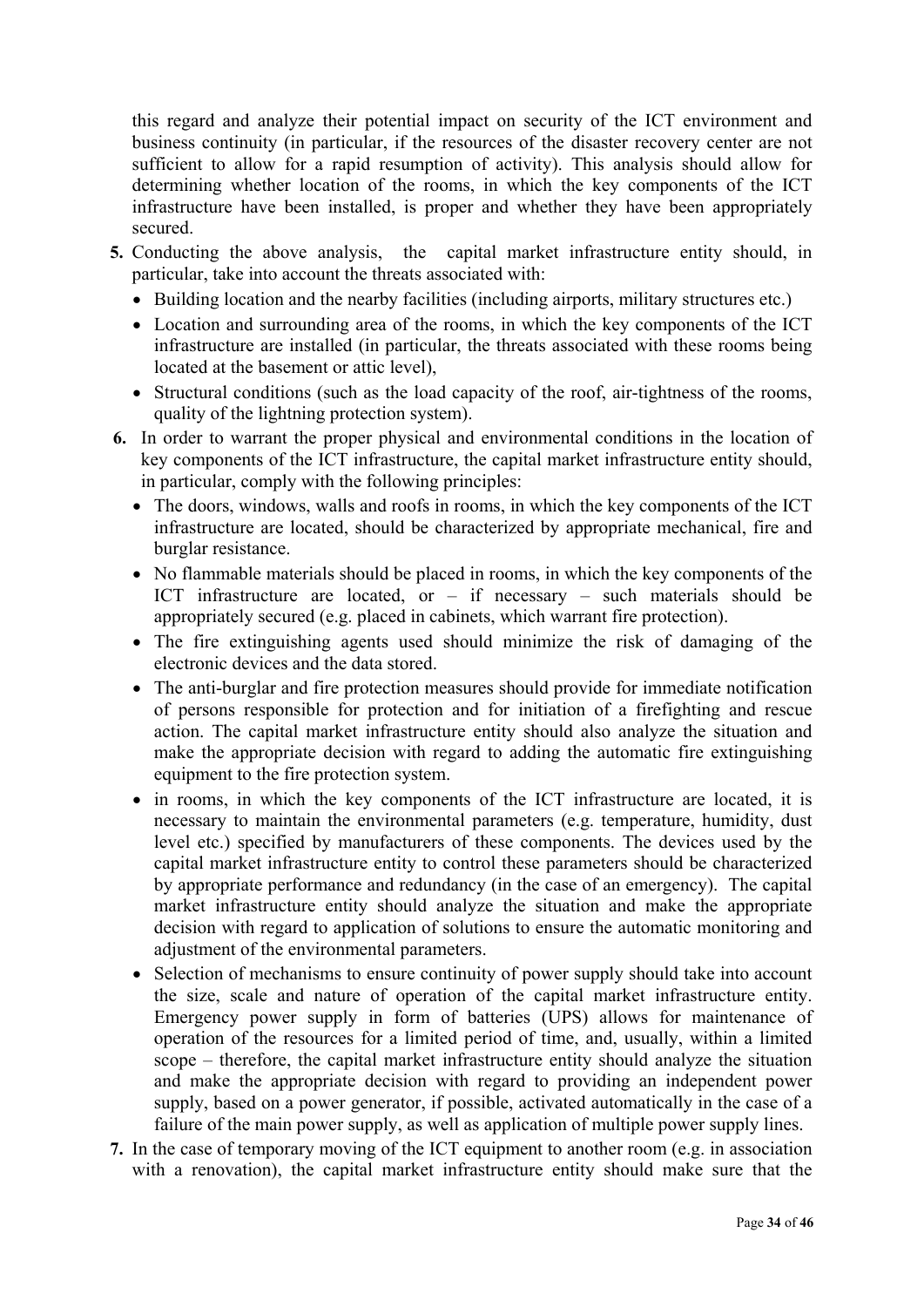this regard and analyze their potential impact on security of the ICT environment and business continuity (in particular, if the resources of the disaster recovery center are not sufficient to allow for a rapid resumption of activity). This analysis should allow for determining whether location of the rooms, in which the key components of the ICT infrastructure have been installed, is proper and whether they have been appropriately secured.

5. Conducting the above analysis, the capital market infrastructure entity should, in particular, take into account the threats associated with:
   - Building location and the nearby facilities (including airports, military structures etc.)
   - Location and surrounding area of the rooms, in which the key components of the ICT infrastructure are installed (in particular, the threats associated with these rooms being located at the basement or attic level),
   - Structural conditions (such as the load capacity of the roof, air-tightness of the rooms, quality of the lightning protection system).
6. In order to warrant the proper physical and environmental conditions in the location of key components of the ICT infrastructure, the capital market infrastructure entity should, in particular, comply with the following principles:
   - The doors, windows, walls and roofs in rooms, in which the key components of the ICT infrastructure are located, should be characterized by appropriate mechanical, fire and burglar resistance.
   - No flammable materials should be placed in rooms, in which the key components of the ICT infrastructure are located, or – if necessary – such materials should be appropriately secured (e.g. placed in cabinets, which warrant fire protection).
   - The fire extinguishing agents used should minimize the risk of damaging of the electronic devices and the data stored.
   - The anti-burglar and fire protection measures should provide for immediate notification of persons responsible for protection and for initiation of a firefighting and rescue action. The capital market infrastructure entity should also analyze the situation and make the appropriate decision with regard to adding the automatic fire extinguishing equipment to the fire protection system.
   - in rooms, in which the key components of the ICT infrastructure are located, it is necessary to maintain the environmental parameters (e.g. temperature, humidity, dust level etc.) specified by manufacturers of these components. The devices used by the capital market infrastructure entity to control these parameters should be characterized by appropriate performance and redundancy (in the case of an emergency). The capital market infrastructure entity should analyze the situation and make the appropriate decision with regard to application of solutions to ensure the automatic monitoring and adjustment of the environmental parameters.
   - Selection of mechanisms to ensure continuity of power supply should take into account the size, scale and nature of operation of the capital market infrastructure entity. Emergency power supply in form of batteries (UPS) allows for maintenance of operation of the resources for a limited period of time, and, usually, within a limited scope – therefore, the capital market infrastructure entity should analyze the situation and make the appropriate decision with regard to providing an independent power supply, based on a power generator, if possible, activated automatically in the case of a failure of the main power supply, as well as application of multiple power supply lines.
7. In the case of temporary moving of the ICT equipment to another room (e.g. in association with a renovation), the capital market infrastructure entity should make sure that the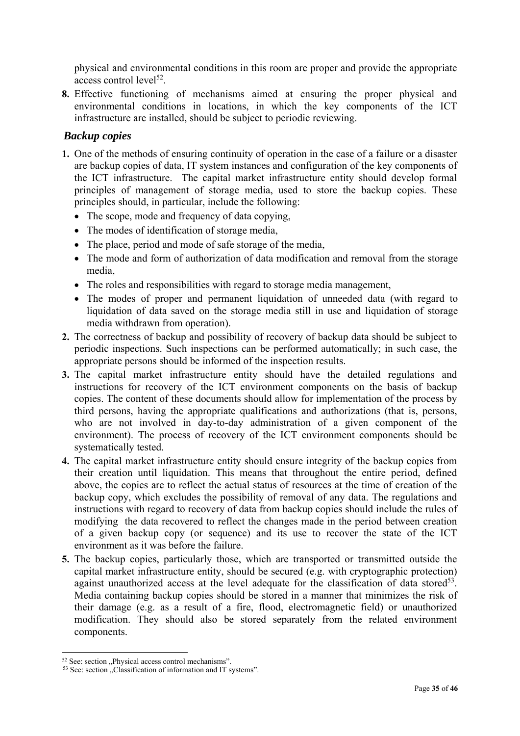physical and environmental conditions in this room are proper and provide the appropriate access control level[52].

**8.** Effective functioning of mechanisms aimed at ensuring the proper physical and environmental conditions in locations, in which the key components of the ICT infrastructure are installed, should be subject to periodic reviewing.

### *Backup copies*

**1.** One of the methods of ensuring continuity of operation in the case of a failure or a disaster are backup copies of data, IT system instances and configuration of the key components of the ICT infrastructure. The capital market infrastructure entity should develop formal principles of management of storage media, used to store the backup copies. These principles should, in particular, include the following:
   - The scope, mode and frequency of data copying,
   - The modes of identification of storage media,
   - The place, period and mode of safe storage of the media,
   - The mode and form of authorization of data modification and removal from the storage media,
   - The roles and responsibilities with regard to storage media management,
   - The modes of proper and permanent liquidation of unneeded data (with regard to liquidation of data saved on the storage media still in use and liquidation of storage media withdrawn from operation).

**2.** The correctness of backup and possibility of recovery of backup data should be subject to periodic inspections. Such inspections can be performed automatically; in such case, the appropriate persons should be informed of the inspection results.

**3.** The capital market infrastructure entity should have the detailed regulations and instructions for recovery of the ICT environment components on the basis of backup copies. The content of these documents should allow for implementation of the process by third persons, having the appropriate qualifications and authorizations (that is, persons, who are not involved in day-to-day administration of a given component of the environment). The process of recovery of the ICT environment components should be systematically tested.

**4.** The capital market infrastructure entity should ensure integrity of the backup copies from their creation until liquidation. This means that throughout the entire period, defined above, the copies are to reflect the actual status of resources at the time of creation of the backup copy, which excludes the possibility of removal of any data. The regulations and instructions with regard to recovery of data from backup copies should include the rules of modifying the data recovered to reflect the changes made in the period between creation of a given backup copy (or sequence) and its use to recover the state of the ICT environment as it was before the failure.

**5.** The backup copies, particularly those, which are transported or transmitted outside the capital market infrastructure entity, should be secured (e.g. with cryptographic protection) against unauthorized access at the level adequate for the classification of data stored[53]. Media containing backup copies should be stored in a manner that minimizes the risk of their damage (e.g. as a result of a fire, flood, electromagnetic field) or unauthorized modification. They should also be stored separately from the related environment components.

[52] See: section „Physical access control mechanisms".

[53] See: section „Classification of information and IT systems".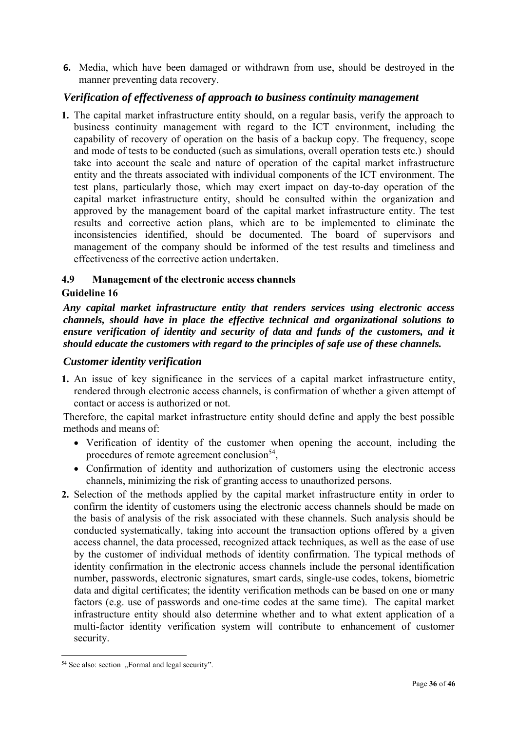6. Media, which have been damaged or withdrawn from use, should be destroyed in the manner preventing data recovery.

### *Verification of effectiveness of approach to business continuity management*

1. The capital market infrastructure entity should, on a regular basis, verify the approach to business continuity management with regard to the ICT environment, including the capability of recovery of operation on the basis of a backup copy. The frequency, scope and mode of tests to be conducted (such as simulations, overall operation tests etc.) should take into account the scale and nature of operation of the capital market infrastructure entity and the threats associated with individual components of the ICT environment. The test plans, particularly those, which may exert impact on day-to-day operation of the capital market infrastructure entity, should be consulted within the organization and approved by the management board of the capital market infrastructure entity. The test results and corrective action plans, which are to be implemented to eliminate the inconsistencies identified, should be documented. The board of supervisors and management of the company should be informed of the test results and timeliness and effectiveness of the corrective action undertaken.

## 4.9 Management of the electronic access channels

**Guideline 16**

***Any capital market infrastructure entity that renders services using electronic access channels, should have in place the effective technical and organizational solutions to ensure verification of identity and security of data and funds of the customers, and it should educate the customers with regard to the principles of safe use of these channels.***

### *Customer identity verification*

1. An issue of key significance in the services of a capital market infrastructure entity, rendered through electronic access channels, is confirmation of whether a given attempt of contact or access is authorized or not.

Therefore, the capital market infrastructure entity should define and apply the best possible methods and means of:

- Verification of identity of the customer when opening the account, including the procedures of remote agreement conclusion[54],
- Confirmation of identity and authorization of customers using the electronic access channels, minimizing the risk of granting access to unauthorized persons.

2. Selection of the methods applied by the capital market infrastructure entity in order to confirm the identity of customers using the electronic access channels should be made on the basis of analysis of the risk associated with these channels. Such analysis should be conducted systematically, taking into account the transaction options offered by a given access channel, the data processed, recognized attack techniques, as well as the ease of use by the customer of individual methods of identity confirmation. The typical methods of identity confirmation in the electronic access channels include the personal identification number, passwords, electronic signatures, smart cards, single-use codes, tokens, biometric data and digital certificates; the identity verification methods can be based on one or many factors (e.g. use of passwords and one-time codes at the same time). The capital market infrastructure entity should also determine whether and to what extent application of a multi-factor identity verification system will contribute to enhancement of customer security.

---

[54] See also: section „Formal and legal security".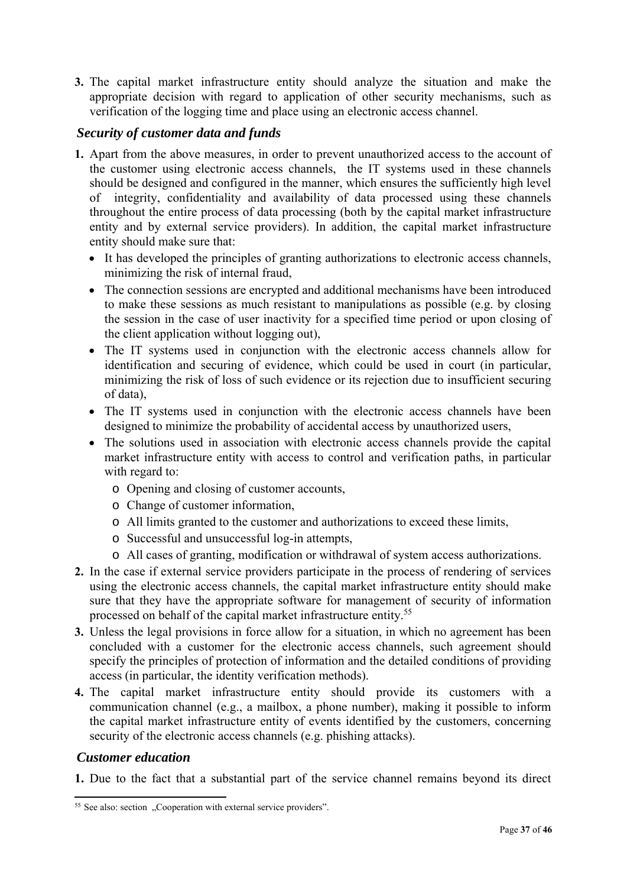3. The capital market infrastructure entity should analyze the situation and make the appropriate decision with regard to application of other security mechanisms, such as verification of the logging time and place using an electronic access channel.

### *Security of customer data and funds*

1. Apart from the above measures, in order to prevent unauthorized access to the account of the customer using electronic access channels, the IT systems used in these channels should be designed and configured in the manner, which ensures the sufficiently high level of integrity, confidentiality and availability of data processed using these channels throughout the entire process of data processing (both by the capital market infrastructure entity and by external service providers). In addition, the capital market infrastructure entity should make sure that:
   - It has developed the principles of granting authorizations to electronic access channels, minimizing the risk of internal fraud,
   - The connection sessions are encrypted and additional mechanisms have been introduced to make these sessions as much resistant to manipulations as possible (e.g. by closing the session in the case of user inactivity for a specified time period or upon closing of the client application without logging out),
   - The IT systems used in conjunction with the electronic access channels allow for identification and securing of evidence, which could be used in court (in particular, minimizing the risk of loss of such evidence or its rejection due to insufficient securing of data),
   - The IT systems used in conjunction with the electronic access channels have been designed to minimize the probability of accidental access by unauthorized users,
   - The solutions used in association with electronic access channels provide the capital market infrastructure entity with access to control and verification paths, in particular with regard to:
     - Opening and closing of customer accounts,
     - Change of customer information,
     - All limits granted to the customer and authorizations to exceed these limits,
     - Successful and unsuccessful log-in attempts,
     - All cases of granting, modification or withdrawal of system access authorizations.
2. In the case if external service providers participate in the process of rendering of services using the electronic access channels, the capital market infrastructure entity should make sure that they have the appropriate software for management of security of information processed on behalf of the capital market infrastructure entity.[55]
3. Unless the legal provisions in force allow for a situation, in which no agreement has been concluded with a customer for the electronic access channels, such agreement should specify the principles of protection of information and the detailed conditions of providing access (in particular, the identity verification methods).
4. The capital market infrastructure entity should provide its customers with a communication channel (e.g., a mailbox, a phone number), making it possible to inform the capital market infrastructure entity of events identified by the customers, concerning security of the electronic access channels (e.g. phishing attacks).

### *Customer education*

1. Due to the fact that a substantial part of the service channel remains beyond its direct

[55] See also: section „Cooperation with external service providers".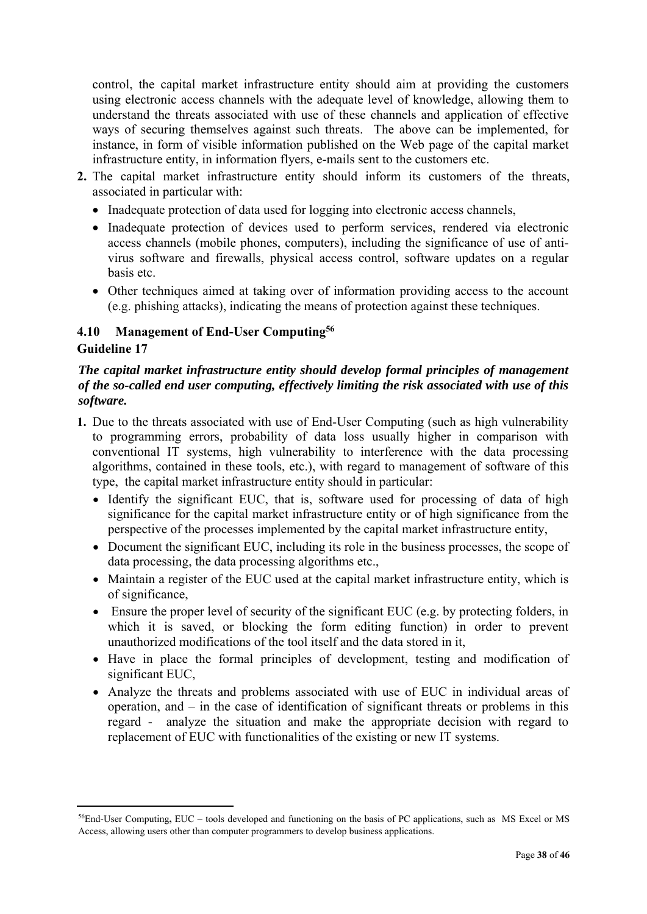control, the capital market infrastructure entity should aim at providing the customers using electronic access channels with the adequate level of knowledge, allowing them to understand the threats associated with use of these channels and application of effective ways of securing themselves against such threats. The above can be implemented, for instance, in form of visible information published on the Web page of the capital market infrastructure entity, in information flyers, e-mails sent to the customers etc.

**2.** The capital market infrastructure entity should inform its customers of the threats, associated in particular with:
   - Inadequate protection of data used for logging into electronic access channels,
   - Inadequate protection of devices used to perform services, rendered via electronic access channels (mobile phones, computers), including the significance of use of anti-virus software and firewalls, physical access control, software updates on a regular basis etc.
   - Other techniques aimed at taking over of information providing access to the account (e.g. phishing attacks), indicating the means of protection against these techniques.

## 4.10 Management of End-User Computing[56]

**Guideline 17**

***The capital market infrastructure entity should develop formal principles of management of the so-called end user computing, effectively limiting the risk associated with use of this software.***

**1.** Due to the threats associated with use of End-User Computing (such as high vulnerability to programming errors, probability of data loss usually higher in comparison with conventional IT systems, high vulnerability to interference with the data processing algorithms, contained in these tools, etc.), with regard to management of software of this type, the capital market infrastructure entity should in particular:
   - Identify the significant EUC, that is, software used for processing of data of high significance for the capital market infrastructure entity or of high significance from the perspective of the processes implemented by the capital market infrastructure entity,
   - Document the significant EUC, including its role in the business processes, the scope of data processing, the data processing algorithms etc.,
   - Maintain a register of the EUC used at the capital market infrastructure entity, which is of significance,
   - Ensure the proper level of security of the significant EUC (e.g. by protecting folders, in which it is saved, or blocking the form editing function) in order to prevent unauthorized modifications of the tool itself and the data stored in it,
   - Have in place the formal principles of development, testing and modification of significant EUC,
   - Analyze the threats and problems associated with use of EUC in individual areas of operation, and – in the case of identification of significant threats or problems in this regard - analyze the situation and make the appropriate decision with regard to replacement of EUC with functionalities of the existing or new IT systems.

---

[56] End-User Computing**,** EUC **–** tools developed and functioning on the basis of PC applications, such as MS Excel or MS Access, allowing users other than computer programmers to develop business applications.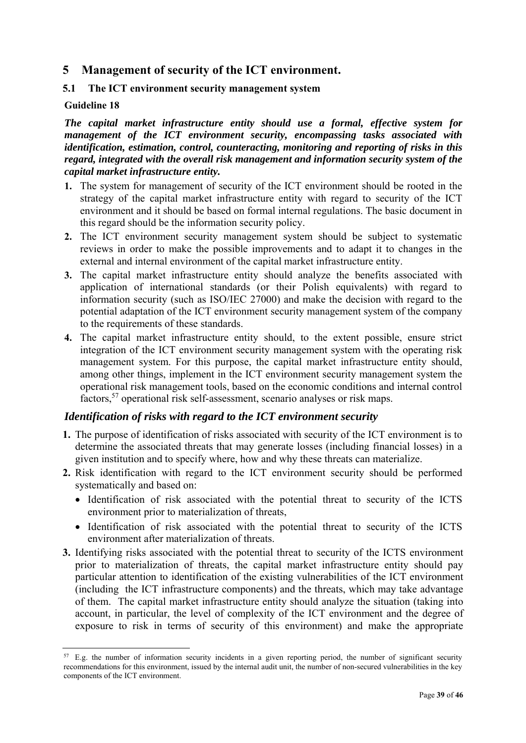# 5 Management of security of the ICT environment.

## 5.1 The ICT environment security management system

### Guideline 18

***The capital market infrastructure entity should use a formal, effective system for management of the ICT environment security, encompassing tasks associated with identification, estimation, control, counteracting, monitoring and reporting of risks in this regard, integrated with the overall risk management and information security system of the capital market infrastructure entity.***

1. The system for management of security of the ICT environment should be rooted in the strategy of the capital market infrastructure entity with regard to security of the ICT environment and it should be based on formal internal regulations. The basic document in this regard should be the information security policy.
2. The ICT environment security management system should be subject to systematic reviews in order to make the possible improvements and to adapt it to changes in the external and internal environment of the capital market infrastructure entity.
3. The capital market infrastructure entity should analyze the benefits associated with application of international standards (or their Polish equivalents) with regard to information security (such as ISO/IEC 27000) and make the decision with regard to the potential adaptation of the ICT environment security management system of the company to the requirements of these standards.
4. The capital market infrastructure entity should, to the extent possible, ensure strict integration of the ICT environment security management system with the operating risk management system. For this purpose, the capital market infrastructure entity should, among other things, implement in the ICT environment security management system the operational risk management tools, based on the economic conditions and internal control factors,[57] operational risk self-assessment, scenario analyses or risk maps.

### *Identification of risks with regard to the ICT environment security*

1. The purpose of identification of risks associated with security of the ICT environment is to determine the associated threats that may generate losses (including financial losses) in a given institution and to specify where, how and why these threats can materialize.
2. Risk identification with regard to the ICT environment security should be performed systematically and based on:
   - Identification of risk associated with the potential threat to security of the ICTS environment prior to materialization of threats,
   - Identification of risk associated with the potential threat to security of the ICTS environment after materialization of threats.
3. Identifying risks associated with the potential threat to security of the ICTS environment prior to materialization of threats, the capital market infrastructure entity should pay particular attention to identification of the existing vulnerabilities of the ICT environment (including the ICT infrastructure components) and the threats, which may take advantage of them. The capital market infrastructure entity should analyze the situation (taking into account, in particular, the level of complexity of the ICT environment and the degree of exposure to risk in terms of security of this environment) and make the appropriate

---

[57] E.g. the number of information security incidents in a given reporting period, the number of significant security recommendations for this environment, issued by the internal audit unit, the number of non-secured vulnerabilities in the key components of the ICT environment.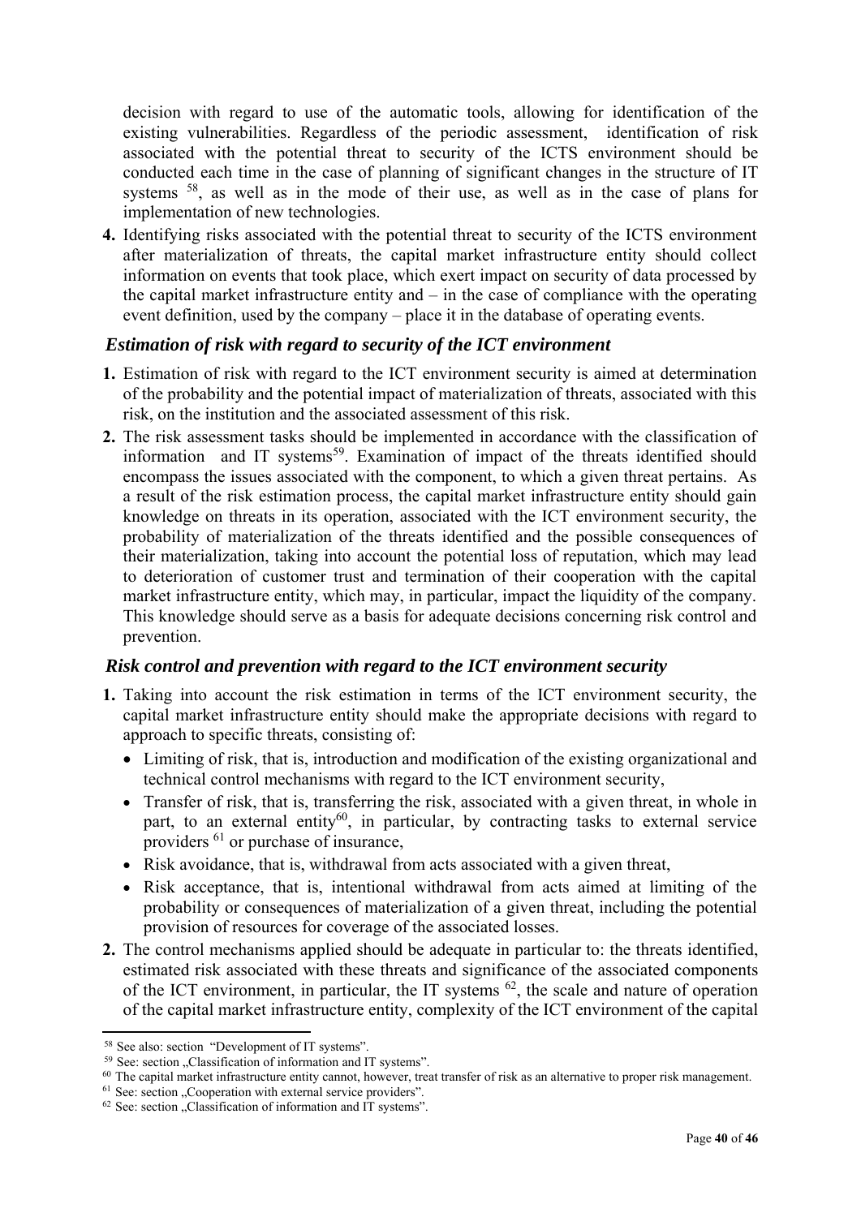decision with regard to use of the automatic tools, allowing for identification of the existing vulnerabilities. Regardless of the periodic assessment, identification of risk associated with the potential threat to security of the ICTS environment should be conducted each time in the case of planning of significant changes in the structure of IT systems [58], as well as in the mode of their use, as well as in the case of plans for implementation of new technologies.

4. Identifying risks associated with the potential threat to security of the ICTS environment after materialization of threats, the capital market infrastructure entity should collect information on events that took place, which exert impact on security of data processed by the capital market infrastructure entity and – in the case of compliance with the operating event definition, used by the company – place it in the database of operating events.

### *Estimation of risk with regard to security of the ICT environment*

1. Estimation of risk with regard to the ICT environment security is aimed at determination of the probability and the potential impact of materialization of threats, associated with this risk, on the institution and the associated assessment of this risk.
2. The risk assessment tasks should be implemented in accordance with the classification of information and IT systems[59]. Examination of impact of the threats identified should encompass the issues associated with the component, to which a given threat pertains. As a result of the risk estimation process, the capital market infrastructure entity should gain knowledge on threats in its operation, associated with the ICT environment security, the probability of materialization of the threats identified and the possible consequences of their materialization, taking into account the potential loss of reputation, which may lead to deterioration of customer trust and termination of their cooperation with the capital market infrastructure entity, which may, in particular, impact the liquidity of the company. This knowledge should serve as a basis for adequate decisions concerning risk control and prevention.

### *Risk control and prevention with regard to the ICT environment security*

1. Taking into account the risk estimation in terms of the ICT environment security, the capital market infrastructure entity should make the appropriate decisions with regard to approach to specific threats, consisting of:
   - Limiting of risk, that is, introduction and modification of the existing organizational and technical control mechanisms with regard to the ICT environment security,
   - Transfer of risk, that is, transferring the risk, associated with a given threat, in whole in part, to an external entity[60], in particular, by contracting tasks to external service providers [61] or purchase of insurance,
   - Risk avoidance, that is, withdrawal from acts associated with a given threat,
   - Risk acceptance, that is, intentional withdrawal from acts aimed at limiting of the probability or consequences of materialization of a given threat, including the potential provision of resources for coverage of the associated losses.
2. The control mechanisms applied should be adequate in particular to: the threats identified, estimated risk associated with these threats and significance of the associated components of the ICT environment, in particular, the IT systems [62], the scale and nature of operation of the capital market infrastructure entity, complexity of the ICT environment of the capital

---

[58] See also: section "Development of IT systems".

[59] See: section „Classification of information and IT systems".

[60] The capital market infrastructure entity cannot, however, treat transfer of risk as an alternative to proper risk management.

[61] See: section „Cooperation with external service providers".

[62] See: section „Classification of information and IT systems".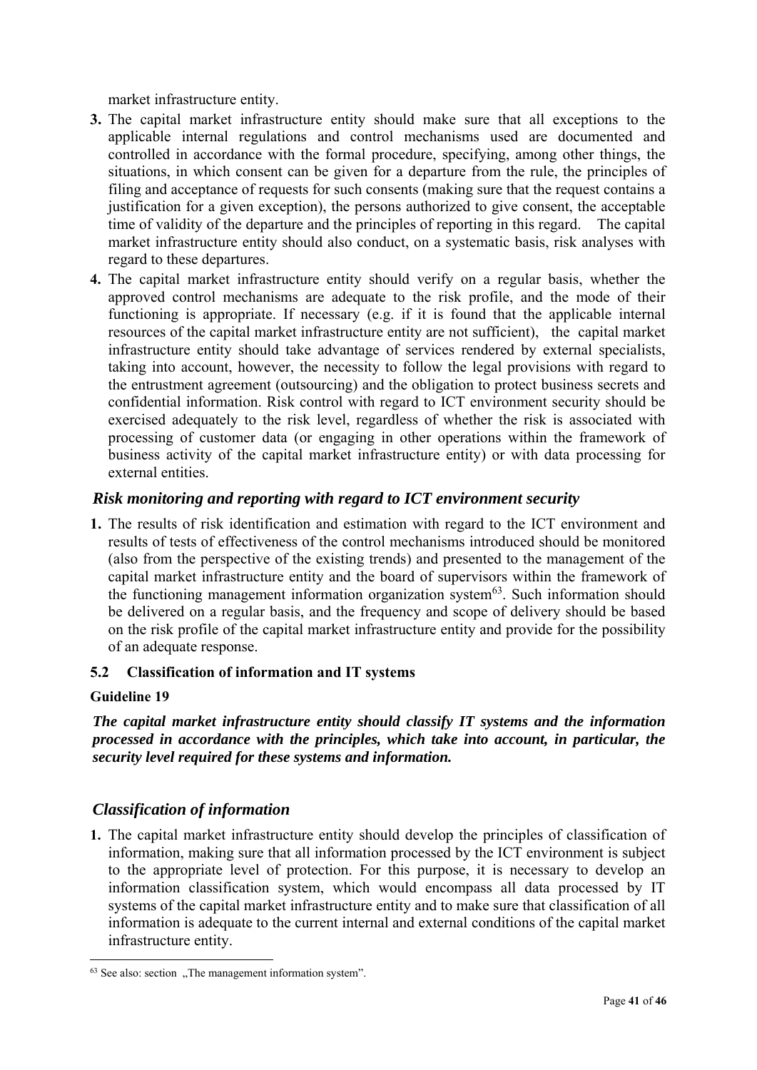market infrastructure entity.

3. The capital market infrastructure entity should make sure that all exceptions to the applicable internal regulations and control mechanisms used are documented and controlled in accordance with the formal procedure, specifying, among other things, the situations, in which consent can be given for a departure from the rule, the principles of filing and acceptance of requests for such consents (making sure that the request contains a justification for a given exception), the persons authorized to give consent, the acceptable time of validity of the departure and the principles of reporting in this regard. The capital market infrastructure entity should also conduct, on a systematic basis, risk analyses with regard to these departures.
4. The capital market infrastructure entity should verify on a regular basis, whether the approved control mechanisms are adequate to the risk profile, and the mode of their functioning is appropriate. If necessary (e.g. if it is found that the applicable internal resources of the capital market infrastructure entity are not sufficient), the capital market infrastructure entity should take advantage of services rendered by external specialists, taking into account, however, the necessity to follow the legal provisions with regard to the entrustment agreement (outsourcing) and the obligation to protect business secrets and confidential information. Risk control with regard to ICT environment security should be exercised adequately to the risk level, regardless of whether the risk is associated with processing of customer data (or engaging in other operations within the framework of business activity of the capital market infrastructure entity) or with data processing for external entities.

### *Risk monitoring and reporting with regard to ICT environment security*

1. The results of risk identification and estimation with regard to the ICT environment and results of tests of effectiveness of the control mechanisms introduced should be monitored (also from the perspective of the existing trends) and presented to the management of the capital market infrastructure entity and the board of supervisors within the framework of the functioning management information organization system[63]. Such information should be delivered on a regular basis, and the frequency and scope of delivery should be based on the risk profile of the capital market infrastructure entity and provide for the possibility of an adequate response.

## 5.2 Classification of information and IT systems

**Guideline 19**

***The capital market infrastructure entity should classify IT systems and the information processed in accordance with the principles, which take into account, in particular, the security level required for these systems and information.***

### *Classification of information*

1. The capital market infrastructure entity should develop the principles of classification of information, making sure that all information processed by the ICT environment is subject to the appropriate level of protection. For this purpose, it is necessary to develop an information classification system, which would encompass all data processed by IT systems of the capital market infrastructure entity and to make sure that classification of all information is adequate to the current internal and external conditions of the capital market infrastructure entity.

[63] See also: section „The management information system".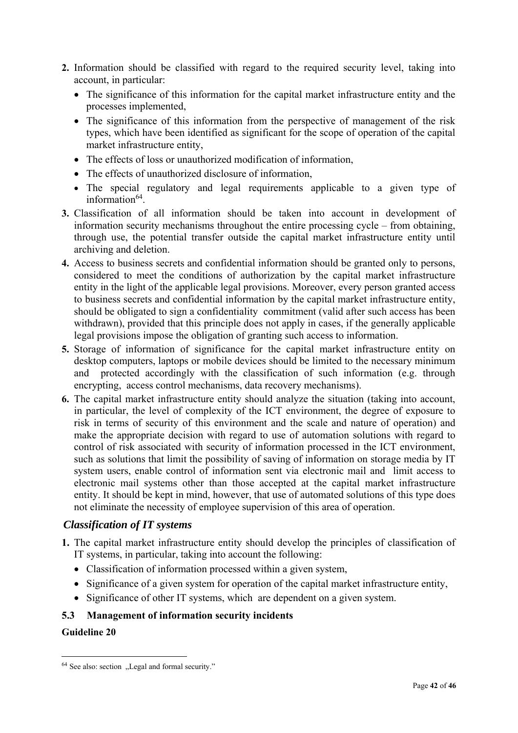2. Information should be classified with regard to the required security level, taking into account, in particular:
   - The significance of this information for the capital market infrastructure entity and the processes implemented,
   - The significance of this information from the perspective of management of the risk types, which have been identified as significant for the scope of operation of the capital market infrastructure entity,
   - The effects of loss or unauthorized modification of information,
   - The effects of unauthorized disclosure of information,
   - The special regulatory and legal requirements applicable to a given type of information[64].
3. Classification of all information should be taken into account in development of information security mechanisms throughout the entire processing cycle – from obtaining, through use, the potential transfer outside the capital market infrastructure entity until archiving and deletion.
4. Access to business secrets and confidential information should be granted only to persons, considered to meet the conditions of authorization by the capital market infrastructure entity in the light of the applicable legal provisions. Moreover, every person granted access to business secrets and confidential information by the capital market infrastructure entity, should be obligated to sign a confidentiality commitment (valid after such access has been withdrawn), provided that this principle does not apply in cases, if the generally applicable legal provisions impose the obligation of granting such access to information.
5. Storage of information of significance for the capital market infrastructure entity on desktop computers, laptops or mobile devices should be limited to the necessary minimum and protected accordingly with the classification of such information (e.g. through encrypting, access control mechanisms, data recovery mechanisms).
6. The capital market infrastructure entity should analyze the situation (taking into account, in particular, the level of complexity of the ICT environment, the degree of exposure to risk in terms of security of this environment and the scale and nature of operation) and make the appropriate decision with regard to use of automation solutions with regard to control of risk associated with security of information processed in the ICT environment, such as solutions that limit the possibility of saving of information on storage media by IT system users, enable control of information sent via electronic mail and limit access to electronic mail systems other than those accepted at the capital market infrastructure entity. It should be kept in mind, however, that use of automated solutions of this type does not eliminate the necessity of employee supervision of this area of operation.

### *Classification of IT systems*

1. The capital market infrastructure entity should develop the principles of classification of IT systems, in particular, taking into account the following:
   - Classification of information processed within a given system,
   - Significance of a given system for operation of the capital market infrastructure entity,
   - Significance of other IT systems, which are dependent on a given system.

## 5.3 Management of information security incidents

**Guideline 20**

[64] See also: section „Legal and formal security."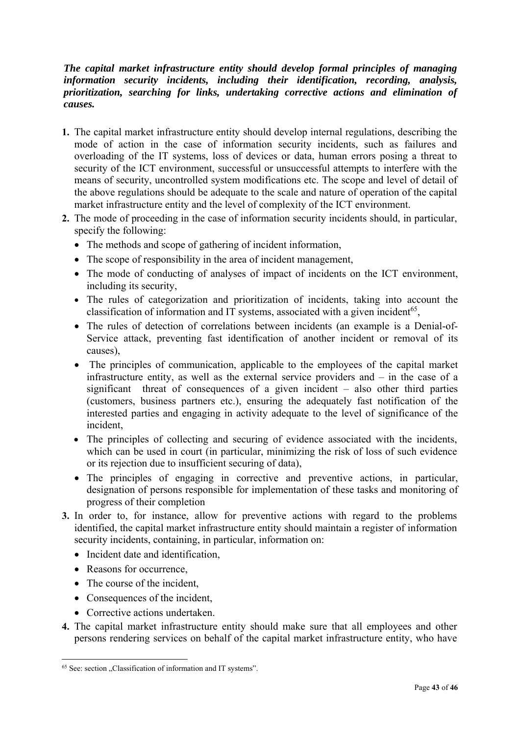***The capital market infrastructure entity should develop formal principles of managing information security incidents, including their identification, recording, analysis, prioritization, searching for links, undertaking corrective actions and elimination of causes.***

1. The capital market infrastructure entity should develop internal regulations, describing the mode of action in the case of information security incidents, such as failures and overloading of the IT systems, loss of devices or data, human errors posing a threat to security of the ICT environment, successful or unsuccessful attempts to interfere with the means of security, uncontrolled system modifications etc. The scope and level of detail of the above regulations should be adequate to the scale and nature of operation of the capital market infrastructure entity and the level of complexity of the ICT environment.
2. The mode of proceeding in the case of information security incidents should, in particular, specify the following:
   - The methods and scope of gathering of incident information,
   - The scope of responsibility in the area of incident management,
   - The mode of conducting of analyses of impact of incidents on the ICT environment, including its security,
   - The rules of categorization and prioritization of incidents, taking into account the classification of information and IT systems, associated with a given incident[65],
   - The rules of detection of correlations between incidents (an example is a Denial-of-Service attack, preventing fast identification of another incident or removal of its causes),
   - The principles of communication, applicable to the employees of the capital market infrastructure entity, as well as the external service providers and – in the case of a significant threat of consequences of a given incident – also other third parties (customers, business partners etc.), ensuring the adequately fast notification of the interested parties and engaging in activity adequate to the level of significance of the incident,
   - The principles of collecting and securing of evidence associated with the incidents, which can be used in court (in particular, minimizing the risk of loss of such evidence or its rejection due to insufficient securing of data),
   - The principles of engaging in corrective and preventive actions, in particular, designation of persons responsible for implementation of these tasks and monitoring of progress of their completion
3. In order to, for instance, allow for preventive actions with regard to the problems identified, the capital market infrastructure entity should maintain a register of information security incidents, containing, in particular, information on:
   - Incident date and identification,
   - Reasons for occurrence,
   - The course of the incident,
   - Consequences of the incident,
   - Corrective actions undertaken.
4. The capital market infrastructure entity should make sure that all employees and other persons rendering services on behalf of the capital market infrastructure entity, who have

[65] See: section „Classification of information and IT systems".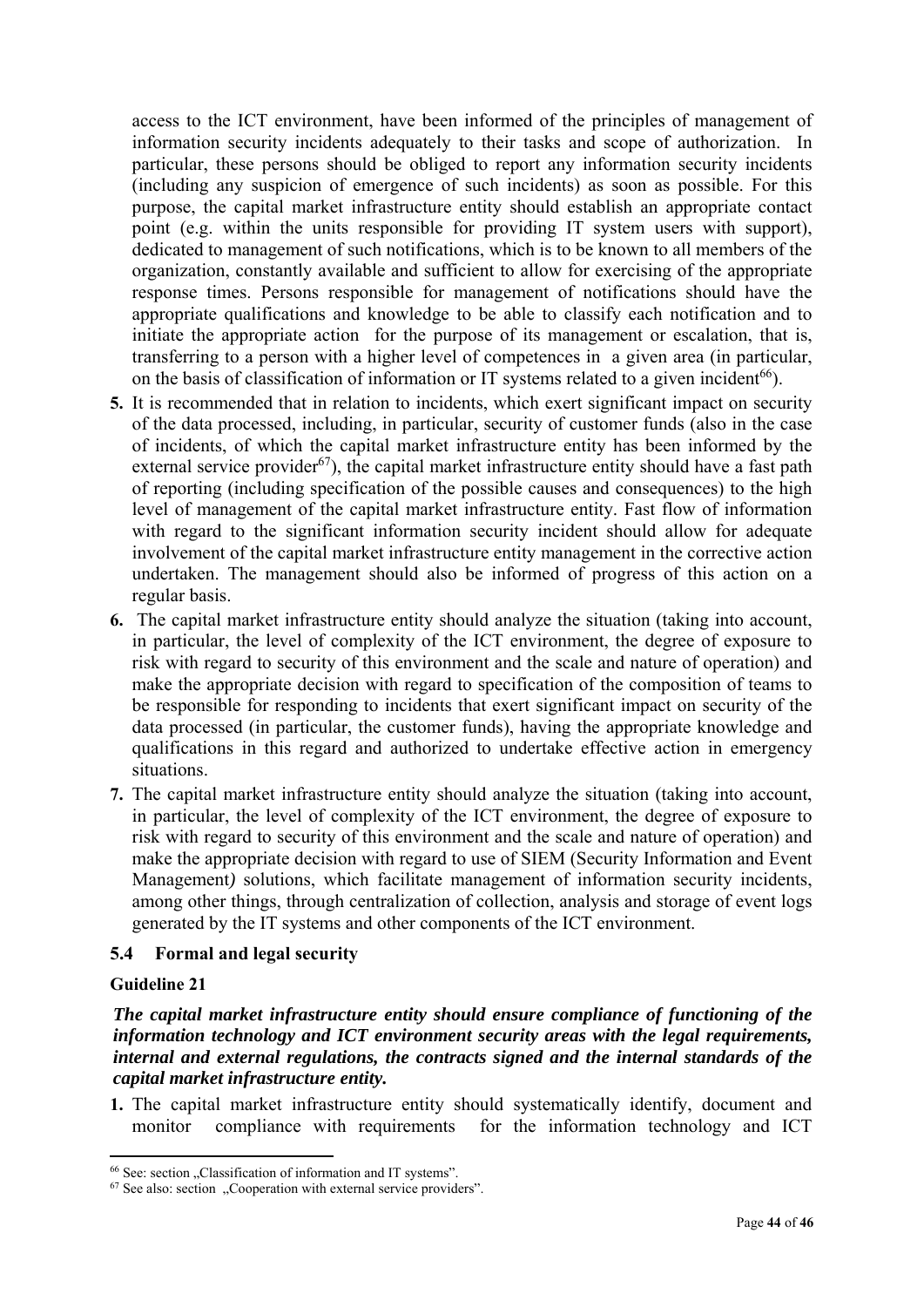access to the ICT environment, have been informed of the principles of management of information security incidents adequately to their tasks and scope of authorization. In particular, these persons should be obliged to report any information security incidents (including any suspicion of emergence of such incidents) as soon as possible. For this purpose, the capital market infrastructure entity should establish an appropriate contact point (e.g. within the units responsible for providing IT system users with support), dedicated to management of such notifications, which is to be known to all members of the organization, constantly available and sufficient to allow for exercising of the appropriate response times. Persons responsible for management of notifications should have the appropriate qualifications and knowledge to be able to classify each notification and to initiate the appropriate action for the purpose of its management or escalation, that is, transferring to a person with a higher level of competences in a given area (in particular, on the basis of classification of information or IT systems related to a given incident[66]).

**5.** It is recommended that in relation to incidents, which exert significant impact on security of the data processed, including, in particular, security of customer funds (also in the case of incidents, of which the capital market infrastructure entity has been informed by the external service provider[67]), the capital market infrastructure entity should have a fast path of reporting (including specification of the possible causes and consequences) to the high level of management of the capital market infrastructure entity. Fast flow of information with regard to the significant information security incident should allow for adequate involvement of the capital market infrastructure entity management in the corrective action undertaken. The management should also be informed of progress of this action on a regular basis.

**6.** The capital market infrastructure entity should analyze the situation (taking into account, in particular, the level of complexity of the ICT environment, the degree of exposure to risk with regard to security of this environment and the scale and nature of operation) and make the appropriate decision with regard to specification of the composition of teams to be responsible for responding to incidents that exert significant impact on security of the data processed (in particular, the customer funds), having the appropriate knowledge and qualifications in this regard and authorized to undertake effective action in emergency situations.

**7.** The capital market infrastructure entity should analyze the situation (taking into account, in particular, the level of complexity of the ICT environment, the degree of exposure to risk with regard to security of this environment and the scale and nature of operation) and make the appropriate decision with regard to use of SIEM (Security Information and Event Management*)* solutions, which facilitate management of information security incidents, among other things, through centralization of collection, analysis and storage of event logs generated by the IT systems and other components of the ICT environment.

### 5.4 Formal and legal security

**Guideline 21**

***The capital market infrastructure entity should ensure compliance of functioning of the information technology and ICT environment security areas with the legal requirements, internal and external regulations, the contracts signed and the internal standards of the capital market infrastructure entity.***

**1.** The capital market infrastructure entity should systematically identify, document and monitor compliance with requirements for the information technology and ICT

[66] See: section „Classification of information and IT systems".

[67] See also: section „Cooperation with external service providers".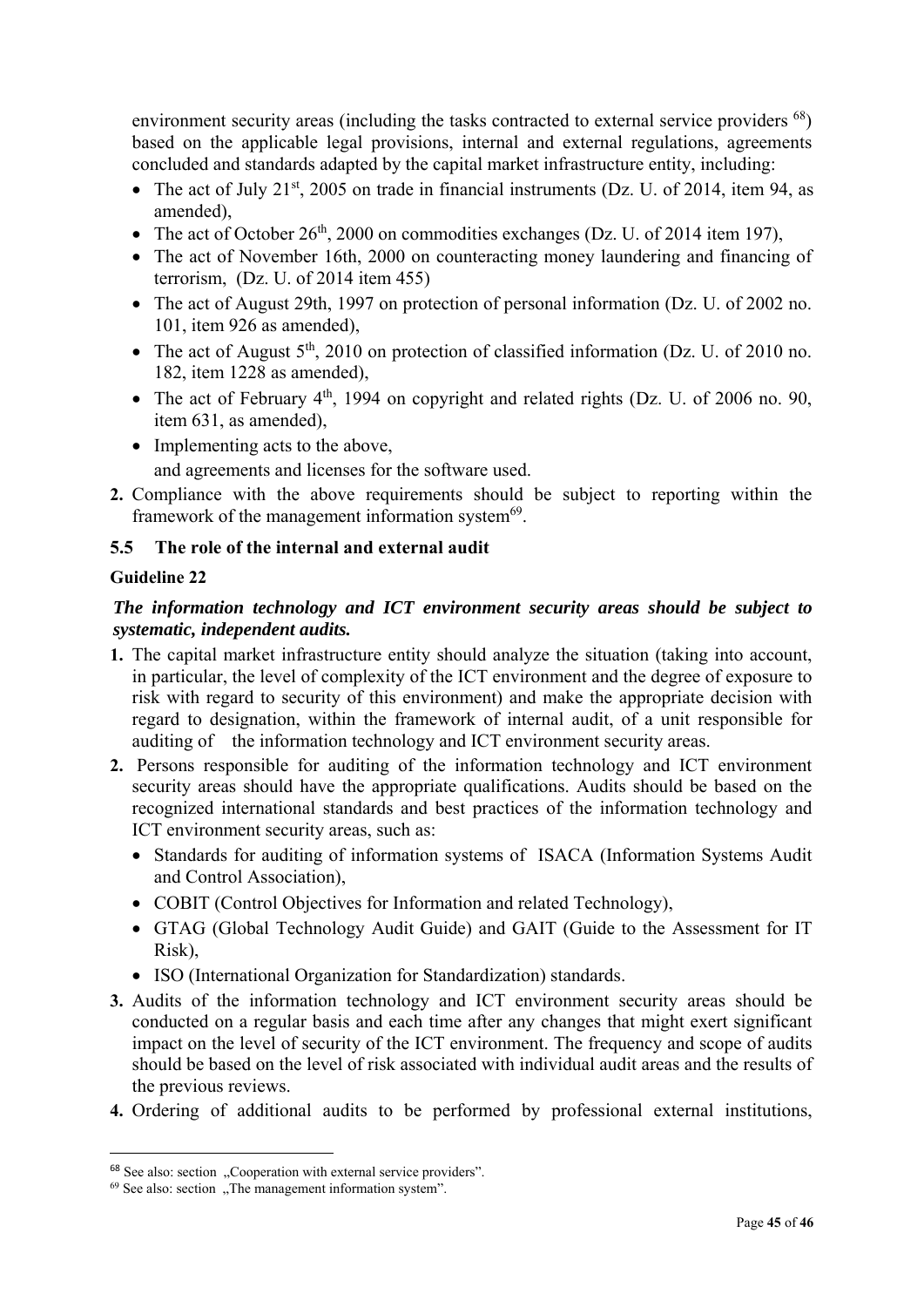environment security areas (including the tasks contracted to external service providers [68]) based on the applicable legal provisions, internal and external regulations, agreements concluded and standards adapted by the capital market infrastructure entity, including:

- The act of July 21st, 2005 on trade in financial instruments (Dz. U. of 2014, item 94, as amended),
- The act of October 26th, 2000 on commodities exchanges (Dz. U. of 2014 item 197),
- The act of November 16th, 2000 on counteracting money laundering and financing of terrorism, (Dz. U. of 2014 item 455)
- The act of August 29th, 1997 on protection of personal information (Dz. U. of 2002 no. 101, item 926 as amended),
- The act of August 5th, 2010 on protection of classified information (Dz. U. of 2010 no. 182, item 1228 as amended),
- The act of February 4th, 1994 on copyright and related rights (Dz. U. of 2006 no. 90, item 631, as amended),
- Implementing acts to the above,

  and agreements and licenses for the software used.

**2.** Compliance with the above requirements should be subject to reporting within the framework of the management information system[69].

### 5.5 The role of the internal and external audit

**Guideline 22**

***The information technology and ICT environment security areas should be subject to systematic, independent audits.***

**1.** The capital market infrastructure entity should analyze the situation (taking into account, in particular, the level of complexity of the ICT environment and the degree of exposure to risk with regard to security of this environment) and make the appropriate decision with regard to designation, within the framework of internal audit, of a unit responsible for auditing of the information technology and ICT environment security areas.

**2.** Persons responsible for auditing of the information technology and ICT environment security areas should have the appropriate qualifications. Audits should be based on the recognized international standards and best practices of the information technology and ICT environment security areas, such as:

- Standards for auditing of information systems of ISACA (Information Systems Audit and Control Association),
- COBIT (Control Objectives for Information and related Technology),
- GTAG (Global Technology Audit Guide) and GAIT (Guide to the Assessment for IT Risk),
- ISO (International Organization for Standardization) standards.

**3.** Audits of the information technology and ICT environment security areas should be conducted on a regular basis and each time after any changes that might exert significant impact on the level of security of the ICT environment. The frequency and scope of audits should be based on the level of risk associated with individual audit areas and the results of the previous reviews.

**4.** Ordering of additional audits to be performed by professional external institutions,

---

[68] See also: section „Cooperation with external service providers".

[69] See also: section „The management information system".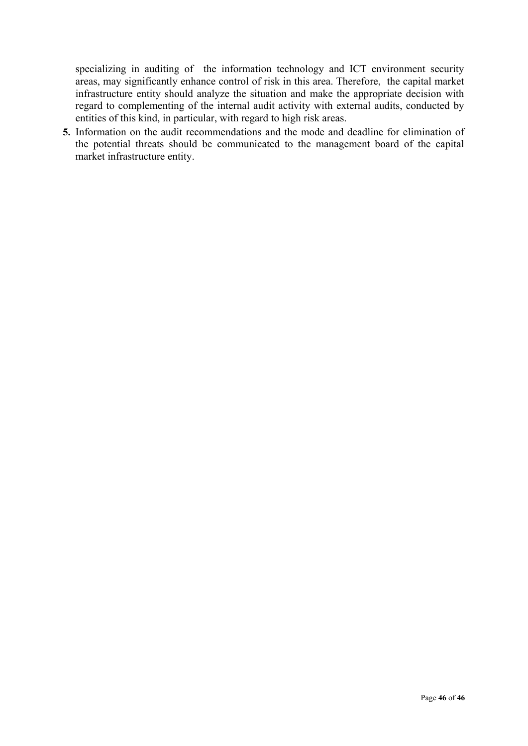specializing in auditing of the information technology and ICT environment security areas, may significantly enhance control of risk in this area. Therefore, the capital market infrastructure entity should analyze the situation and make the appropriate decision with regard to complementing of the internal audit activity with external audits, conducted by entities of this kind, in particular, with regard to high risk areas.

**5.** Information on the audit recommendations and the mode and deadline for elimination of the potential threats should be communicated to the management board of the capital market infrastructure entity.